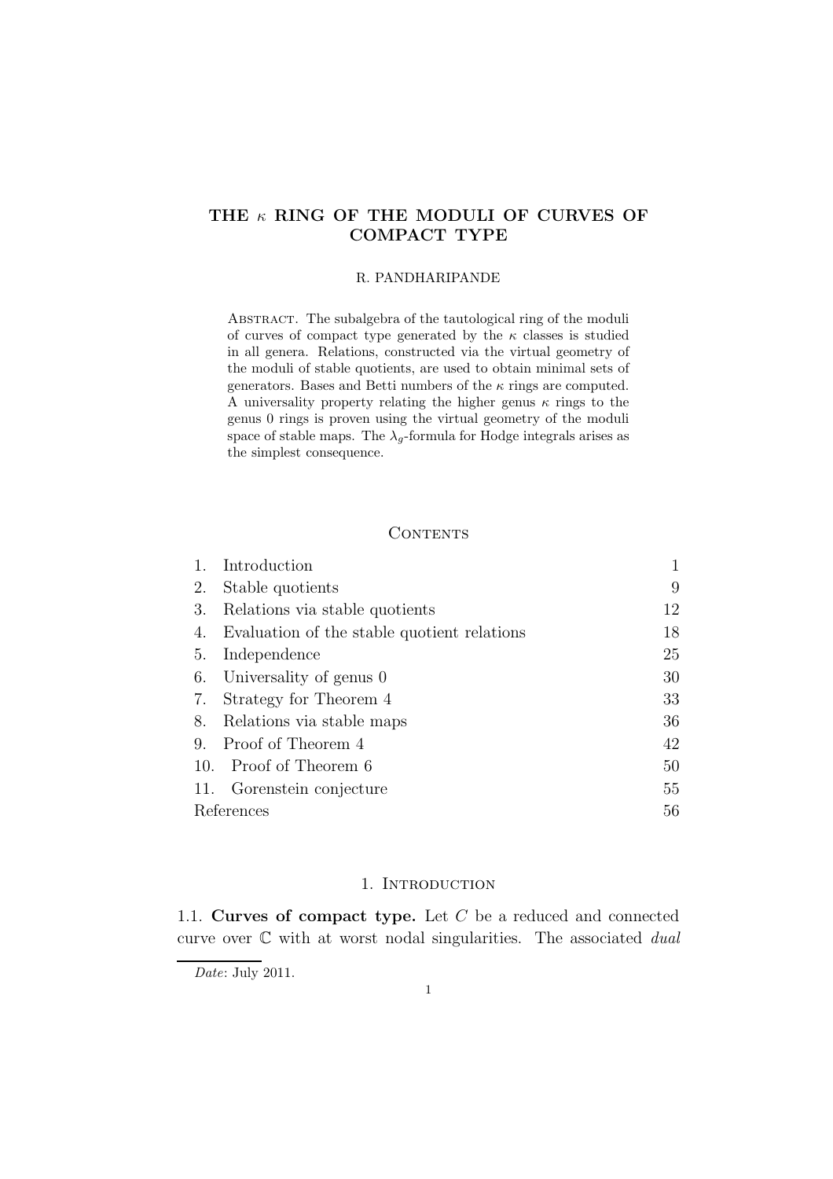# THE $\kappa$ RING OF THE MODULI OF CURVES OF COMPACT TYPE

R. PANDHARIPANDE

Abstract. The subalgebra of the tautological ring of the moduli of curves of compact type generated by the $\kappa$ classes is studied in all genera. Relations, constructed via the virtual geometry of the moduli of stable quotients, are used to obtain minimal sets of generators. Bases and Betti numbers of the $\kappa$ rings are computed. A universality property relating the higher genus $\kappa$ rings to the genus 0 rings is proven using the virtual geometry of the moduli space of stable maps. The $\lambda_g$-formula for Hodge integrals arises as the simplest consequence.

## Contents

| | | |
|---|---|---|
| 1. | Introduction | 1 |
| 2. | Stable quotients | 9 |
| 3. | Relations via stable quotients | 12 |
| 4. | Evaluation of the stable quotient relations | 18 |
| 5. | Independence | 25 |
| 6. | Universality of genus 0 | 30 |
| 7. | Strategy for Theorem 4 | 33 |
| 8. | Relations via stable maps | 36 |
| 9. | Proof of Theorem 4 | 42 |
| 10. | Proof of Theorem 6 | 50 |
| 11. | Gorenstein conjecture | 55 |
| | References | 56 |

## 1. Introduction

1.1. **Curves of compact type.** Let $C$ be a reduced and connected curve over $\mathbb{C}$ with at worst nodal singularities. The associated *dual*

*Date*: July 2011.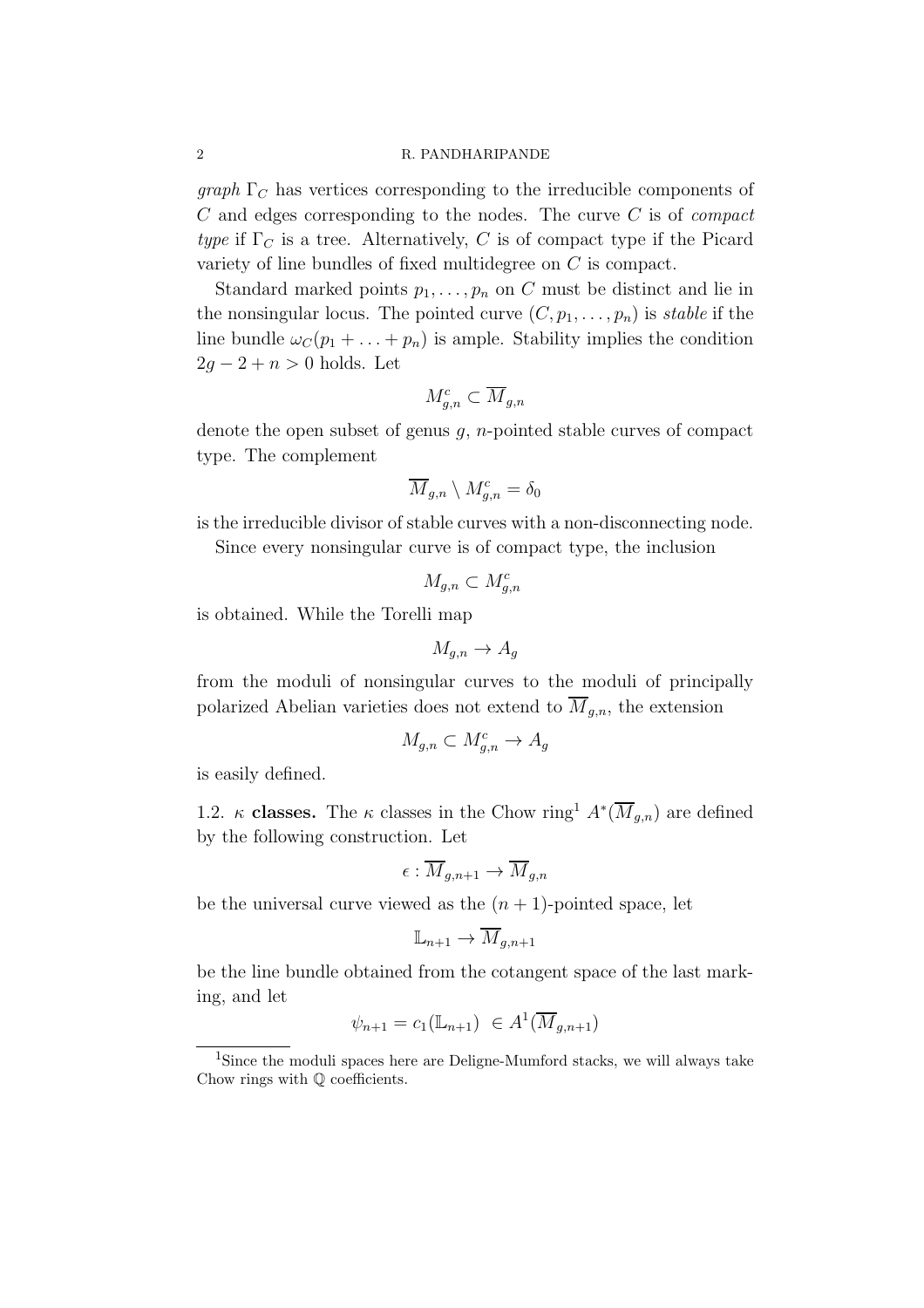*graph* $\Gamma_C$ has vertices corresponding to the irreducible components of $C$ and edges corresponding to the nodes. The curve $C$ is of *compact type* if $\Gamma_C$ is a tree. Alternatively, $C$ is of compact type if the Picard variety of line bundles of fixed multidegree on $C$ is compact.

Standard marked points $p_1, \ldots, p_n$ on $C$ must be distinct and lie in the nonsingular locus. The pointed curve $(C, p_1, \ldots, p_n)$ is *stable* if the line bundle $\omega_C(p_1 + \ldots + p_n)$ is ample. Stability implies the condition $2g - 2 + n > 0$ holds. Let

$$M^c_{g,n} \subset \overline{M}_{g,n}$$

denote the open subset of genus $g$, $n$-pointed stable curves of compact type. The complement

$$\overline{M}_{g,n} \setminus M^c_{g,n} = \delta_0$$

is the irreducible divisor of stable curves with a non-disconnecting node.

Since every nonsingular curve is of compact type, the inclusion

$$M_{g,n} \subset M^c_{g,n}$$

is obtained. While the Torelli map

$$M_{g,n} \to A_g$$

from the moduli of nonsingular curves to the moduli of principally polarized Abelian varieties does not extend to $\overline{M}_{g,n}$, the extension

$$M_{g,n} \subset M^c_{g,n} \to A_g$$

is easily defined.

1.2. **$\kappa$ classes.** The $\kappa$ classes in the Chow ring[1] $A^*(\overline{M}_{g,n})$ are defined by the following construction. Let

$$\epsilon : \overline{M}_{g,n+1} \to \overline{M}_{g,n}$$

be the universal curve viewed as the $(n+1)$-pointed space, let

$$\mathbb{L}_{n+1} \to \overline{M}_{g,n+1}$$

be the line bundle obtained from the cotangent space of the last marking, and let

$$\psi_{n+1} = c_1(\mathbb{L}_{n+1}) \in A^1(\overline{M}_{g,n+1})$$

[1] Since the moduli spaces here are Deligne-Mumford stacks, we will always take Chow rings with $\mathbb{Q}$ coefficients.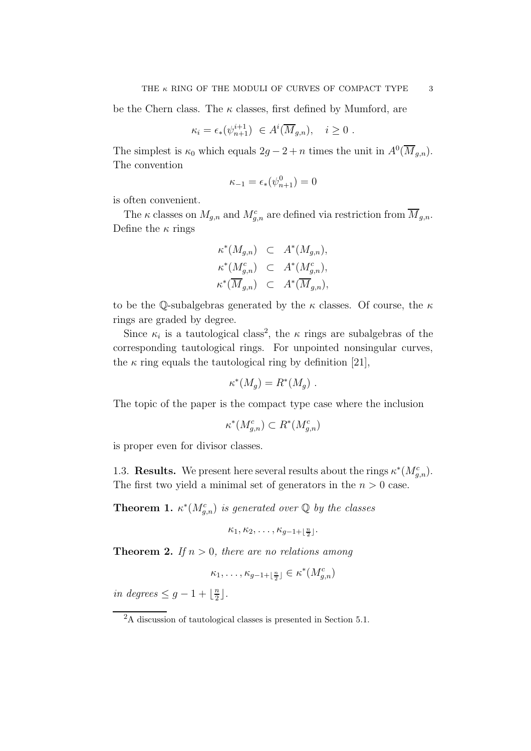be the Chern class. The $\kappa$ classes, first defined by Mumford, are

$$\kappa_i = \epsilon_*(\psi_{n+1}^{i+1}) \ \in A^i(\overline{M}_{g,n}), \quad i \geq 0 \ .$$

The simplest is $\kappa_0$ which equals $2g-2+n$ times the unit in $A^0(\overline{M}_{g,n})$. The convention

$$\kappa_{-1} = \epsilon_*(\psi_{n+1}^0) = 0$$

is often convenient.

The $\kappa$ classes on $M_{g,n}$ and $M_{g,n}^c$ are defined via restriction from $\overline{M}_{g,n}$. Define the $\kappa$ rings

$$\begin{aligned}
\kappa^*(M_{g,n}) &\subset A^*(M_{g,n}), \\
\kappa^*(M_{g,n}^c) &\subset A^*(M_{g,n}^c), \\
\kappa^*(\overline{M}_{g,n}) &\subset A^*(\overline{M}_{g,n}),
\end{aligned}$$

to be the $\mathbb{Q}$-subalgebras generated by the $\kappa$ classes. Of course, the $\kappa$ rings are graded by degree.

Since $\kappa_i$ is a tautological class[2], the $\kappa$ rings are subalgebras of the corresponding tautological rings. For unpointed nonsingular curves, the $\kappa$ ring equals the tautological ring by definition [21],

$$\kappa^*(M_g) = R^*(M_g) \ .$$

The topic of the paper is the compact type case where the inclusion

$$\kappa^*(M_{g,n}^c) \subset R^*(M_{g,n}^c)$$

is proper even for divisor classes.

1.3. **Results.** We present here several results about the rings $\kappa^*(M_{g,n}^c)$. The first two yield a minimal set of generators in the $n > 0$ case.

**Theorem 1.** *$\kappa^*(M_{g,n}^c)$ is generated over $\mathbb{Q}$ by the classes*

$$\kappa_1, \kappa_2, \ldots, \kappa_{g-1+\lfloor \frac{n}{2} \rfloor}.$$

**Theorem 2.** *If $n > 0$, there are no relations among*

$$\kappa_1, \ldots, \kappa_{g-1+\lfloor \frac{n}{2} \rfloor} \in \kappa^*(M_{g,n}^c)$$

*in degrees $\leq g - 1 + \lfloor \frac{n}{2} \rfloor$.*

[2] A discussion of tautological classes is presented in Section 5.1.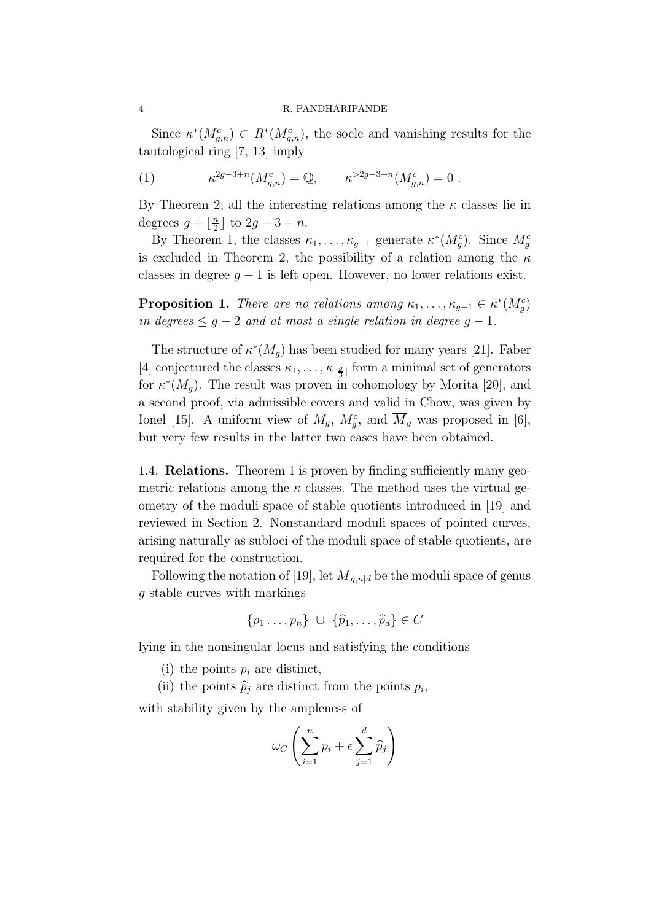Since $\kappa^*(M^c_{g,n}) \subset R^*(M^c_{g,n})$, the socle and vanishing results for the tautological ring [7, 13] imply

$$\kappa^{2g-3+n}(M^c_{g,n}) = \mathbb{Q}, \qquad \kappa^{>2g-3+n}(M^c_{g,n}) = 0 \ . \tag{1}$$

By Theorem 2, all the interesting relations among the $\kappa$ classes lie in degrees $g + \lfloor \frac{n}{2} \rfloor$ to $2g - 3 + n$.

By Theorem 1, the classes $\kappa_1, \ldots, \kappa_{g-1}$ generate $\kappa^*(M^c_g)$. Since $M^c_g$ is excluded in Theorem 2, the possibility of a relation among the $\kappa$ classes in degree $g-1$ is left open. However, no lower relations exist.

**Proposition 1.** *There are no relations among $\kappa_1, \ldots, \kappa_{g-1} \in \kappa^*(M^c_g)$ in degrees $\leq g-2$ and at most a single relation in degree $g-1$.*

The structure of $\kappa^*(M_g)$ has been studied for many years [21]. Faber [4] conjectured the classes $\kappa_1, \ldots, \kappa_{\lfloor \frac{g}{3} \rfloor}$ form a minimal set of generators for $\kappa^*(M_g)$. The result was proven in cohomology by Morita [20], and a second proof, via admissible covers and valid in Chow, was given by Ionel [15]. A uniform view of $M_g$, $M^c_g$, and $\overline{M}_g$ was proposed in [6], but very few results in the latter two cases have been obtained.

1.4. **Relations.** Theorem 1 is proven by finding sufficiently many geometric relations among the $\kappa$ classes. The method uses the virtual geometry of the moduli space of stable quotients introduced in [19] and reviewed in Section 2. Nonstandard moduli spaces of pointed curves, arising naturally as subloci of the moduli space of stable quotients, are required for the construction.

Following the notation of [19], let $\overline{M}_{g,n|d}$ be the moduli space of genus $g$ stable curves with markings

$$\{p_1 \ldots, p_n\} \ \cup \ \{\widehat{p}_1, \ldots, \widehat{p}_d\} \in C$$

lying in the nonsingular locus and satisfying the conditions

(i) the points $p_i$ are distinct,

(ii) the points $\widehat{p}_j$ are distinct from the points $p_i$,

with stability given by the ampleness of

$$\omega_C \left( \sum_{i=1}^{n} p_i + \epsilon \sum_{j=1}^{d} \widehat{p}_j \right)$$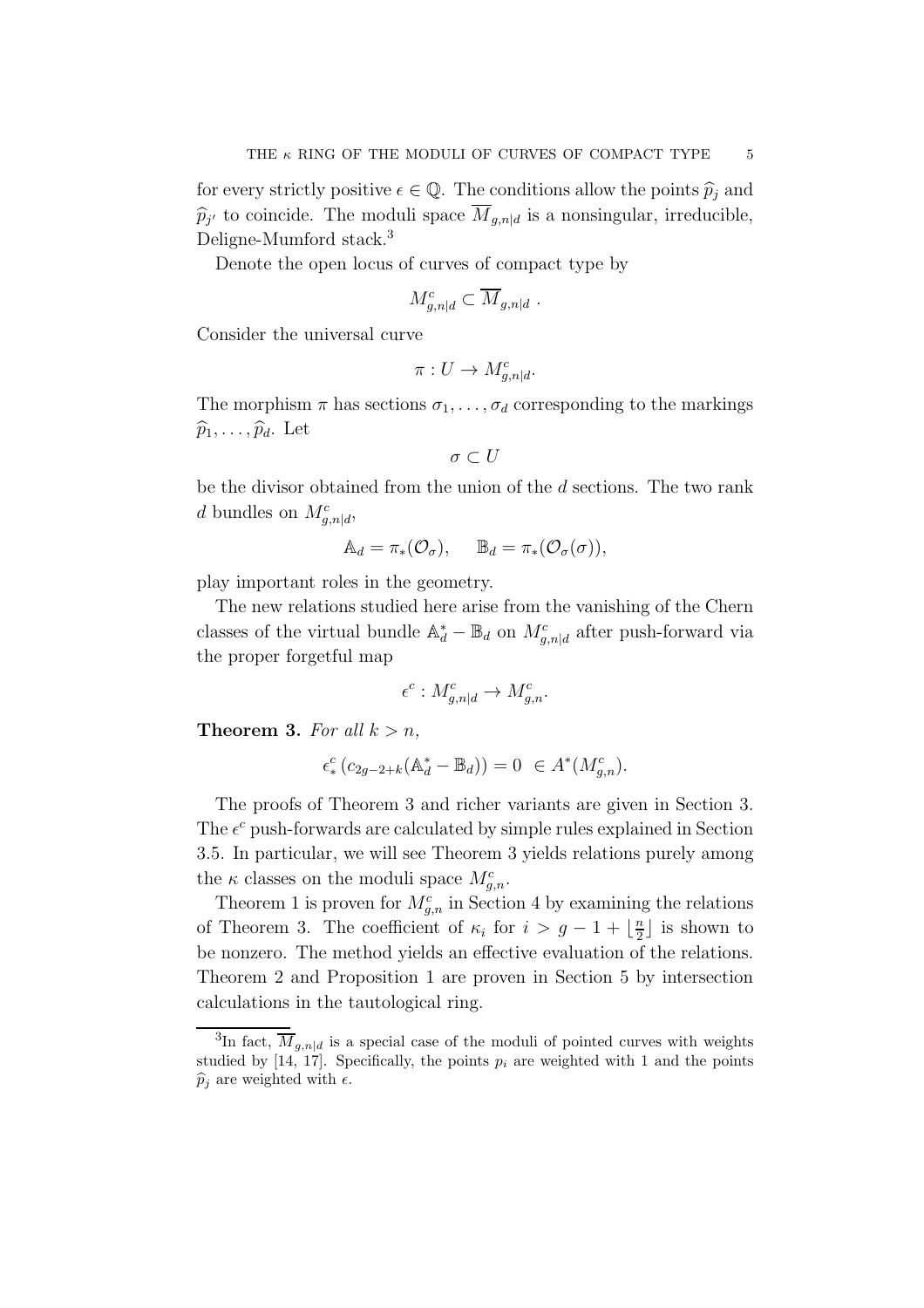for every strictly positive $\epsilon \in \mathbb{Q}$. The conditions allow the points $\widehat{p}_j$ and $\widehat{p}_{j'}$ to coincide. The moduli space $\overline{M}_{g,n|d}$ is a nonsingular, irreducible, Deligne-Mumford stack.[3]

Denote the open locus of curves of compact type by

$$M^c_{g,n|d} \subset \overline{M}_{g,n|d} \ .$$

Consider the universal curve

$$\pi : U \to M^c_{g,n|d}.$$

The morphism $\pi$ has sections $\sigma_1, \ldots, \sigma_d$ corresponding to the markings $\widehat{p}_1, \ldots, \widehat{p}_d$. Let

$$\sigma \subset U$$

be the divisor obtained from the union of the $d$ sections. The two rank $d$ bundles on $M^c_{g,n|d}$,

$$\mathbb{A}_d = \pi_*(\mathcal{O}_\sigma), \qquad \mathbb{B}_d = \pi_*(\mathcal{O}_\sigma(\sigma)),$$

play important roles in the geometry.

The new relations studied here arise from the vanishing of the Chern classes of the virtual bundle $\mathbb{A}_d^* - \mathbb{B}_d$ on $M^c_{g,n|d}$ after push-forward via the proper forgetful map

$$\epsilon^c : M^c_{g,n|d} \to M^c_{g,n}.$$

**Theorem 3.** *For all $k > n$,*

$$\epsilon^c_* \left( c_{2g-2+k}(\mathbb{A}_d^* - \mathbb{B}_d) \right) = 0 \ \in A^*(M^c_{g,n}).$$

The proofs of Theorem 3 and richer variants are given in Section 3. The $\epsilon^c$ push-forwards are calculated by simple rules explained in Section 3.5. In particular, we will see Theorem 3 yields relations purely among the $\kappa$ classes on the moduli space $M^c_{g,n}$.

Theorem 1 is proven for $M^c_{g,n}$ in Section 4 by examining the relations of Theorem 3. The coefficient of $\kappa_i$ for $i > g - 1 + \lfloor \frac{n}{2} \rfloor$ is shown to be nonzero. The method yields an effective evaluation of the relations. Theorem 2 and Proposition 1 are proven in Section 5 by intersection calculations in the tautological ring.

---

[3] In fact, $\overline{M}_{g,n|d}$ is a special case of the moduli of pointed curves with weights studied by [14, 17]. Specifically, the points $p_i$ are weighted with 1 and the points $\widehat{p}_j$ are weighted with $\epsilon$.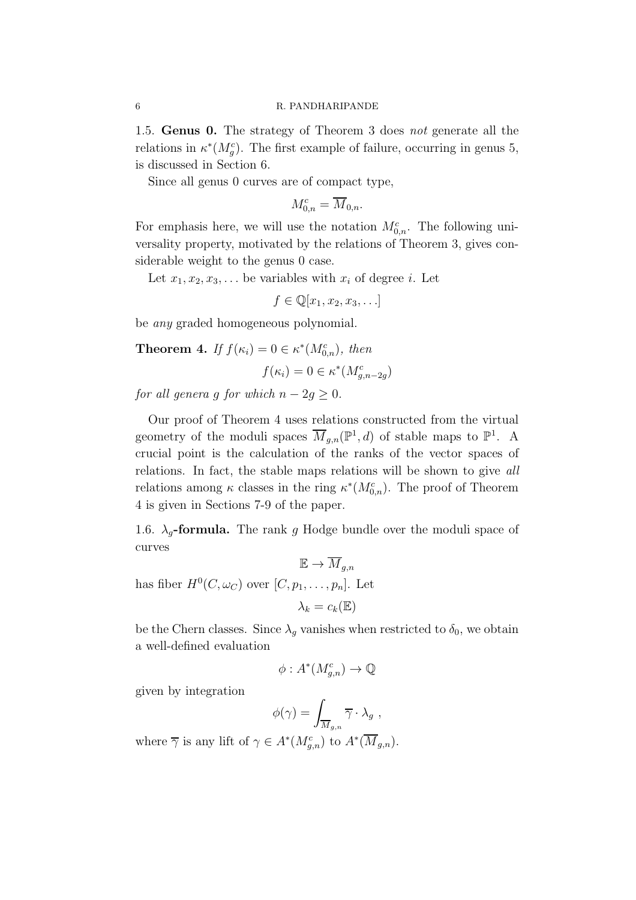1.5. **Genus 0.** The strategy of Theorem 3 does *not* generate all the relations in $\kappa^*(M_g^c)$. The first example of failure, occurring in genus 5, is discussed in Section 6.

Since all genus 0 curves are of compact type,

$$M_{0,n}^c = \overline{M}_{0,n}.$$

For emphasis here, we will use the notation $M_{0,n}^c$. The following universality property, motivated by the relations of Theorem 3, gives considerable weight to the genus 0 case.

Let $x_1, x_2, x_3, \ldots$ be variables with $x_i$ of degree $i$. Let

$$f \in \mathbb{Q}[x_1, x_2, x_3, \ldots]$$

be *any* graded homogeneous polynomial.

**Theorem 4.** *If $f(\kappa_i) = 0 \in \kappa^*(M_{0,n}^c)$, then*

$$f(\kappa_i) = 0 \in \kappa^*(M_{g,n-2g}^c)$$

*for all genera $g$ for which $n - 2g \geq 0$.*

Our proof of Theorem 4 uses relations constructed from the virtual geometry of the moduli spaces $\overline{M}_{g,n}(\mathbb{P}^1, d)$ of stable maps to $\mathbb{P}^1$. A crucial point is the calculation of the ranks of the vector spaces of relations. In fact, the stable maps relations will be shown to give *all* relations among $\kappa$ classes in the ring $\kappa^*(M_{0,n}^c)$. The proof of Theorem 4 is given in Sections 7-9 of the paper.

1.6. **$\lambda_g$-formula.** The rank $g$ Hodge bundle over the moduli space of curves

$$\mathbb{E} \to \overline{M}_{g,n}$$

has fiber $H^0(C, \omega_C)$ over $[C, p_1, \ldots, p_n]$. Let

$$\lambda_k = c_k(\mathbb{E})$$

be the Chern classes. Since $\lambda_g$ vanishes when restricted to $\delta_0$, we obtain a well-defined evaluation

$$\phi : A^*(M_{g,n}^c) \to \mathbb{Q}$$

given by integration

$$\phi(\gamma) = \int_{\overline{M}_{g,n}} \overline{\gamma} \cdot \lambda_g \ ,$$

where $\overline{\gamma}$ is any lift of $\gamma \in A^*(M_{g,n}^c)$ to $A^*(\overline{M}_{g,n})$.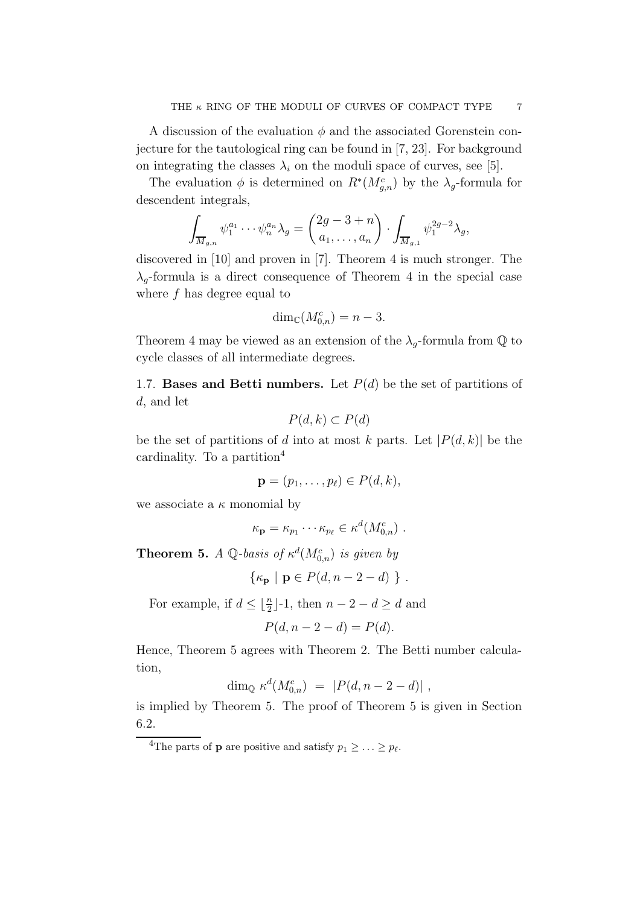A discussion of the evaluation $\phi$ and the associated Gorenstein conjecture for the tautological ring can be found in [7, 23]. For background on integrating the classes $\lambda_i$ on the moduli space of curves, see [5].

The evaluation $\phi$ is determined on $R^*(M^c_{g,n})$ by the $\lambda_g$-formula for descendent integrals,

$$\int_{\overline{M}_{g,n}} \psi_1^{a_1} \cdots \psi_n^{a_n} \lambda_g = \binom{2g-3+n}{a_1, \ldots, a_n} \cdot \int_{\overline{M}_{g,1}} \psi_1^{2g-2} \lambda_g,$$

discovered in [10] and proven in [7]. Theorem 4 is much stronger. The $\lambda_g$-formula is a direct consequence of Theorem 4 in the special case where $f$ has degree equal to

$$\dim_{\mathbb{C}}(M^c_{0,n}) = n - 3.$$

Theorem 4 may be viewed as an extension of the $\lambda_g$-formula from $\mathbb{Q}$ to cycle classes of all intermediate degrees.

**1.7. Bases and Betti numbers.** Let $P(d)$ be the set of partitions of $d$, and let

$$P(d,k) \subset P(d)$$

be the set of partitions of $d$ into at most $k$ parts. Let $|P(d,k)|$ be the cardinality. To a partition[4]

$$\mathbf{p} = (p_1, \ldots, p_\ell) \in P(d,k),$$

we associate a $\kappa$ monomial by

$$\kappa_{\mathbf{p}} = \kappa_{p_1} \cdots \kappa_{p_\ell} \in \kappa^d(M^c_{0,n}) \ .$$

**Theorem 5.** *A $\mathbb{Q}$-basis of $\kappa^d(M^c_{0,n})$ is given by*

$$\{ \kappa_{\mathbf{p}} \mid \mathbf{p} \in P(d, n-2-d) \ \} \ .$$

For example, if $d \leq \lfloor \frac{n}{2} \rfloor$-1, then $n-2-d \geq d$ and

$$P(d, n-2-d) = P(d).$$

Hence, Theorem 5 agrees with Theorem 2. The Betti number calculation,

$$\dim_{\mathbb{Q}} \kappa^d(M^c_{0,n}) \ = \ |P(d, n-2-d)| \ ,$$

is implied by Theorem 5. The proof of Theorem 5 is given in Section 6.2.

---

[4]The parts of $\mathbf{p}$ are positive and satisfy $p_1 \geq \ldots \geq p_\ell$.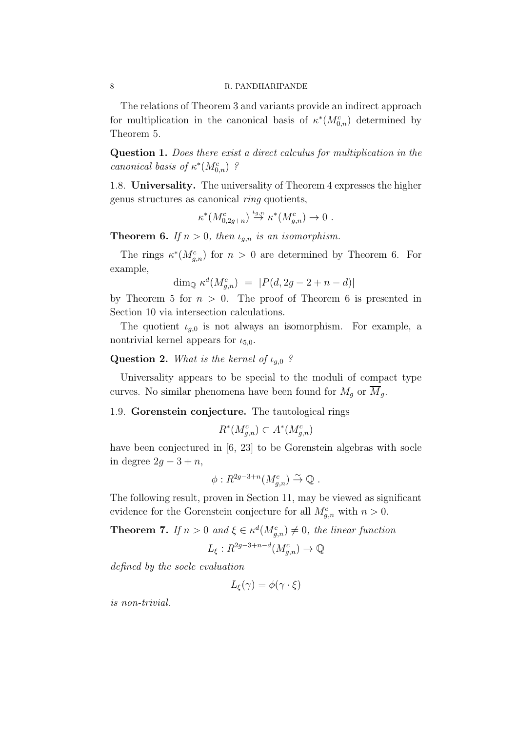The relations of Theorem 3 and variants provide an indirect approach for multiplication in the canonical basis of $\kappa^*(M_{0,n}^c)$ determined by Theorem 5.

**Question 1.** *Does there exist a direct calculus for multiplication in the canonical basis of* $\kappa^*(M_{0,n}^c)$ *?*

1.8. **Universality.** The universality of Theorem 4 expresses the higher genus structures as canonical *ring* quotients,

$$\kappa^*(M_{0,2g+n}^c) \stackrel{\iota_{g,n}}{\to} \kappa^*(M_{g,n}^c) \to 0 \ .$$

**Theorem 6.** *If $n > 0$, then $\iota_{g,n}$ is an isomorphism.*

The rings $\kappa^*(M_{g,n}^c)$ for $n > 0$ are determined by Theorem 6. For example,

$$\dim_{\mathbb{Q}} \kappa^d(M_{g,n}^c) \ = \ |P(d, 2g-2+n-d)|$$

by Theorem 5 for $n > 0$. The proof of Theorem 6 is presented in Section 10 via intersection calculations.

The quotient $\iota_{g,0}$ is not always an isomorphism. For example, a nontrivial kernel appears for $\iota_{5,0}$.

**Question 2.** *What is the kernel of* $\iota_{g,0}$ *?*

Universality appears to be special to the moduli of compact type curves. No similar phenomena have been found for $M_g$ or $\overline{M}_g$.

1.9. **Gorenstein conjecture.** The tautological rings

$$R^*(M_{g,n}^c) \subset A^*(M_{g,n}^c)$$

have been conjectured in [6, 23] to be Gorenstein algebras with socle in degree $2g-3+n$,

$$\phi : R^{2g-3+n}(M_{g,n}^c) \stackrel{\sim}{\to} \mathbb{Q} \ .$$

The following result, proven in Section 11, may be viewed as significant evidence for the Gorenstein conjecture for all $M_{g,n}^c$ with $n > 0$.

**Theorem 7.** *If $n > 0$ and $\xi \in \kappa^d(M_{g,n}^c) \neq 0$, the linear function*

$$L_\xi : R^{2g-3+n-d}(M_{g,n}^c) \to \mathbb{Q}$$

*defined by the socle evaluation*

$$L_\xi(\gamma) = \phi(\gamma \cdot \xi)$$

*is non-trivial.*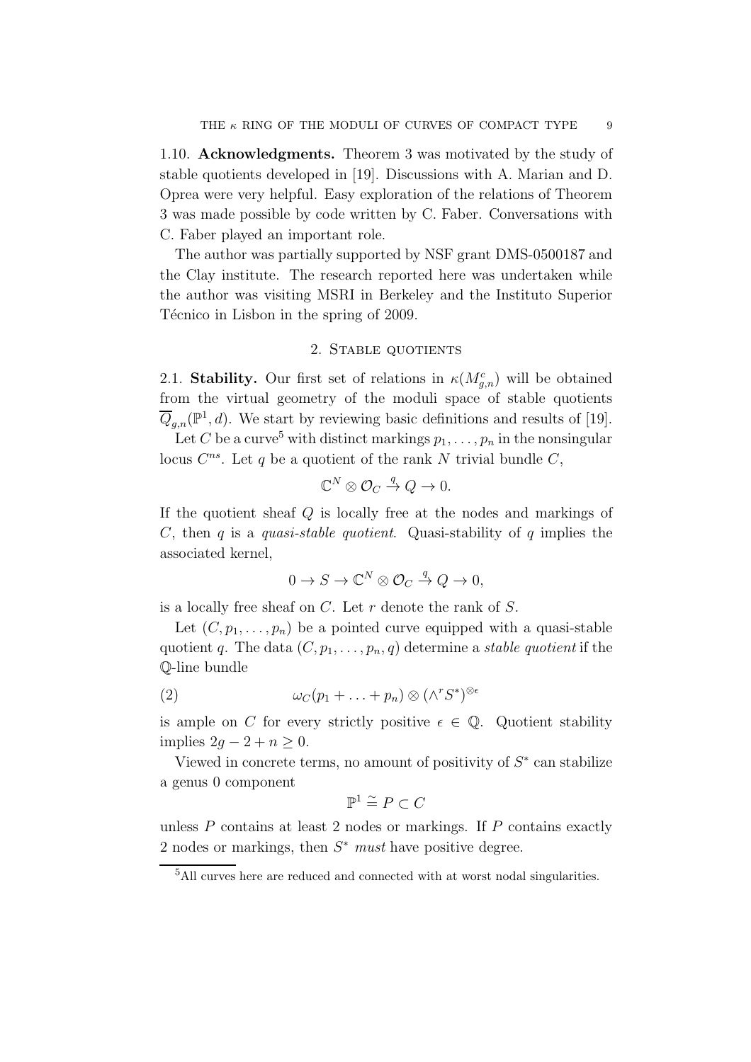1.10. **Acknowledgments.** Theorem 3 was motivated by the study of stable quotients developed in [19]. Discussions with A. Marian and D. Oprea were very helpful. Easy exploration of the relations of Theorem 3 was made possible by code written by C. Faber. Conversations with C. Faber played an important role.

The author was partially supported by NSF grant DMS-0500187 and the Clay institute. The research reported here was undertaken while the author was visiting MSRI in Berkeley and the Instituto Superior Técnico in Lisbon in the spring of 2009.

## 2. Stable quotients

2.1. **Stability.** Our first set of relations in $\kappa(M^c_{g,n})$ will be obtained from the virtual geometry of the moduli space of stable quotients $\overline{Q}_{g,n}(\mathbb{P}^1, d)$. We start by reviewing basic definitions and results of [19].

Let $C$ be a curve[5] with distinct markings $p_1, \ldots, p_n$ in the nonsingular locus $C^{ns}$. Let $q$ be a quotient of the rank $N$ trivial bundle $C$,

$$\mathbb{C}^N \otimes \mathcal{O}_C \xrightarrow{q} Q \to 0.$$

If the quotient sheaf $Q$ is locally free at the nodes and markings of $C$, then $q$ is a *quasi-stable quotient*. Quasi-stability of $q$ implies the associated kernel,

$$0 \to S \to \mathbb{C}^N \otimes \mathcal{O}_C \xrightarrow{q} Q \to 0,$$

is a locally free sheaf on $C$. Let $r$ denote the rank of $S$.

Let $(C, p_1, \ldots, p_n)$ be a pointed curve equipped with a quasi-stable quotient $q$. The data $(C, p_1, \ldots, p_n, q)$ determine a *stable quotient* if the $\mathbb{Q}$-line bundle

$$\omega_C(p_1 + \ldots + p_n) \otimes (\wedge^r S^*)^{\otimes \epsilon} \tag{2}$$

is ample on $C$ for every strictly positive $\epsilon \in \mathbb{Q}$. Quotient stability implies $2g - 2 + n \geq 0$.

Viewed in concrete terms, no amount of positivity of $S^*$ can stabilize a genus 0 component

$$\mathbb{P}^1 \cong P \subset C$$

unless $P$ contains at least 2 nodes or markings. If $P$ contains exactly 2 nodes or markings, then $S^*$ *must* have positive degree.

[5] All curves here are reduced and connected with at worst nodal singularities.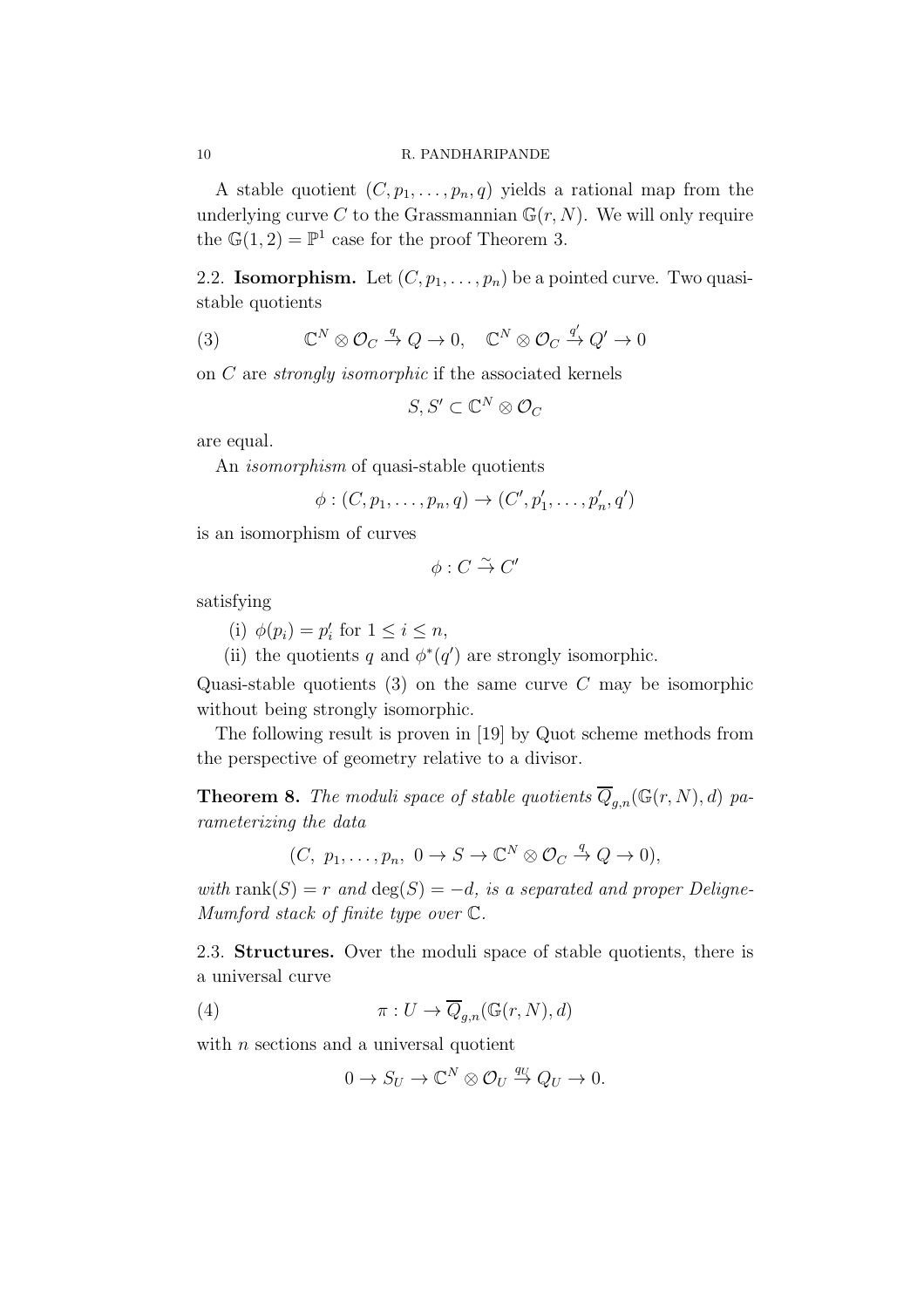A stable quotient $(C, p_1, \ldots, p_n, q)$ yields a rational map from the underlying curve $C$ to the Grassmannian $\mathbb{G}(r, N)$. We will only require the $\mathbb{G}(1, 2) = \mathbb{P}^1$ case for the proof Theorem 3.

**2.2. Isomorphism.** Let $(C, p_1, \ldots, p_n)$ be a pointed curve. Two quasi-stable quotients

$$\mathbb{C}^N \otimes \mathcal{O}_C \stackrel{q}{\to} Q \to 0, \quad \mathbb{C}^N \otimes \mathcal{O}_C \stackrel{q'}{\to} Q' \to 0 \tag{3}$$

on $C$ are *strongly isomorphic* if the associated kernels

$$S, S' \subset \mathbb{C}^N \otimes \mathcal{O}_C$$

are equal.

An *isomorphism* of quasi-stable quotients

$$\phi : (C, p_1, \ldots, p_n, q) \to (C', p'_1, \ldots, p'_n, q')$$

is an isomorphism of curves

$$\phi : C \stackrel{\sim}{\to} C'$$

satisfying

(i) $\phi(p_i) = p'_i$ for $1 \leq i \leq n$,

(ii) the quotients $q$ and $\phi^*(q')$ are strongly isomorphic.

Quasi-stable quotients (3) on the same curve $C$ may be isomorphic without being strongly isomorphic.

The following result is proven in [19] by Quot scheme methods from the perspective of geometry relative to a divisor.

**Theorem 8.** *The moduli space of stable quotients* $\overline{Q}_{g,n}(\mathbb{G}(r, N), d)$ *parameterizing the data*

$$(C, \ p_1, \ldots, p_n, \ 0 \to S \to \mathbb{C}^N \otimes \mathcal{O}_C \stackrel{q}{\to} Q \to 0),$$

*with* $\text{rank}(S) = r$ *and* $\deg(S) = -d$*, is a separated and proper Deligne-Mumford stack of finite type over* $\mathbb{C}$*.*

**2.3. Structures.** Over the moduli space of stable quotients, there is a universal curve

$$\pi : U \to \overline{Q}_{g,n}(\mathbb{G}(r, N), d) \tag{4}$$

with $n$ sections and a universal quotient

$$0 \to S_U \to \mathbb{C}^N \otimes \mathcal{O}_U \stackrel{q_U}{\to} Q_U \to 0.$$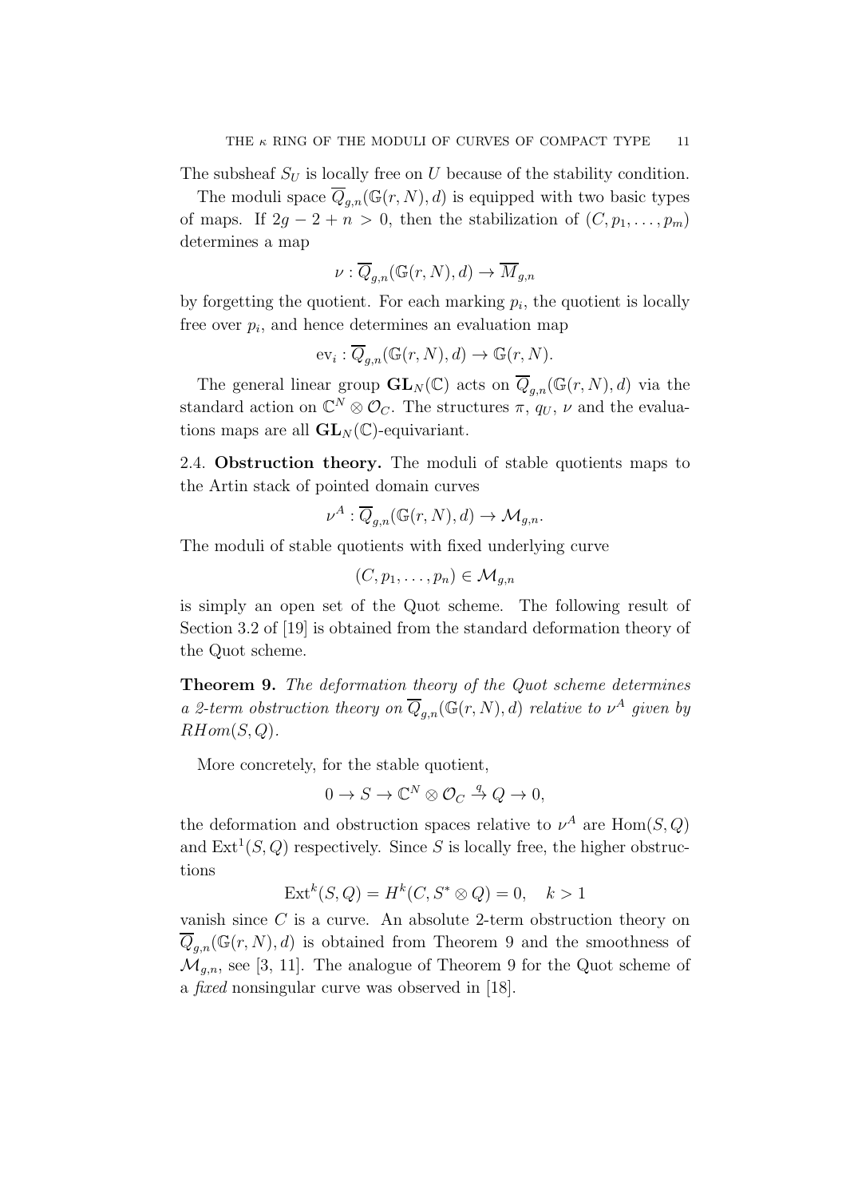The subsheaf $S_U$ is locally free on $U$ because of the stability condition.

The moduli space $\overline{Q}_{g,n}(\mathbb{G}(r,N),d)$ is equipped with two basic types of maps. If $2g-2+n>0$, then the stabilization of $(C,p_1,\ldots,p_m)$ determines a map

$$\nu : \overline{Q}_{g,n}(\mathbb{G}(r,N),d) \to \overline{M}_{g,n}$$

by forgetting the quotient. For each marking $p_i$, the quotient is locally free over $p_i$, and hence determines an evaluation map

$$\mathrm{ev}_i : \overline{Q}_{g,n}(\mathbb{G}(r,N),d) \to \mathbb{G}(r,N).$$

The general linear group $\mathbf{GL}_N(\mathbb{C})$ acts on $\overline{Q}_{g,n}(\mathbb{G}(r,N),d)$ via the standard action on $\mathbb{C}^N \otimes \mathcal{O}_C$. The structures $\pi$, $q_U$, $\nu$ and the evaluations maps are all $\mathbf{GL}_N(\mathbb{C})$-equivariant.

2.4. **Obstruction theory.** The moduli of stable quotients maps to the Artin stack of pointed domain curves

$$\nu^A : \overline{Q}_{g,n}(\mathbb{G}(r,N),d) \to \mathcal{M}_{g,n}.$$

The moduli of stable quotients with fixed underlying curve

$$(C,p_1,\ldots,p_n) \in \mathcal{M}_{g,n}$$

is simply an open set of the Quot scheme. The following result of Section 3.2 of [19] is obtained from the standard deformation theory of the Quot scheme.

**Theorem 9.** *The deformation theory of the Quot scheme determines a 2-term obstruction theory on $\overline{Q}_{g,n}(\mathbb{G}(r,N),d)$ relative to $\nu^A$ given by $RHom(S,Q)$.*

More concretely, for the stable quotient,

$$0 \to S \to \mathbb{C}^N \otimes \mathcal{O}_C \stackrel{q}{\to} Q \to 0,$$

the deformation and obstruction spaces relative to $\nu^A$ are $\mathrm{Hom}(S,Q)$ and $\mathrm{Ext}^1(S,Q)$ respectively. Since $S$ is locally free, the higher obstructions

$$\mathrm{Ext}^k(S,Q) = H^k(C, S^* \otimes Q) = 0, \quad k>1$$

vanish since $C$ is a curve. An absolute 2-term obstruction theory on $\overline{Q}_{g,n}(\mathbb{G}(r,N),d)$ is obtained from Theorem 9 and the smoothness of $\mathcal{M}_{g,n}$, see [3, 11]. The analogue of Theorem 9 for the Quot scheme of a *fixed* nonsingular curve was observed in [18].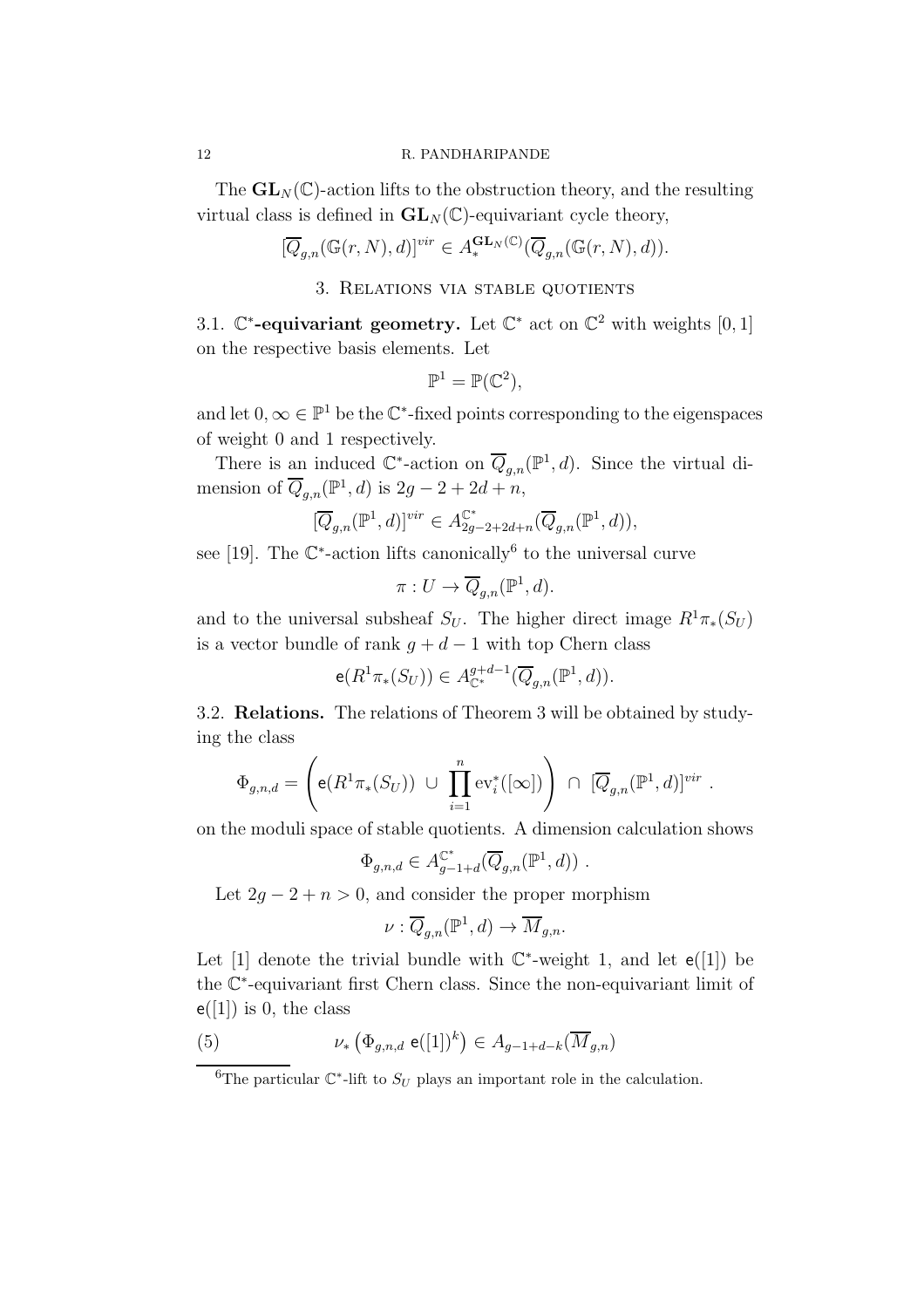The $\mathbf{GL}_N(\mathbb{C})$-action lifts to the obstruction theory, and the resulting virtual class is defined in $\mathbf{GL}_N(\mathbb{C})$-equivariant cycle theory,

$$[\overline{Q}_{g,n}(\mathbb{G}(r,N),d)]^{vir} \in A_*^{\mathbf{GL}_N(\mathbb{C})}(\overline{Q}_{g,n}(\mathbb{G}(r,N),d)).$$

## 3. Relations via stable quotients

**3.1. $\mathbb{C}^*$-equivariant geometry.** Let $\mathbb{C}^*$ act on $\mathbb{C}^2$ with weights $[0,1]$ on the respective basis elements. Let

$$\mathbb{P}^1 = \mathbb{P}(\mathbb{C}^2),$$

and let $0, \infty \in \mathbb{P}^1$ be the $\mathbb{C}^*$-fixed points corresponding to the eigenspaces of weight 0 and 1 respectively.

There is an induced $\mathbb{C}^*$-action on $\overline{Q}_{g,n}(\mathbb{P}^1,d)$. Since the virtual dimension of $\overline{Q}_{g,n}(\mathbb{P}^1,d)$ is $2g-2+2d+n$,

$$[\overline{Q}_{g,n}(\mathbb{P}^1,d)]^{vir} \in A^{\mathbb{C}^*}_{2g-2+2d+n}(\overline{Q}_{g,n}(\mathbb{P}^1,d)),$$

see [19]. The $\mathbb{C}^*$-action lifts canonically[6] to the universal curve

$$\pi : U \to \overline{Q}_{g,n}(\mathbb{P}^1,d).$$

and to the universal subsheaf $S_U$. The higher direct image $R^1\pi_*(S_U)$ is a vector bundle of rank $g+d-1$ with top Chern class

$$\mathsf{e}(R^1\pi_*(S_U)) \in A^{g+d-1}_{\mathbb{C}^*}(\overline{Q}_{g,n}(\mathbb{P}^1,d)).$$

**3.2. Relations.** The relations of Theorem 3 will be obtained by studying the class

$$\Phi_{g,n,d} = \left(\mathsf{e}(R^1\pi_*(S_U)) \ \cup \ \prod_{i=1}^n \mathrm{ev}_i^*([\infty])\right) \ \cap \ [\overline{Q}_{g,n}(\mathbb{P}^1,d)]^{vir} \ .$$

on the moduli space of stable quotients. A dimension calculation shows

$$\Phi_{g,n,d} \in A^{\mathbb{C}^*}_{g-1+d}(\overline{Q}_{g,n}(\mathbb{P}^1,d)) \ .$$

Let $2g-2+n>0$, and consider the proper morphism

$$\nu : \overline{Q}_{g,n}(\mathbb{P}^1,d) \to \overline{M}_{g,n}.$$

Let $[1]$ denote the trivial bundle with $\mathbb{C}^*$-weight 1, and let $\mathsf{e}([1])$ be the $\mathbb{C}^*$-equivariant first Chern class. Since the non-equivariant limit of $\mathsf{e}([1])$ is 0, the class

$$\nu_*\left(\Phi_{g,n,d}\ \mathsf{e}([1])^k\right) \in A_{g-1+d-k}(\overline{M}_{g,n}) \tag{5}$$

[6] The particular $\mathbb{C}^*$-lift to $S_U$ plays an important role in the calculation.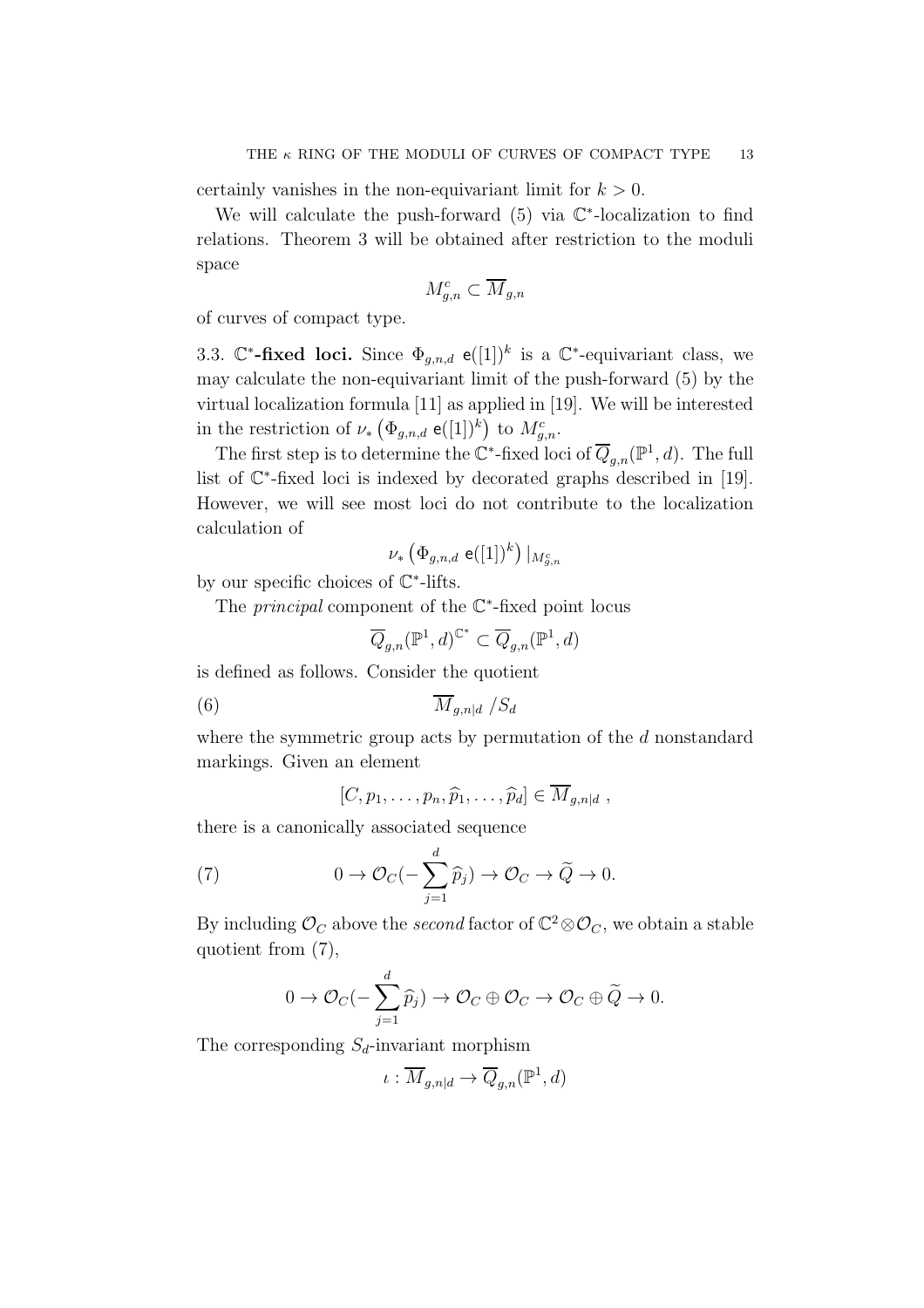certainly vanishes in the non-equivariant limit for $k > 0$.

We will calculate the push-forward (5) via $\mathbb{C}^*$-localization to find relations. Theorem 3 will be obtained after restriction to the moduli space

$$M^c_{g,n} \subset \overline{M}_{g,n}$$

of curves of compact type.

3.3. **$\mathbb{C}^*$-fixed loci.** Since $\Phi_{g,n,d}\ \mathsf{e}([1])^k$ is a $\mathbb{C}^*$-equivariant class, we may calculate the non-equivariant limit of the push-forward (5) by the virtual localization formula [11] as applied in [19]. We will be interested in the restriction of $\nu_*\left(\Phi_{g,n,d}\ \mathsf{e}([1])^k\right)$ to $M^c_{g,n}$.

The first step is to determine the $\mathbb{C}^*$-fixed loci of $\overline{Q}_{g,n}(\mathbb{P}^1, d)$. The full list of $\mathbb{C}^*$-fixed loci is indexed by decorated graphs described in [19]. However, we will see most loci do not contribute to the localization calculation of

$$\nu_*\left(\Phi_{g,n,d}\ \mathsf{e}([1])^k\right)|_{M^c_{g,n}}$$

by our specific choices of $\mathbb{C}^*$-lifts.

The *principal* component of the $\mathbb{C}^*$-fixed point locus

$$\overline{Q}_{g,n}(\mathbb{P}^1, d)^{\mathbb{C}^*} \subset \overline{Q}_{g,n}(\mathbb{P}^1, d)$$

is defined as follows. Consider the quotient

$$\overline{M}_{g,n|d}\ /S_d \tag{6}$$

where the symmetric group acts by permutation of the $d$ nonstandard markings. Given an element

$$[C, p_1, \ldots, p_n, \widehat{p}_1, \ldots, \widehat{p}_d] \in \overline{M}_{g,n|d}\ ,$$

there is a canonically associated sequence

$$0 \to \mathcal{O}_C(-\sum_{j=1}^{d} \widehat{p}_j) \to \mathcal{O}_C \to \widetilde{Q} \to 0. \tag{7}$$

By including $\mathcal{O}_C$ above the *second* factor of $\mathbb{C}^2 \otimes \mathcal{O}_C$, we obtain a stable quotient from (7),

$$0 \to \mathcal{O}_C(-\sum_{j=1}^{d} \widehat{p}_j) \to \mathcal{O}_C \oplus \mathcal{O}_C \to \mathcal{O}_C \oplus \widetilde{Q} \to 0.$$

The corresponding $S_d$-invariant morphism

$$\iota : \overline{M}_{g,n|d} \to \overline{Q}_{g,n}(\mathbb{P}^1, d)$$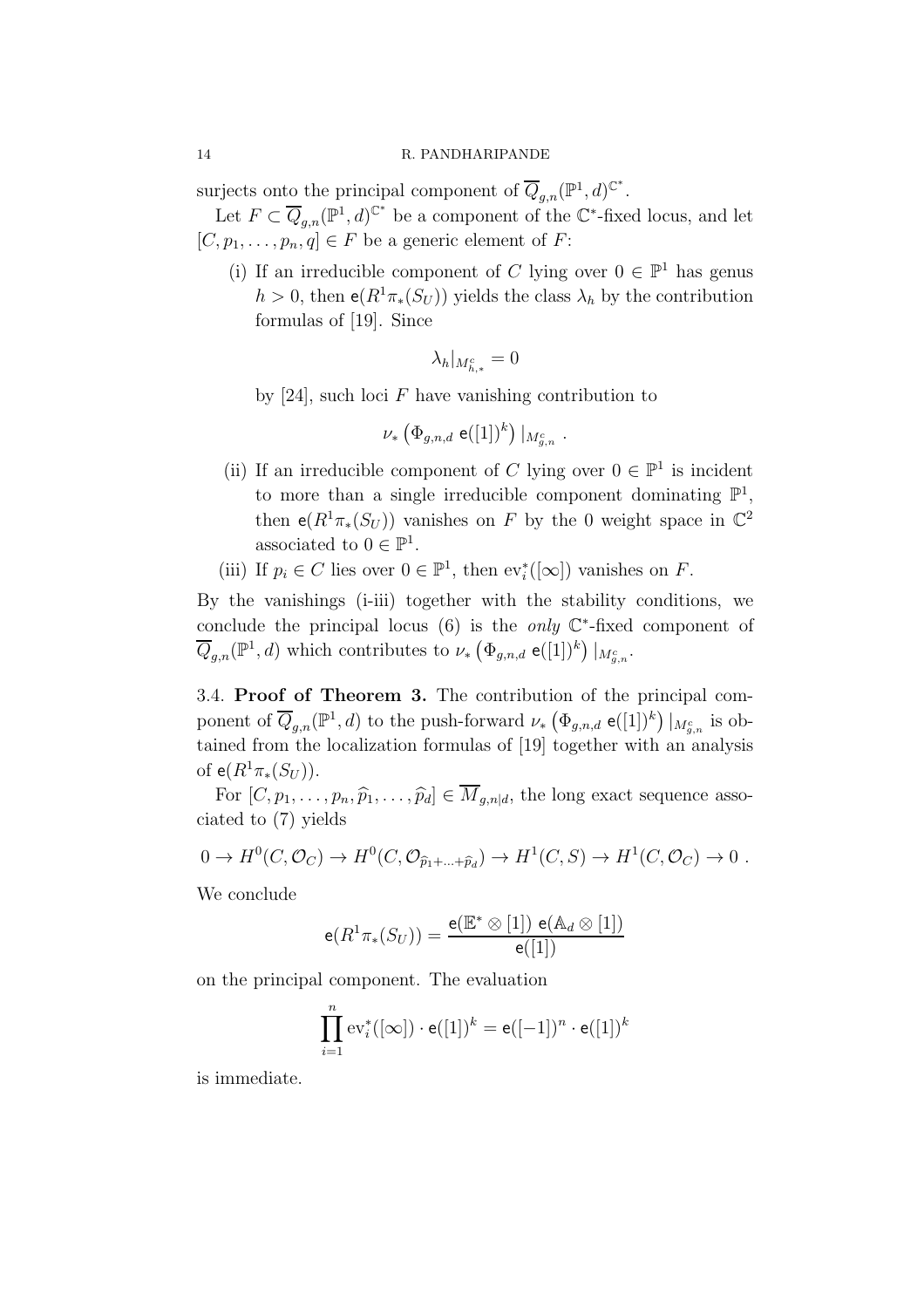surjects onto the principal component of $\overline{Q}_{g,n}(\mathbb{P}^1, d)^{\mathbb{C}^*}$.

Let $F \subset \overline{Q}_{g,n}(\mathbb{P}^1, d)^{\mathbb{C}^*}$ be a component of the $\mathbb{C}^*$-fixed locus, and let $[C, p_1, \ldots, p_n, q] \in F$ be a generic element of $F$:

(i) If an irreducible component of $C$ lying over $0 \in \mathbb{P}^1$ has genus $h > 0$, then $\mathsf{e}(R^1\pi_*(S_U))$ yields the class $\lambda_h$ by the contribution formulas of [19]. Since

$$\lambda_h|_{M^c_{h,*}} = 0$$

by [24], such loci $F$ have vanishing contribution to

$$\nu_*\left(\Phi_{g,n,d}\ \mathsf{e}([1])^k\right)|_{M^c_{g,n}} .$$

(ii) If an irreducible component of $C$ lying over $0 \in \mathbb{P}^1$ is incident to more than a single irreducible component dominating $\mathbb{P}^1$, then $\mathsf{e}(R^1\pi_*(S_U))$ vanishes on $F$ by the 0 weight space in $\mathbb{C}^2$ associated to $0 \in \mathbb{P}^1$.

(iii) If $p_i \in C$ lies over $0 \in \mathbb{P}^1$, then $\mathrm{ev}_i^*([\infty])$ vanishes on $F$.

By the vanishings (i-iii) together with the stability conditions, we conclude the principal locus (6) is the *only* $\mathbb{C}^*$-fixed component of $\overline{Q}_{g,n}(\mathbb{P}^1, d)$ which contributes to $\nu_*\left(\Phi_{g,n,d}\ \mathsf{e}([1])^k\right)|_{M^c_{g,n}}$.

**3.4. Proof of Theorem 3.** The contribution of the principal component of $\overline{Q}_{g,n}(\mathbb{P}^1, d)$ to the push-forward $\nu_*\left(\Phi_{g,n,d}\ \mathsf{e}([1])^k\right)|_{M^c_{g,n}}$ is obtained from the localization formulas of [19] together with an analysis of $\mathsf{e}(R^1\pi_*(S_U))$.

For $[C, p_1, \ldots, p_n, \widehat{p}_1, \ldots, \widehat{p}_d] \in \overline{M}_{g,n|d}$, the long exact sequence associated to (7) yields

$$0 \to H^0(C, \mathcal{O}_C) \to H^0(C, \mathcal{O}_{\widehat{p}_1 + \ldots + \widehat{p}_d}) \to H^1(C, S) \to H^1(C, \mathcal{O}_C) \to 0 \ .$$

We conclude

$$\mathsf{e}(R^1\pi_*(S_U)) = \frac{\mathsf{e}(\mathbb{E}^* \otimes [1])\ \mathsf{e}(\mathbb{A}_d \otimes [1])}{\mathsf{e}([1])}$$

on the principal component. The evaluation

$$\prod_{i=1}^n \mathrm{ev}_i^*([\infty]) \cdot \mathsf{e}([1])^k = \mathsf{e}([-1])^n \cdot \mathsf{e}([1])^k$$

is immediate.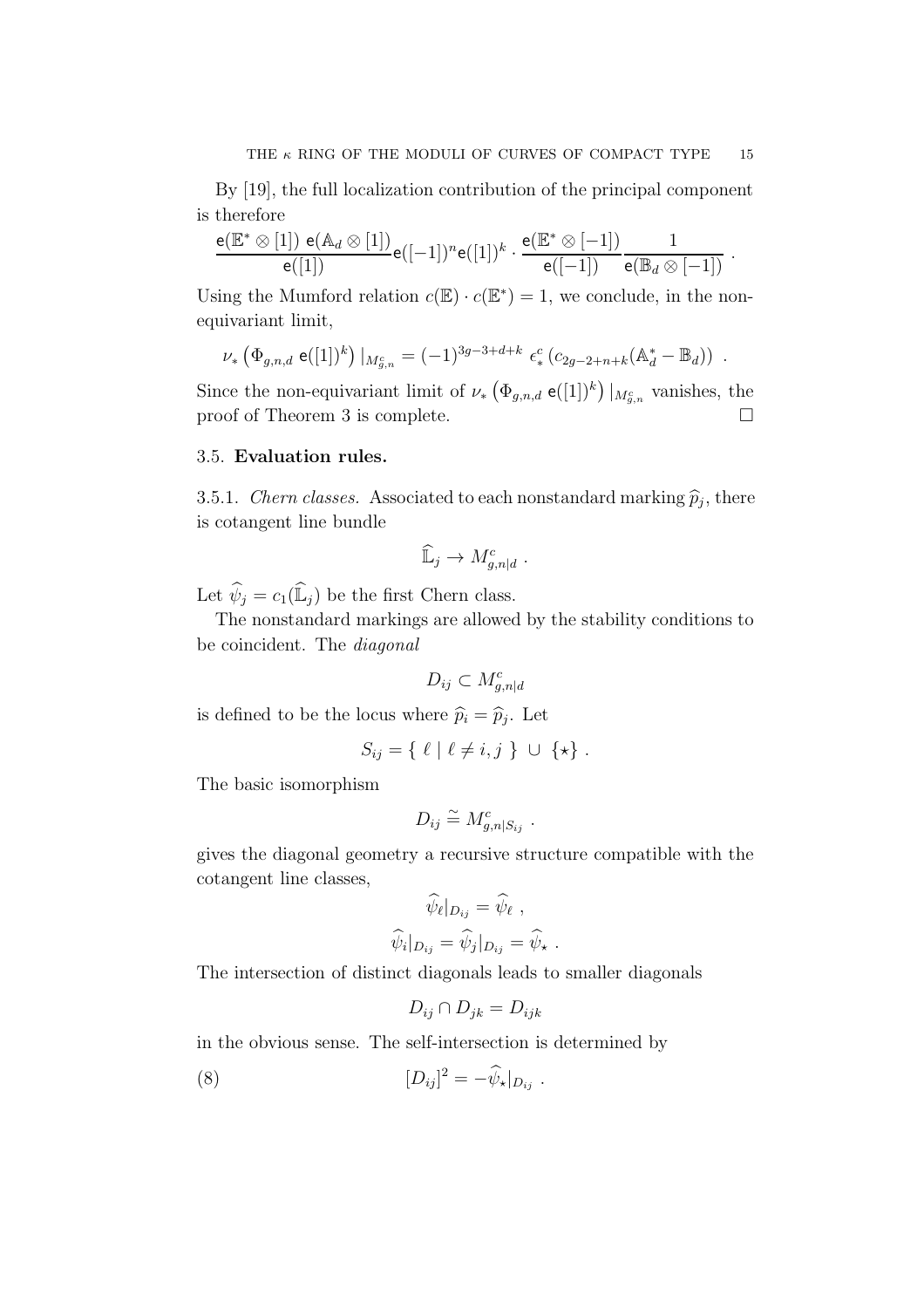By [19], the full localization contribution of the principal component is therefore

$$\frac{\mathsf{e}(\mathbb{E}^* \otimes [1]) \ \mathsf{e}(\mathbb{A}_d \otimes [1])}{\mathsf{e}([1])} \mathsf{e}([-1])^n \mathsf{e}([1])^k \cdot \frac{\mathsf{e}(\mathbb{E}^* \otimes [-1])}{\mathsf{e}([-1])} \frac{1}{\mathsf{e}(\mathbb{B}_d \otimes [-1])} \ .$$

Using the Mumford relation $c(\mathbb{E}) \cdot c(\mathbb{E}^*) = 1$, we conclude, in the non-equivariant limit,

$$\nu_* \left( \Phi_{g,n,d} \ \mathsf{e}([1])^k \right) |_{M^c_{g,n}} = (-1)^{3g-3+d+k} \ \epsilon^c_* \left( c_{2g-2+n+k}(\mathbb{A}^*_d - \mathbb{B}_d) \right) \ .$$

Since the non-equivariant limit of $\nu_* \left( \Phi_{g,n,d} \ \mathsf{e}([1])^k \right) |_{M^c_{g,n}}$ vanishes, the proof of Theorem 3 is complete. $\square$

### 3.5. **Evaluation rules.**

3.5.1. *Chern classes.* Associated to each nonstandard marking $\widehat{p}_j$, there is cotangent line bundle

$$\widehat{\mathbb{L}}_j \to M^c_{g,n|d} \ .$$

Let $\widehat{\psi}_j = c_1(\widehat{\mathbb{L}}_j)$ be the first Chern class.

The nonstandard markings are allowed by the stability conditions to be coincident. The *diagonal*

$$D_{ij} \subset M^c_{g,n|d}$$

is defined to be the locus where $\widehat{p}_i = \widehat{p}_j$. Let

$$S_{ij} = \{ \ \ell \mid \ell \neq i,j \ \} \ \cup \ \{\star\} \ .$$

The basic isomorphism

$$D_{ij} \stackrel{\sim}{=} M^c_{g,n|S_{ij}} \ .$$

gives the diagonal geometry a recursive structure compatible with the cotangent line classes,

$$\widehat{\psi}_\ell|_{D_{ij}} = \widehat{\psi}_\ell \ ,$$

$$\widehat{\psi}_i|_{D_{ij}} = \widehat{\psi}_j|_{D_{ij}} = \widehat{\psi}_\star \ .$$

The intersection of distinct diagonals leads to smaller diagonals

$$D_{ij} \cap D_{jk} = D_{ijk}$$

in the obvious sense. The self-intersection is determined by

$$[D_{ij}]^2 = -\widehat{\psi}_\star|_{D_{ij}} \ . \tag{8}$$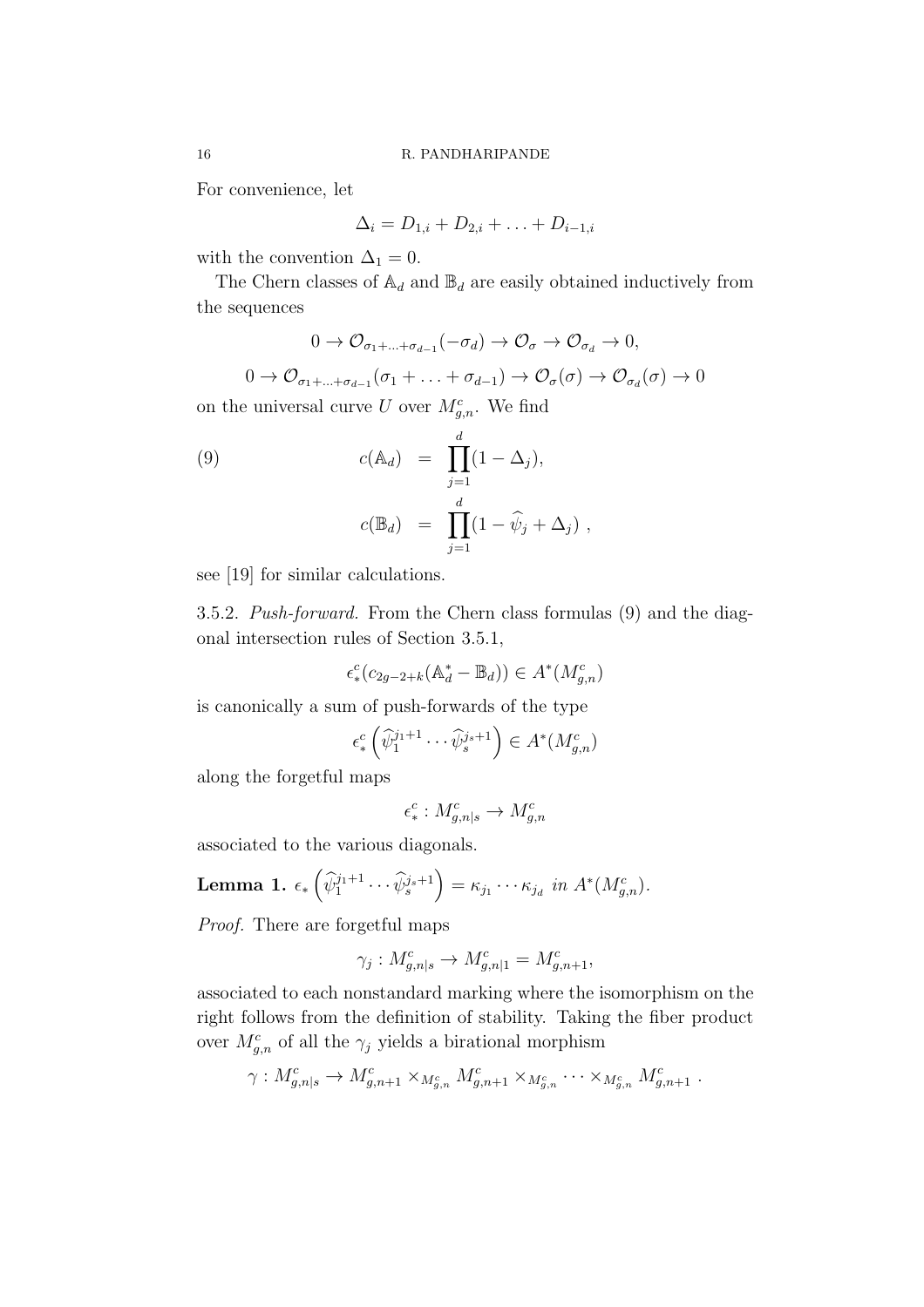For convenience, let

$$\Delta_i = D_{1,i} + D_{2,i} + \ldots + D_{i-1,i}$$

with the convention $\Delta_1 = 0$.

The Chern classes of $\mathbb{A}_d$ and $\mathbb{B}_d$ are easily obtained inductively from the sequences

$$0 \to \mathcal{O}_{\sigma_1+\ldots+\sigma_{d-1}}(-\sigma_d) \to \mathcal{O}_\sigma \to \mathcal{O}_{\sigma_d} \to 0,$$

$$0 \to \mathcal{O}_{\sigma_1+\ldots+\sigma_{d-1}}(\sigma_1 + \ldots + \sigma_{d-1}) \to \mathcal{O}_\sigma(\sigma) \to \mathcal{O}_{\sigma_d}(\sigma) \to 0$$

on the universal curve $U$ over $M^c_{g,n}$. We find

$$\begin{aligned} c(\mathbb{A}_d) &= \prod_{j=1}^{d}(1 - \Delta_j), \\ c(\mathbb{B}_d) &= \prod_{j=1}^{d}(1 - \widehat{\psi}_j + \Delta_j) \ , \end{aligned} \tag{9}$$

see [19] for similar calculations.

3.5.2. *Push-forward.* From the Chern class formulas (9) and the diagonal intersection rules of Section 3.5.1,

$$\epsilon^c_*(c_{2g-2+k}(\mathbb{A}^*_d - \mathbb{B}_d)) \in A^*(M^c_{g,n})$$

is canonically a sum of push-forwards of the type

$$\epsilon^c_*\left(\widehat{\psi}_1^{j_1+1} \cdots \widehat{\psi}_s^{j_s+1}\right) \in A^*(M^c_{g,n})$$

along the forgetful maps

$$\epsilon^c_* : M^c_{g,n|s} \to M^c_{g,n}$$

associated to the various diagonals.

**Lemma 1.** *$\epsilon_*\left(\widehat{\psi}_1^{j_1+1} \cdots \widehat{\psi}_s^{j_s+1}\right) = \kappa_{j_1} \cdots \kappa_{j_d}$ in $A^*(M^c_{g,n})$.*

*Proof.* There are forgetful maps

$$\gamma_j : M^c_{g,n|s} \to M^c_{g,n|1} = M^c_{g,n+1},$$

associated to each nonstandard marking where the isomorphism on the right follows from the definition of stability. Taking the fiber product over $M^c_{g,n}$ of all the $\gamma_j$ yields a birational morphism

$$\gamma : M^c_{g,n|s} \to M^c_{g,n+1} \times_{M^c_{g,n}} M^c_{g,n+1} \times_{M^c_{g,n}} \cdots \times_{M^c_{g,n}} M^c_{g,n+1} \ .$$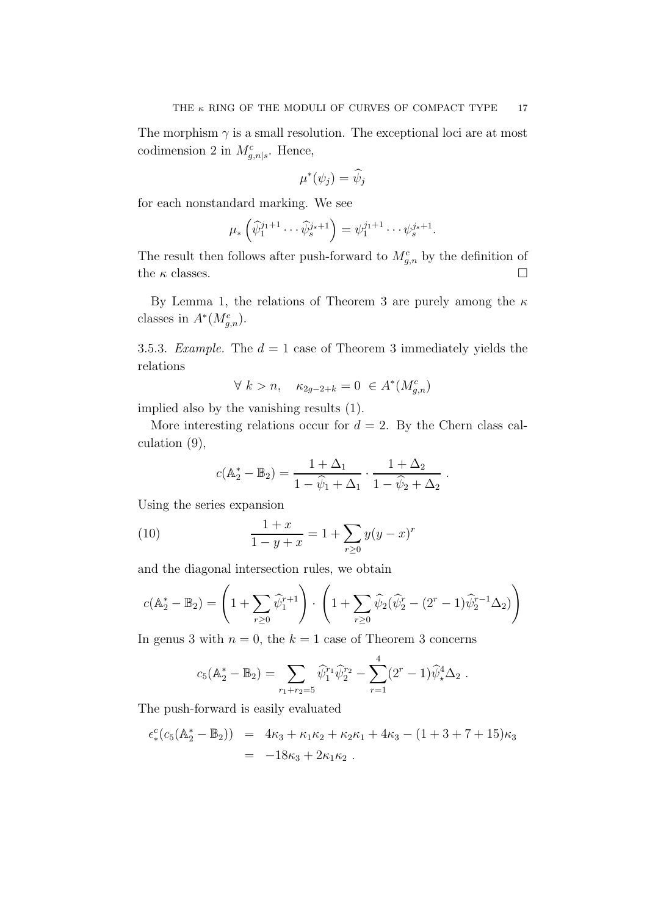The morphism $\gamma$ is a small resolution. The exceptional loci are at most codimension 2 in $M^c_{g,n|s}$. Hence,

$$\mu^*(\psi_j) = \widehat{\psi}_j$$

for each nonstandard marking. We see

$$\mu_*\left(\widehat{\psi}_1^{j_1+1}\cdots\widehat{\psi}_s^{j_s+1}\right) = \psi_1^{j_1+1}\cdots\psi_s^{j_s+1}.$$

The result then follows after push-forward to $M^c_{g,n}$ by the definition of the $\kappa$ classes. □

By Lemma 1, the relations of Theorem 3 are purely among the $\kappa$ classes in $A^*(M^c_{g,n})$.

3.5.3. *Example.* The $d = 1$ case of Theorem 3 immediately yields the relations

$$\forall\ k > n, \quad \kappa_{2g-2+k} = 0\ \in A^*(M^c_{g,n})$$

implied also by the vanishing results (1).

More interesting relations occur for $d = 2$. By the Chern class calculation (9),

$$c(\mathbb{A}_2^* - \mathbb{B}_2) = \frac{1+\Delta_1}{1-\widehat{\psi}_1+\Delta_1}\cdot\frac{1+\Delta_2}{1-\widehat{\psi}_2+\Delta_2}\ .$$

Using the series expansion

$$\frac{1+x}{1-y+x} = 1 + \sum_{r\geq 0} y(y-x)^r \tag{10}$$

and the diagonal intersection rules, we obtain

$$c(\mathbb{A}_2^* - \mathbb{B}_2) = \left(1+\sum_{r\geq 0}\widehat{\psi}_1^{r+1}\right)\cdot\left(1+\sum_{r\geq 0}\widehat{\psi}_2(\widehat{\psi}_2^r - (2^r-1)\widehat{\psi}_2^{r-1}\Delta_2)\right)$$

In genus 3 with $n = 0$, the $k = 1$ case of Theorem 3 concerns

$$c_5(\mathbb{A}_2^* - \mathbb{B}_2) = \sum_{r_1+r_2=5}\widehat{\psi}_1^{r_1}\widehat{\psi}_2^{r_2} - \sum_{r=1}^{4}(2^r-1)\widehat{\psi}_\star^4\Delta_2\ .$$

The push-forward is easily evaluated

$$\begin{aligned}
\epsilon^c_*(c_5(\mathbb{A}_2^* - \mathbb{B}_2)) &= 4\kappa_3 + \kappa_1\kappa_2 + \kappa_2\kappa_1 + 4\kappa_3 - (1+3+7+15)\kappa_3 \\
&= -18\kappa_3 + 2\kappa_1\kappa_2\ .
\end{aligned}$$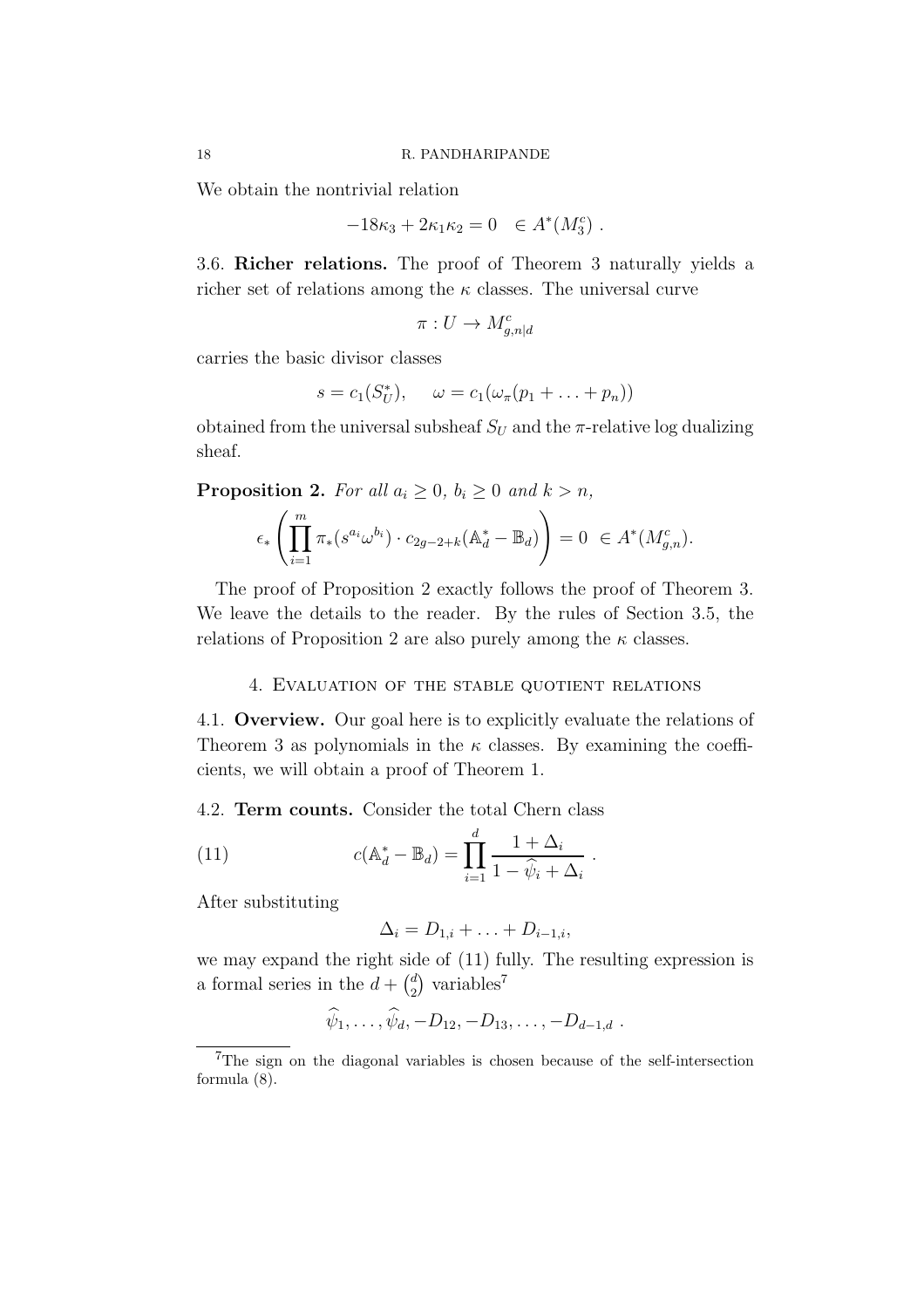We obtain the nontrivial relation

$$-18\kappa_3 + 2\kappa_1\kappa_2 = 0 \quad \in A^*(M_3^c)\ .$$

3.6. **Richer relations.** The proof of Theorem 3 naturally yields a richer set of relations among the $\kappa$ classes. The universal curve

$$\pi : U \to M^c_{g,n|d}$$

carries the basic divisor classes

$$s = c_1(S_U^*), \qquad \omega = c_1(\omega_\pi(p_1 + \ldots + p_n))$$

obtained from the universal subsheaf $S_U$ and the $\pi$-relative log dualizing sheaf.

**Proposition 2.** *For all $a_i \geq 0$, $b_i \geq 0$ and $k > n$,*

$$\epsilon_*\left(\prod_{i=1}^{m} \pi_*(s^{a_i}\omega^{b_i}) \cdot c_{2g-2+k}(\mathbb{A}_d^* - \mathbb{B}_d)\right) = 0 \ \in A^*(M^c_{g,n}).$$

The proof of Proposition 2 exactly follows the proof of Theorem 3. We leave the details to the reader. By the rules of Section 3.5, the relations of Proposition 2 are also purely among the $\kappa$ classes.

## 4. Evaluation of the stable quotient relations

4.1. **Overview.** Our goal here is to explicitly evaluate the relations of Theorem 3 as polynomials in the $\kappa$ classes. By examining the coefficients, we will obtain a proof of Theorem 1.

4.2. **Term counts.** Consider the total Chern class

$$c(\mathbb{A}_d^* - \mathbb{B}_d) = \prod_{i=1}^{d} \frac{1 + \Delta_i}{1 - \widehat{\psi}_i + \Delta_i}\ . \tag{11}$$

After substituting

$$\Delta_i = D_{1,i} + \ldots + D_{i-1,i},$$

we may expand the right side of (11) fully. The resulting expression is a formal series in the $d + \binom{d}{2}$ variables[7]

$$\widehat{\psi}_1, \ldots, \widehat{\psi}_d, -D_{12}, -D_{13}, \ldots, -D_{d-1,d}\ .$$

[7] The sign on the diagonal variables is chosen because of the self-intersection formula (8).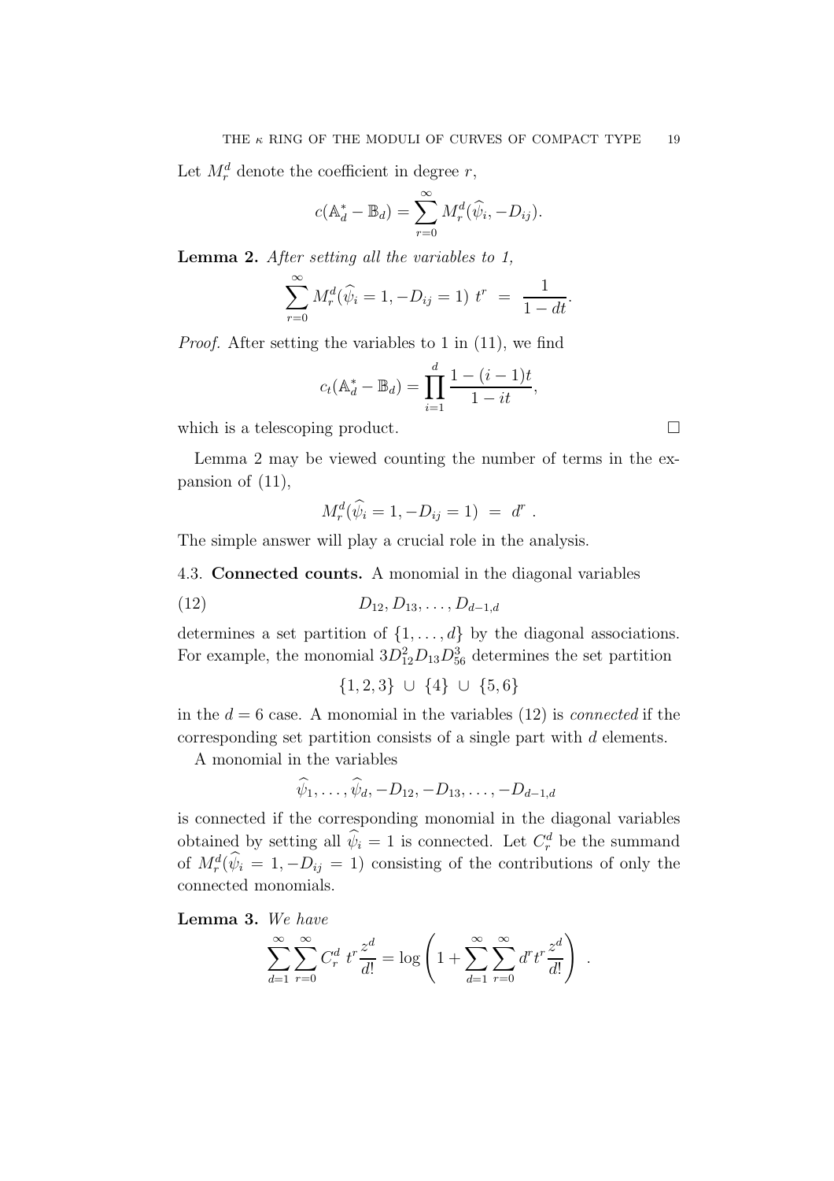Let $M^d_r$ denote the coefficient in degree $r$,

$$c(\mathbb{A}^*_d - \mathbb{B}_d) = \sum_{r=0}^{\infty} M^d_r(\widehat{\psi}_i, -D_{ij}).$$

**Lemma 2.** *After setting all the variables to 1,*

$$\sum_{r=0}^{\infty} M^d_r(\widehat{\psi}_i = 1, -D_{ij} = 1)\ t^r \ = \ \frac{1}{1-dt}.$$

*Proof.* After setting the variables to 1 in (11), we find

$$c_t(\mathbb{A}^*_d - \mathbb{B}_d) = \prod_{i=1}^{d} \frac{1-(i-1)t}{1-it},$$

which is a telescoping product. □

Lemma 2 may be viewed counting the number of terms in the expansion of (11),

$$M^d_r(\widehat{\psi}_i = 1, -D_{ij} = 1) \ = \ d^r \ .$$

The simple answer will play a crucial role in the analysis.

### 4.3. Connected counts.

A monomial in the diagonal variables

$$D_{12}, D_{13}, \ldots, D_{d-1,d} \tag{12}$$

determines a set partition of $\{1, \ldots, d\}$ by the diagonal associations. For example, the monomial $3D^2_{12}D_{13}D^3_{56}$ determines the set partition

$$\{1,2,3\} \ \cup \ \{4\} \ \cup \ \{5,6\}$$

in the $d = 6$ case. A monomial in the variables (12) is *connected* if the corresponding set partition consists of a single part with $d$ elements.

A monomial in the variables

$$\widehat{\psi}_1, \ldots, \widehat{\psi}_d, -D_{12}, -D_{13}, \ldots, -D_{d-1,d}$$

is connected if the corresponding monomial in the diagonal variables obtained by setting all $\widehat{\psi}_i = 1$ is connected. Let $C^d_r$ be the summand of $M^d_r(\widehat{\psi}_i = 1, -D_{ij} = 1)$ consisting of the contributions of only the connected monomials.

**Lemma 3.** *We have*

$$\sum_{d=1}^{\infty} \sum_{r=0}^{\infty} C^d_r \ t^r \frac{z^d}{d!} = \log\left(1 + \sum_{d=1}^{\infty}\sum_{r=0}^{\infty} d^r t^r \frac{z^d}{d!}\right) \ .$$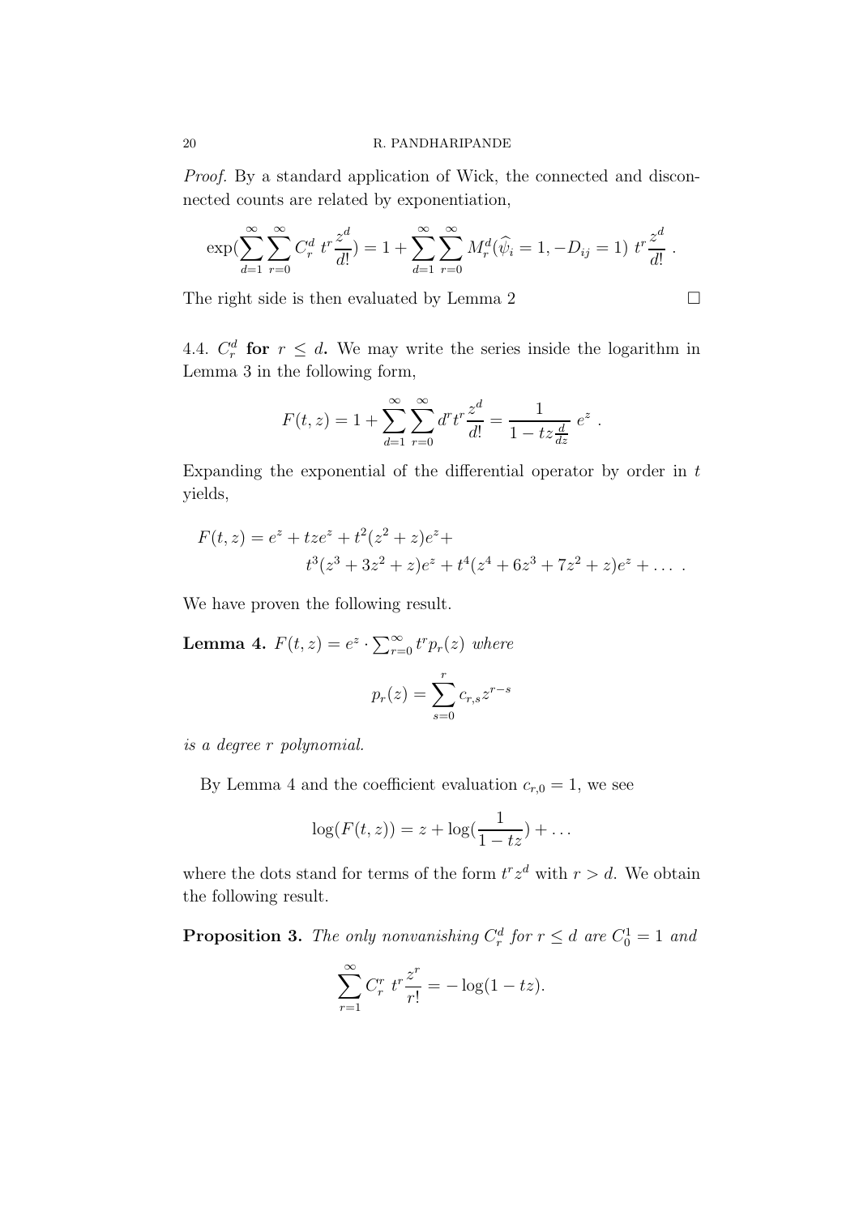*Proof.* By a standard application of Wick, the connected and disconnected counts are related by exponentiation,

$$\exp(\sum_{d=1}^{\infty}\sum_{r=0}^{\infty} C_r^d \ t^r \frac{z^d}{d!}) = 1 + \sum_{d=1}^{\infty}\sum_{r=0}^{\infty} M_r^d(\widehat{\psi}_i = 1, -D_{ij} = 1) \ t^r \frac{z^d}{d!} \ .$$

The right side is then evaluated by Lemma 2 □

4.4. $C_r^d$ **for** $r \leq d$**.** We may write the series inside the logarithm in Lemma 3 in the following form,

$$F(t,z) = 1 + \sum_{d=1}^{\infty}\sum_{r=0}^{\infty} d^r t^r \frac{z^d}{d!} = \frac{1}{1 - tz\frac{d}{dz}} \ e^z \ .$$

Expanding the exponential of the differential operator by order in $t$ yields,

$$\begin{aligned} F(t,z) = \ & e^z + tze^z + t^2(z^2+z)e^z + \\ & t^3(z^3 + 3z^2 + z)e^z + t^4(z^4 + 6z^3 + 7z^2 + z)e^z + \dots \ . \end{aligned}$$

We have proven the following result.

**Lemma 4.** *$F(t,z) = e^z \cdot \sum_{r=0}^{\infty} t^r p_r(z)$ where*

$$p_r(z) = \sum_{s=0}^{r} c_{r,s} z^{r-s}$$

*is a degree $r$ polynomial.*

By Lemma 4 and the coefficient evaluation $c_{r,0} = 1$, we see

$$\log(F(t,z)) = z + \log(\frac{1}{1-tz}) + \dots$$

where the dots stand for terms of the form $t^r z^d$ with $r > d$. We obtain the following result.

**Proposition 3.** *The only nonvanishing $C_r^d$ for $r \leq d$ are $C_0^1 = 1$ and*

$$\sum_{r=1}^{\infty} C_r^r \ t^r \frac{z^r}{r!} = -\log(1 - tz).$$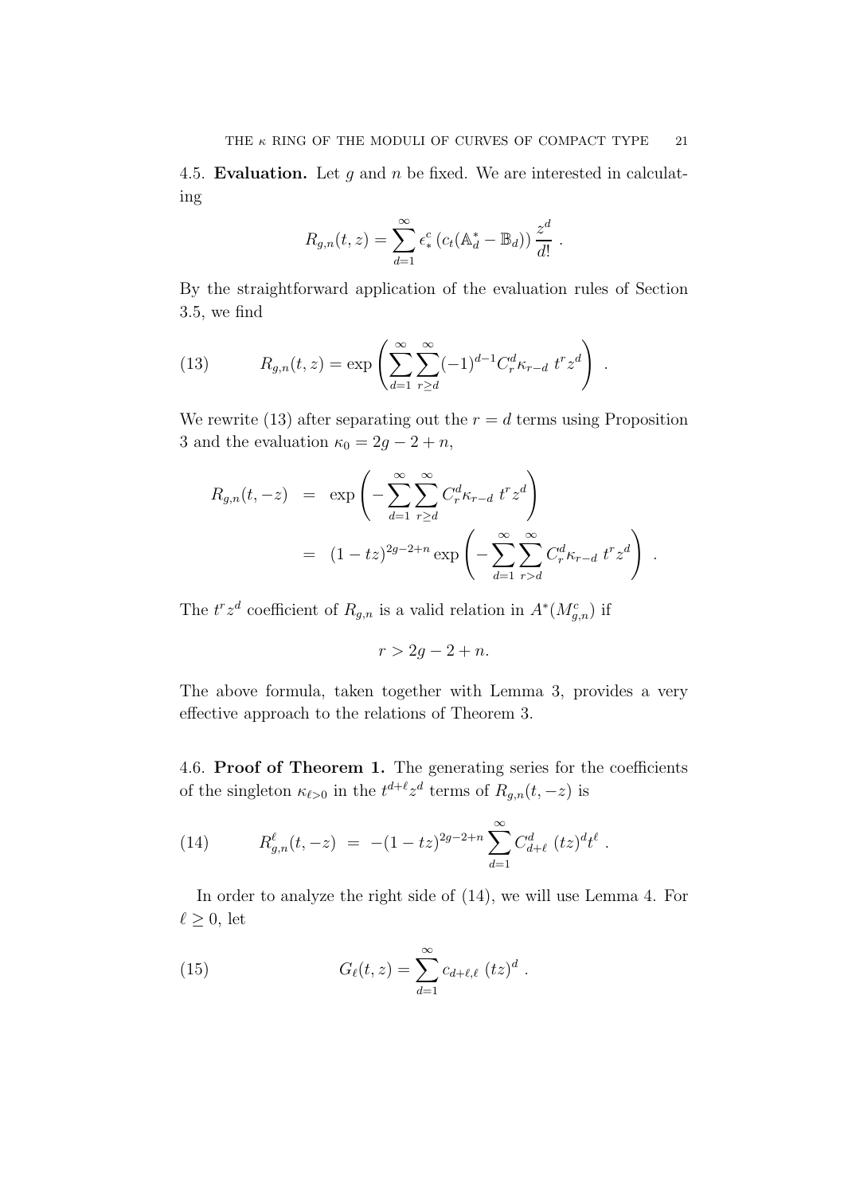4.5. **Evaluation.** Let $g$ and $n$ be fixed. We are interested in calculating

$$R_{g,n}(t,z) = \sum_{d=1}^{\infty} \epsilon^c_* \left( c_t(\mathbb{A}^*_d - \mathbb{B}_d) \right) \frac{z^d}{d!} \ .$$

By the straightforward application of the evaluation rules of Section 3.5, we find

$$R_{g,n}(t,z) = \exp\left( \sum_{d=1}^{\infty} \sum_{r \geq d}^{\infty} (-1)^{d-1} C^d_r \kappa_{r-d} \ t^r z^d \right) \ . \tag{13}$$

We rewrite (13) after separating out the $r = d$ terms using Proposition 3 and the evaluation $\kappa_0 = 2g - 2 + n$,

$$\begin{aligned} R_{g,n}(t,-z) &= \exp\left( - \sum_{d=1}^{\infty} \sum_{r \geq d}^{\infty} C^d_r \kappa_{r-d} \ t^r z^d \right) \\ &= (1-tz)^{2g-2+n} \exp\left( - \sum_{d=1}^{\infty} \sum_{r > d}^{\infty} C^d_r \kappa_{r-d} \ t^r z^d \right) \ . \end{aligned}$$

The $t^r z^d$ coefficient of $R_{g,n}$ is a valid relation in $A^*(M^c_{g,n})$ if

$$r > 2g - 2 + n.$$

The above formula, taken together with Lemma 3, provides a very effective approach to the relations of Theorem 3.

4.6. **Proof of Theorem 1.** The generating series for the coefficients of the singleton $\kappa_{\ell > 0}$ in the $t^{d+\ell} z^d$ terms of $R_{g,n}(t,-z)$ is

$$R^{\ell}_{g,n}(t,-z) \ = \ -(1-tz)^{2g-2+n} \sum_{d=1}^{\infty} C^d_{d+\ell} \ (tz)^d t^{\ell} \ . \tag{14}$$

In order to analyze the right side of (14), we will use Lemma 4. For $\ell \geq 0$, let

$$G_{\ell}(t,z) = \sum_{d=1}^{\infty} c_{d+\ell,\ell} \ (tz)^d \ . \tag{15}$$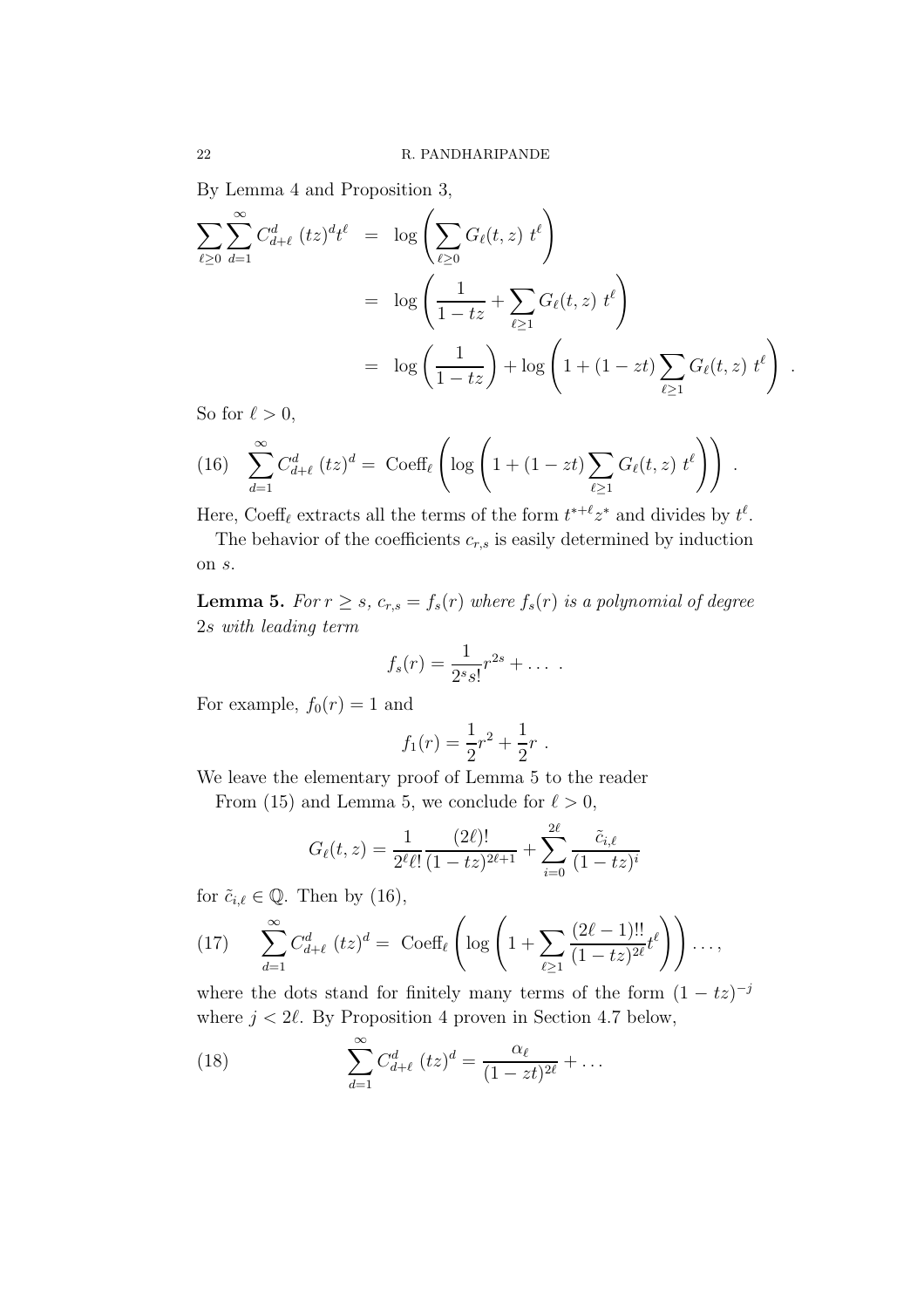By Lemma 4 and Proposition 3,

$$
\begin{aligned}
\sum_{\ell \geq 0} \sum_{d=1}^{\infty} C^d_{d+\ell}\ (tz)^d t^\ell &= \log\left( \sum_{\ell \geq 0} G_\ell(t,z)\ t^\ell \right) \\
&= \log\left( \frac{1}{1-tz} + \sum_{\ell \geq 1} G_\ell(t,z)\ t^\ell \right) \\
&= \log\left( \frac{1}{1-tz} \right) + \log\left( 1 + (1-zt) \sum_{\ell \geq 1} G_\ell(t,z)\ t^\ell \right) .
\end{aligned}
$$

So for $\ell > 0$,

$$
\sum_{d=1}^{\infty} C^d_{d+\ell}\ (tz)^d = \text{Coeff}_\ell \left( \log\left( 1 + (1-zt) \sum_{\ell \geq 1} G_\ell(t,z)\ t^\ell \right) \right) . \tag{16}
$$

Here, $\text{Coeff}_\ell$ extracts all the terms of the form $t^{*+\ell}z^*$ and divides by $t^\ell$.

The behavior of the coefficients $c_{r,s}$ is easily determined by induction on $s$.

**Lemma 5.** *For $r \geq s$, $c_{r,s} = f_s(r)$ where $f_s(r)$ is a polynomial of degree $2s$ with leading term*

$$
f_s(r) = \frac{1}{2^s s!} r^{2s} + \dots .
$$

For example, $f_0(r) = 1$ and

$$
f_1(r) = \frac{1}{2}r^2 + \frac{1}{2}r .
$$

We leave the elementary proof of Lemma 5 to the reader

From (15) and Lemma 5, we conclude for $\ell > 0$,

$$
G_\ell(t,z) = \frac{1}{2^\ell \ell!} \frac{(2\ell)!}{(1-tz)^{2\ell+1}} + \sum_{i=0}^{2\ell} \frac{\tilde{c}_{i,\ell}}{(1-tz)^i}
$$

for $\tilde{c}_{i,\ell} \in \mathbb{Q}$. Then by (16),

$$
\sum_{d=1}^{\infty} C^d_{d+\ell}\ (tz)^d = \text{Coeff}_\ell \left( \log\left( 1 + \sum_{\ell \geq 1} \frac{(2\ell-1)!!}{(1-tz)^{2\ell}} t^\ell \right) \right) \dots, \tag{17}
$$

where the dots stand for finitely many terms of the form $(1-tz)^{-j}$ where $j < 2\ell$. By Proposition 4 proven in Section 4.7 below,

$$
\sum_{d=1}^{\infty} C^d_{d+\ell}\ (tz)^d = \frac{\alpha_\ell}{(1-zt)^{2\ell}} + \dots \tag{18}
$$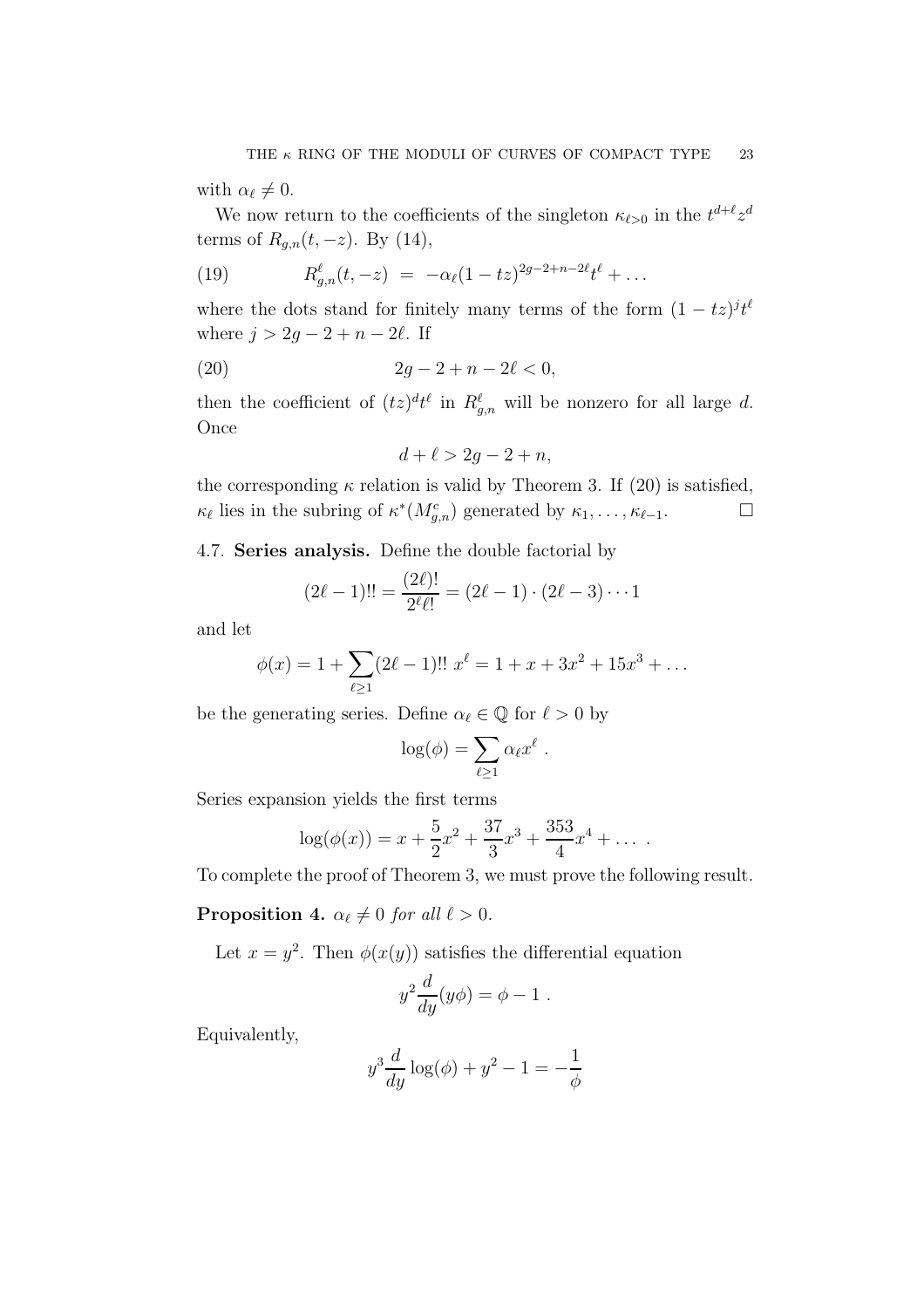with $\alpha_\ell \neq 0$.

We now return to the coefficients of the singleton $\kappa_{\ell>0}$ in the $t^{d+\ell}z^d$ terms of $R_{g,n}(t,-z)$. By (14),

$$R^\ell_{g,n}(t,-z) \ = \ -\alpha_\ell(1-tz)^{2g-2+n-2\ell}t^\ell + \dots \tag{19}$$

where the dots stand for finitely many terms of the form $(1-tz)^j t^\ell$ where $j > 2g-2+n-2\ell$. If

$$2g-2+n-2\ell < 0, \tag{20}$$

then the coefficient of $(tz)^d t^\ell$ in $R^\ell_{g,n}$ will be nonzero for all large $d$. Once

$$d + \ell > 2g-2+n,$$

the corresponding $\kappa$ relation is valid by Theorem 3. If (20) is satisfied, $\kappa_\ell$ lies in the subring of $\kappa^*(M^c_{g,n})$ generated by $\kappa_1, \dots, \kappa_{\ell-1}$. $\square$

## 4.7. Series analysis.

Define the double factorial by

$$(2\ell-1)!! = \frac{(2\ell)!}{2^\ell \ell!} = (2\ell-1)\cdot(2\ell-3)\cdots 1$$

and let

$$\phi(x) = 1 + \sum_{\ell\geq 1}(2\ell-1)!! \ x^\ell = 1 + x + 3x^2 + 15x^3 + \dots$$

be the generating series. Define $\alpha_\ell \in \mathbb{Q}$ for $\ell > 0$ by

$$\log(\phi) = \sum_{\ell\geq 1}\alpha_\ell x^\ell \ .$$

Series expansion yields the first terms

$$\log(\phi(x)) = x + \frac{5}{2}x^2 + \frac{37}{3}x^3 + \frac{353}{4}x^4 + \dots \ .$$

To complete the proof of Theorem 3, we must prove the following result.

**Proposition 4.** *$\alpha_\ell \neq 0$ for all $\ell > 0$.*

Let $x = y^2$. Then $\phi(x(y))$ satisfies the differential equation

$$y^2\frac{d}{dy}(y\phi) = \phi - 1 \ .$$

Equivalently,

$$y^3\frac{d}{dy}\log(\phi) + y^2 - 1 = -\frac{1}{\phi}$$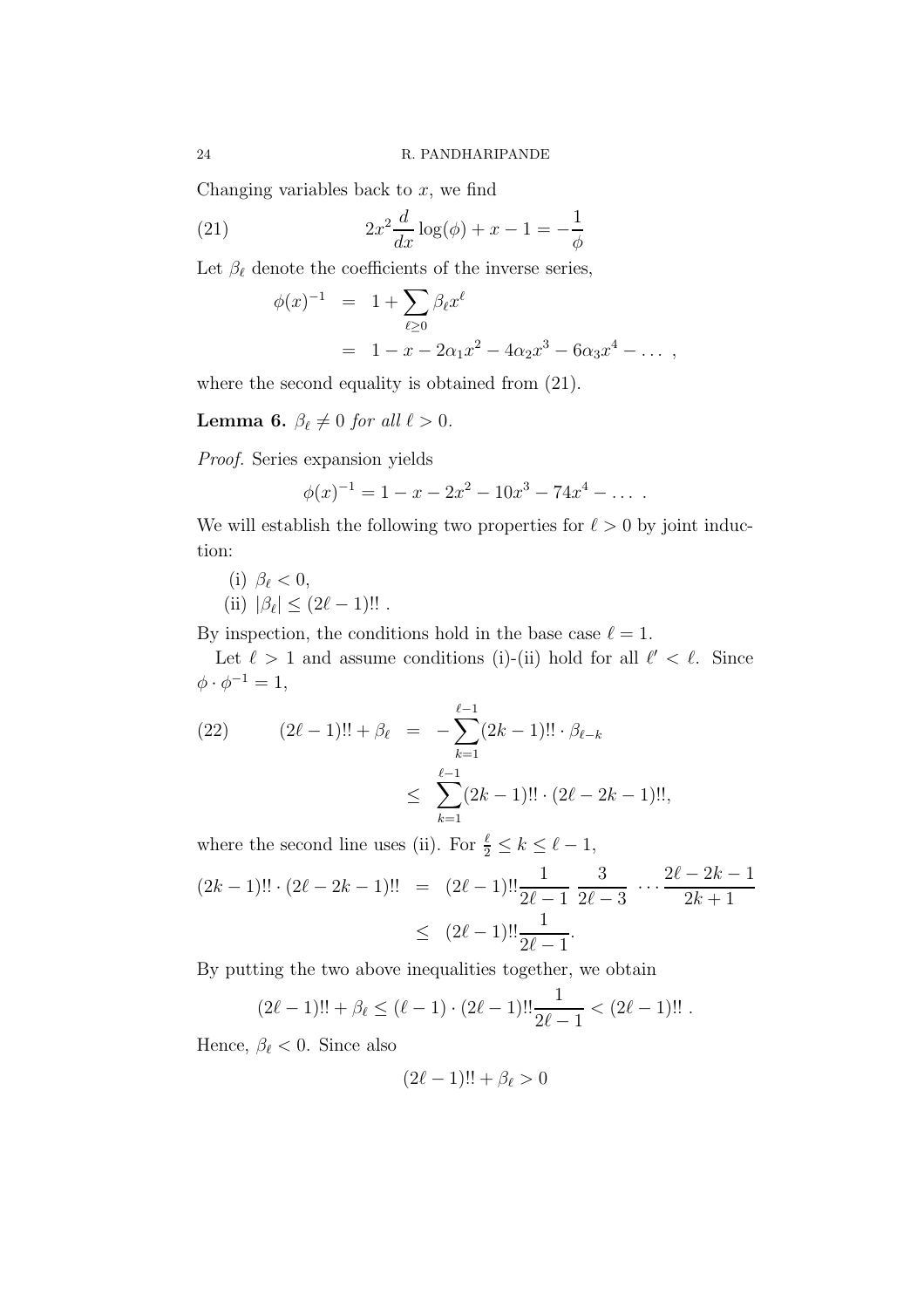Changing variables back to $x$, we find

$$2x^2 \frac{d}{dx} \log(\phi) + x - 1 = -\frac{1}{\phi} \tag{21}$$

Let $\beta_\ell$ denote the coefficients of the inverse series,

$$\begin{aligned}
\phi(x)^{-1} &= 1 + \sum_{\ell \geq 0} \beta_\ell x^\ell \\
&= 1 - x - 2\alpha_1 x^2 - 4\alpha_2 x^3 - 6\alpha_3 x^4 - \dots ,
\end{aligned}$$

where the second equality is obtained from (21).

**Lemma 6.** *$\beta_\ell \neq 0$ for all $\ell > 0$.*

*Proof.* Series expansion yields

$$\phi(x)^{-1} = 1 - x - 2x^2 - 10x^3 - 74x^4 - \dots .$$

We will establish the following two properties for $\ell > 0$ by joint induction:

(i) $\beta_\ell < 0$,

(ii) $|\beta_\ell| \leq (2\ell - 1)!!$ .

By inspection, the conditions hold in the base case $\ell = 1$.

Let $\ell > 1$ and assume conditions (i)-(ii) hold for all $\ell' < \ell$. Since $\phi \cdot \phi^{-1} = 1$,

$$\begin{aligned}
(2\ell - 1)!! + \beta_\ell &= -\sum_{k=1}^{\ell-1} (2k-1)!! \cdot \beta_{\ell-k} \\
&\leq \sum_{k=1}^{\ell-1} (2k-1)!! \cdot (2\ell - 2k - 1)!!,
\end{aligned} \tag{22}$$

where the second line uses (ii). For $\frac{\ell}{2} \leq k \leq \ell - 1$,

$$\begin{aligned}
(2k-1)!! \cdot (2\ell - 2k - 1)!! &= (2\ell - 1)!! \frac{1}{2\ell - 1} \, \frac{3}{2\ell - 3} \, \cdots \frac{2\ell - 2k - 1}{2k + 1} \\
&\leq (2\ell - 1)!! \frac{1}{2\ell - 1}.
\end{aligned}$$

By putting the two above inequalities together, we obtain

$$(2\ell - 1)!! + \beta_\ell \leq (\ell - 1) \cdot (2\ell - 1)!! \frac{1}{2\ell - 1} < (2\ell - 1)!! .$$

Hence, $\beta_\ell < 0$. Since also

$$(2\ell - 1)!! + \beta_\ell > 0$$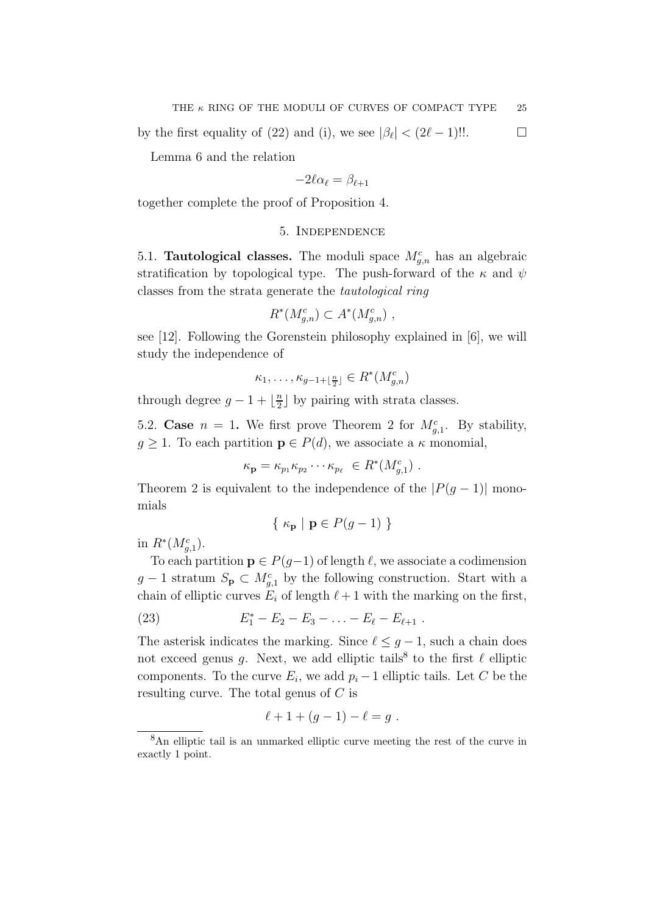by the first equality of (22) and (i), we see $|\beta_\ell| < (2\ell - 1)!!$. $\square$

Lemma 6 and the relation

$$-2\ell\alpha_\ell = \beta_{\ell+1}$$

together complete the proof of Proposition 4.

## 5. Independence

5.1. **Tautological classes.** The moduli space $M^c_{g,n}$ has an algebraic stratification by topological type. The push-forward of the $\kappa$ and $\psi$ classes from the strata generate the *tautological ring*

$$R^*(M^c_{g,n}) \subset A^*(M^c_{g,n}) \ ,$$

see [12]. Following the Gorenstein philosophy explained in [6], we will study the independence of

$$\kappa_1, \ldots, \kappa_{g-1+\lfloor \frac{n}{2} \rfloor} \in R^*(M^c_{g,n})$$

through degree $g - 1 + \lfloor \frac{n}{2} \rfloor$ by pairing with strata classes.

5.2. **Case** $n = 1$**.** We first prove Theorem 2 for $M^c_{g,1}$. By stability, $g \geq 1$. To each partition $\mathbf{p} \in P(d)$, we associate a $\kappa$ monomial,

$$\kappa_{\mathbf{p}} = \kappa_{p_1}\kappa_{p_2}\cdots\kappa_{p_\ell} \ \in R^*(M^c_{g,1}) \ .$$

Theorem 2 is equivalent to the independence of the $|P(g-1)|$ monomials

$$\{ \ \kappa_{\mathbf{p}} \mid \mathbf{p} \in P(g-1) \ \}$$

in $R^*(M^c_{g,1})$.

To each partition $\mathbf{p} \in P(g-1)$ of length $\ell$, we associate a codimension $g-1$ stratum $S_{\mathbf{p}} \subset M^c_{g,1}$ by the following construction. Start with a chain of elliptic curves $E_i$ of length $\ell+1$ with the marking on the first,

$$E^*_1 - E_2 - E_3 - \ldots - E_\ell - E_{\ell+1} \ . \tag{23}$$

The asterisk indicates the marking. Since $\ell \leq g-1$, such a chain does not exceed genus $g$. Next, we add elliptic tails[8] to the first $\ell$ elliptic components. To the curve $E_i$, we add $p_i - 1$ elliptic tails. Let $C$ be the resulting curve. The total genus of $C$ is

$$\ell + 1 + (g-1) - \ell = g \ .$$

[8] An elliptic tail is an unmarked elliptic curve meeting the rest of the curve in exactly 1 point.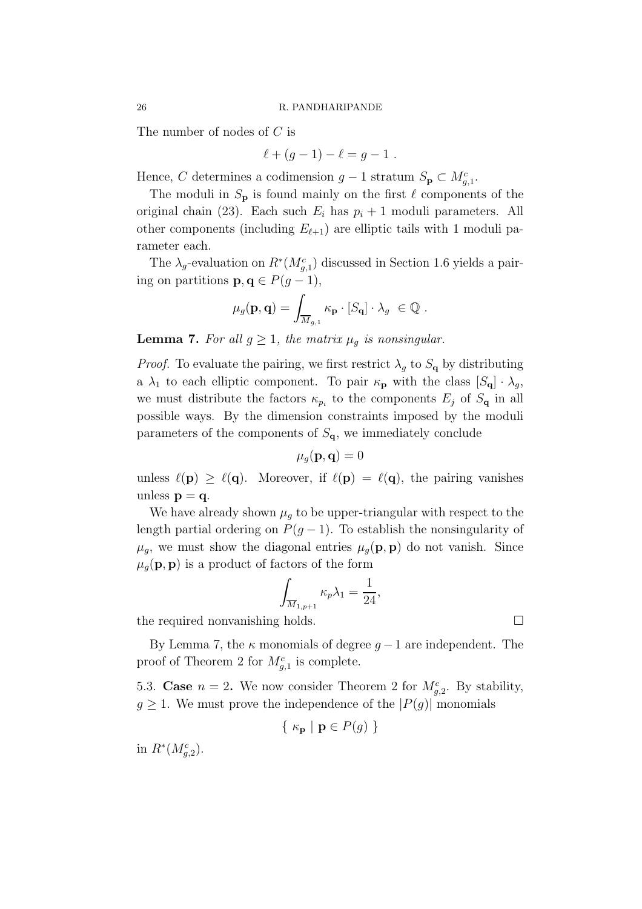The number of nodes of $C$ is

$$\ell + (g-1) - \ell = g - 1 \ .$$

Hence, $C$ determines a codimension $g-1$ stratum $S_{\mathbf{p}} \subset M^c_{g,1}$.

The moduli in $S_{\mathbf{p}}$ is found mainly on the first $\ell$ components of the original chain (23). Each such $E_i$ has $p_i + 1$ moduli parameters. All other components (including $E_{\ell+1}$) are elliptic tails with 1 moduli parameter each.

The $\lambda_g$-evaluation on $R^*(M^c_{g,1})$ discussed in Section 1.6 yields a pairing on partitions $\mathbf{p}, \mathbf{q} \in P(g-1)$,

$$\mu_g(\mathbf{p}, \mathbf{q}) = \int_{\overline{M}_{g,1}} \kappa_{\mathbf{p}} \cdot [S_{\mathbf{q}}] \cdot \lambda_g \ \in \mathbb{Q} \ .$$

**Lemma 7.** *For all $g \geq 1$, the matrix $\mu_g$ is nonsingular.*

*Proof.* To evaluate the pairing, we first restrict $\lambda_g$ to $S_{\mathbf{q}}$ by distributing a $\lambda_1$ to each elliptic component. To pair $\kappa_{\mathbf{p}}$ with the class $[S_{\mathbf{q}}] \cdot \lambda_g$, we must distribute the factors $\kappa_{p_i}$ to the components $E_j$ of $S_{\mathbf{q}}$ in all possible ways. By the dimension constraints imposed by the moduli parameters of the components of $S_{\mathbf{q}}$, we immediately conclude

$$\mu_g(\mathbf{p}, \mathbf{q}) = 0$$

unless $\ell(\mathbf{p}) \geq \ell(\mathbf{q})$. Moreover, if $\ell(\mathbf{p}) = \ell(\mathbf{q})$, the pairing vanishes unless $\mathbf{p} = \mathbf{q}$.

We have already shown $\mu_g$ to be upper-triangular with respect to the length partial ordering on $P(g-1)$. To establish the nonsingularity of $\mu_g$, we must show the diagonal entries $\mu_g(\mathbf{p}, \mathbf{p})$ do not vanish. Since $\mu_g(\mathbf{p}, \mathbf{p})$ is a product of factors of the form

$$\int_{\overline{M}_{1,p+1}} \kappa_p \lambda_1 = \frac{1}{24},$$

the required nonvanishing holds. $\square$

By Lemma 7, the $\kappa$ monomials of degree $g-1$ are independent. The proof of Theorem 2 for $M^c_{g,1}$ is complete.

5.3. **Case $n = 2$.** We now consider Theorem 2 for $M^c_{g,2}$. By stability, $g \geq 1$. We must prove the independence of the $|P(g)|$ monomials

$$\{ \ \kappa_{\mathbf{p}} \mid \mathbf{p} \in P(g) \ \}$$

in $R^*(M^c_{g,2})$.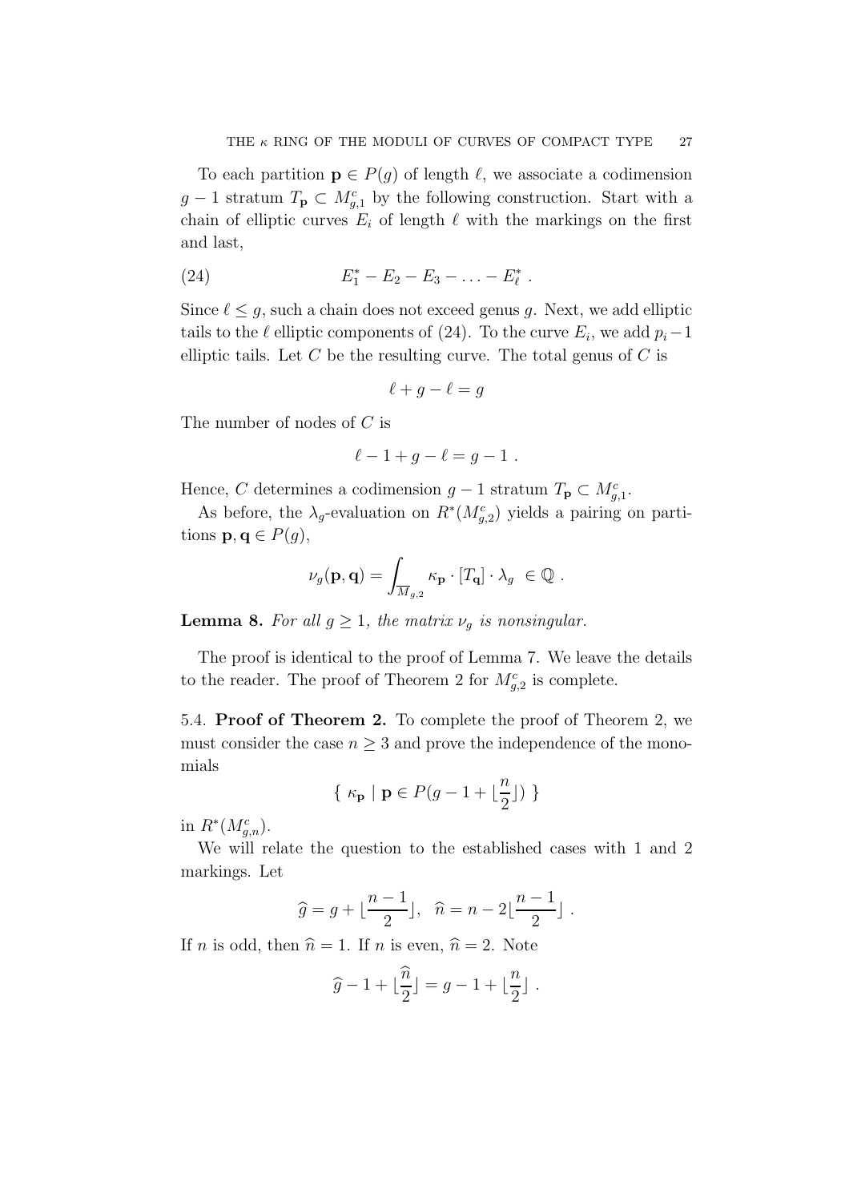To each partition $\mathbf{p} \in P(g)$ of length $\ell$, we associate a codimension $g-1$ stratum $T_{\mathbf{p}} \subset M^c_{g,1}$ by the following construction. Start with a chain of elliptic curves $E_i$ of length $\ell$ with the markings on the first and last,

$$E_1^* - E_2 - E_3 - \ldots - E_\ell^* \ . \tag{24}$$

Since $\ell \leq g$, such a chain does not exceed genus $g$. Next, we add elliptic tails to the $\ell$ elliptic components of (24). To the curve $E_i$, we add $p_i - 1$ elliptic tails. Let $C$ be the resulting curve. The total genus of $C$ is

$$\ell + g - \ell = g$$

The number of nodes of $C$ is

$$\ell - 1 + g - \ell = g - 1 \ .$$

Hence, $C$ determines a codimension $g-1$ stratum $T_{\mathbf{p}} \subset M^c_{g,1}$.

As before, the $\lambda_g$-evaluation on $R^*(M^c_{g,2})$ yields a pairing on partitions $\mathbf{p}, \mathbf{q} \in P(g)$,

$$\nu_g(\mathbf{p}, \mathbf{q}) = \int_{\overline{M}_{g,2}} \kappa_{\mathbf{p}} \cdot [T_{\mathbf{q}}] \cdot \lambda_g \ \in \mathbb{Q} \ .$$

**Lemma 8.** *For all $g \geq 1$, the matrix $\nu_g$ is nonsingular.*

The proof is identical to the proof of Lemma 7. We leave the details to the reader. The proof of Theorem 2 for $M^c_{g,2}$ is complete.

5.4. **Proof of Theorem 2.** To complete the proof of Theorem 2, we must consider the case $n \geq 3$ and prove the independence of the monomials

$$\{ \ \kappa_{\mathbf{p}} \mid \mathbf{p} \in P(g - 1 + \lfloor \frac{n}{2} \rfloor) \ \}$$

in $R^*(M^c_{g,n})$.

We will relate the question to the established cases with 1 and 2 markings. Let

$$\widehat{g} = g + \lfloor \frac{n-1}{2} \rfloor, \quad \widehat{n} = n - 2 \lfloor \frac{n-1}{2} \rfloor \ .$$

If $n$ is odd, then $\widehat{n} = 1$. If $n$ is even, $\widehat{n} = 2$. Note

$$\widehat{g} - 1 + \lfloor \frac{\widehat{n}}{2} \rfloor = g - 1 + \lfloor \frac{n}{2} \rfloor \ .$$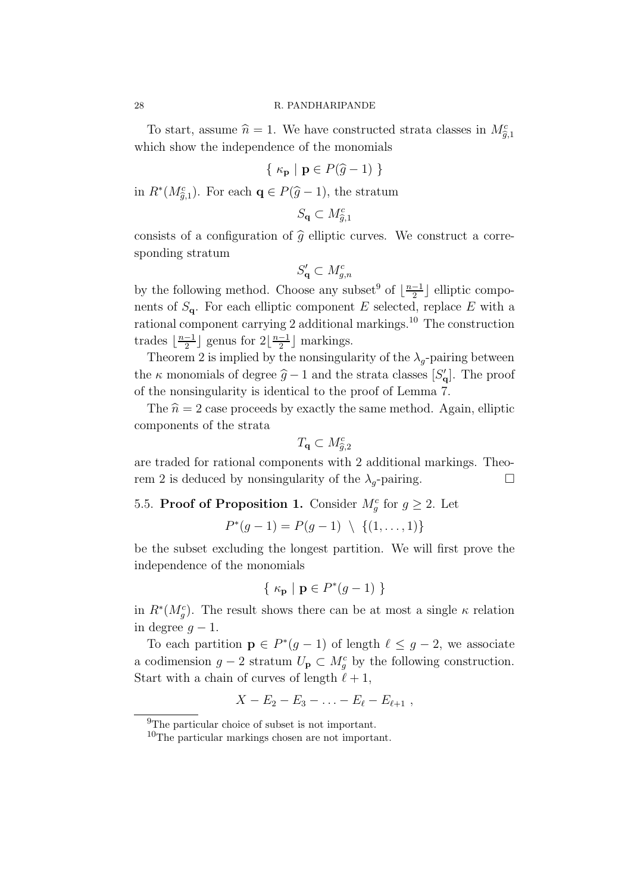To start, assume $\widehat{n} = 1$. We have constructed strata classes in $M^c_{\widehat{g},1}$ which show the independence of the monomials

$$\{ \ \kappa_{\mathbf{p}} \mid \mathbf{p} \in P(\widehat{g}-1) \ \}$$

in $R^*(M^c_{\widehat{g},1})$. For each $\mathbf{q} \in P(\widehat{g}-1)$, the stratum

$$S_{\mathbf{q}} \subset M^c_{\widehat{g},1}$$

consists of a configuration of $\widehat{g}$ elliptic curves. We construct a corresponding stratum

$$S'_{\mathbf{q}} \subset M^c_{g,n}$$

by the following method. Choose any subset[9] of $\lfloor \frac{n-1}{2} \rfloor$ elliptic components of $S_{\mathbf{q}}$. For each elliptic component $E$ selected, replace $E$ with a rational component carrying 2 additional markings.[10] The construction trades $\lfloor \frac{n-1}{2} \rfloor$ genus for $2\lfloor \frac{n-1}{2} \rfloor$ markings.

Theorem 2 is implied by the nonsingularity of the $\lambda_g$-pairing between the $\kappa$ monomials of degree $\widehat{g}-1$ and the strata classes $[S'_{\mathbf{q}}]$. The proof of the nonsingularity is identical to the proof of Lemma 7.

The $\widehat{n} = 2$ case proceeds by exactly the same method. Again, elliptic components of the strata

$$T_{\mathbf{q}} \subset M^c_{\widehat{g},2}$$

are traded for rational components with 2 additional markings. Theorem 2 is deduced by nonsingularity of the $\lambda_g$-pairing. □

5.5. **Proof of Proposition 1.** Consider $M^c_g$ for $g \geq 2$. Let

$$P^*(g-1) = P(g-1) \ \setminus \ \{(1,\ldots,1)\}$$

be the subset excluding the longest partition. We will first prove the independence of the monomials

$$\{ \ \kappa_{\mathbf{p}} \mid \mathbf{p} \in P^*(g-1) \ \}$$

in $R^*(M^c_g)$. The result shows there can be at most a single $\kappa$ relation in degree $g-1$.

To each partition $\mathbf{p} \in P^*(g-1)$ of length $\ell \leq g-2$, we associate a codimension $g-2$ stratum $U_{\mathbf{p}} \subset M^c_g$ by the following construction. Start with a chain of curves of length $\ell+1$,

$$X - E_2 - E_3 - \ldots - E_\ell - E_{\ell+1} \ ,$$

[9] The particular choice of subset is not important.

[10] The particular markings chosen are not important.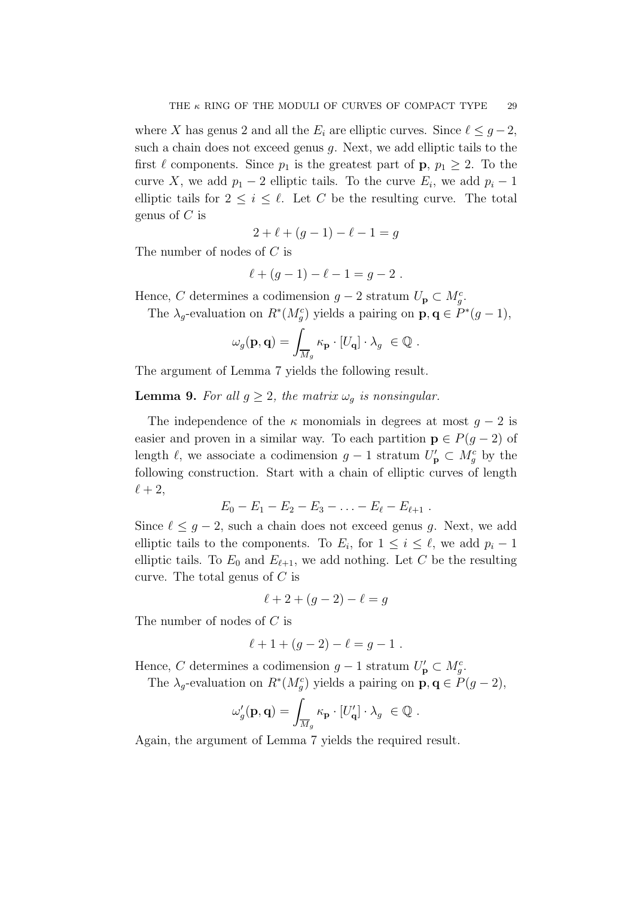where $X$ has genus 2 and all the $E_i$ are elliptic curves. Since $\ell \leq g-2$, such a chain does not exceed genus $g$. Next, we add elliptic tails to the first $\ell$ components. Since $p_1$ is the greatest part of $\mathbf{p}$, $p_1 \geq 2$. To the curve $X$, we add $p_1 - 2$ elliptic tails. To the curve $E_i$, we add $p_i - 1$ elliptic tails for $2 \leq i \leq \ell$. Let $C$ be the resulting curve. The total genus of $C$ is

$$2 + \ell + (g-1) - \ell - 1 = g$$

The number of nodes of $C$ is

$$\ell + (g-1) - \ell - 1 = g-2 \ .$$

Hence, $C$ determines a codimension $g-2$ stratum $U_{\mathbf{p}} \subset M_g^c$.

The $\lambda_g$-evaluation on $R^*(M_g^c)$ yields a pairing on $\mathbf{p}, \mathbf{q} \in P^*(g-1)$,

$$\omega_g(\mathbf{p}, \mathbf{q}) = \int_{\overline{M}_g} \kappa_{\mathbf{p}} \cdot [U_{\mathbf{q}}] \cdot \lambda_g \ \in \mathbb{Q} \ .$$

The argument of Lemma 7 yields the following result.

**Lemma 9.** *For all $g \geq 2$, the matrix $\omega_g$ is nonsingular.*

The independence of the $\kappa$ monomials in degrees at most $g-2$ is easier and proven in a similar way. To each partition $\mathbf{p} \in P(g-2)$ of length $\ell$, we associate a codimension $g-1$ stratum $U'_{\mathbf{p}} \subset M_g^c$ by the following construction. Start with a chain of elliptic curves of length $\ell + 2$,

$$E_0 - E_1 - E_2 - E_3 - \ldots - E_\ell - E_{\ell+1} \ .$$

Since $\ell \leq g-2$, such a chain does not exceed genus $g$. Next, we add elliptic tails to the components. To $E_i$, for $1 \leq i \leq \ell$, we add $p_i - 1$ elliptic tails. To $E_0$ and $E_{\ell+1}$, we add nothing. Let $C$ be the resulting curve. The total genus of $C$ is

$$\ell + 2 + (g-2) - \ell = g$$

The number of nodes of $C$ is

$$\ell + 1 + (g-2) - \ell = g-1 \ .$$

Hence, $C$ determines a codimension $g-1$ stratum $U'_{\mathbf{p}} \subset M_g^c$.

The $\lambda_g$-evaluation on $R^*(M_g^c)$ yields a pairing on $\mathbf{p}, \mathbf{q} \in P(g-2)$,

$$\omega'_g(\mathbf{p}, \mathbf{q}) = \int_{\overline{M}_g} \kappa_{\mathbf{p}} \cdot [U'_{\mathbf{q}}] \cdot \lambda_g \ \in \mathbb{Q} \ .$$

Again, the argument of Lemma 7 yields the required result.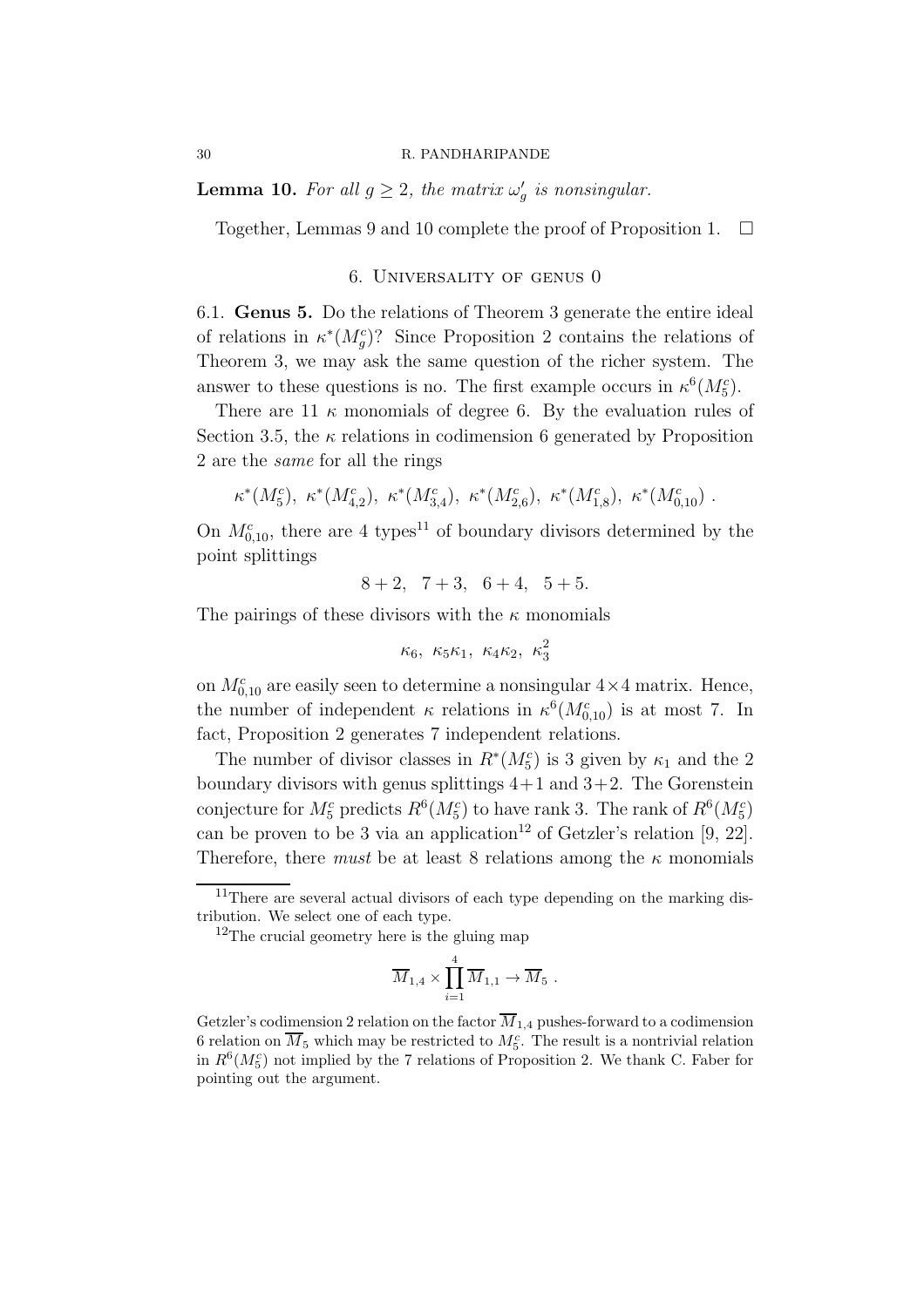**Lemma 10.** *For all $g \geq 2$, the matrix $\omega'_g$ is nonsingular.*

Together, Lemmas 9 and 10 complete the proof of Proposition 1. $\square$

## 6. Universality of genus 0

6.1. **Genus 5.** Do the relations of Theorem 3 generate the entire ideal of relations in $\kappa^*(M_g^c)$? Since Proposition 2 contains the relations of Theorem 3, we may ask the same question of the richer system. The answer to these questions is no. The first example occurs in $\kappa^6(M_5^c)$.

There are 11 $\kappa$ monomials of degree 6. By the evaluation rules of Section 3.5, the $\kappa$ relations in codimension 6 generated by Proposition 2 are the *same* for all the rings

$$\kappa^*(M_5^c),\ \kappa^*(M_{4,2}^c),\ \kappa^*(M_{3,4}^c),\ \kappa^*(M_{2,6}^c),\ \kappa^*(M_{1,8}^c),\ \kappa^*(M_{0,10}^c)\ .$$

On $M_{0,10}^c$, there are 4 types[11] of boundary divisors determined by the point splittings

$$8+2,\ \ 7+3,\ \ 6+4,\ \ 5+5.$$

The pairings of these divisors with the $\kappa$ monomials

$$\kappa_6,\ \kappa_5\kappa_1,\ \kappa_4\kappa_2,\ \kappa_3^2$$

on $M_{0,10}^c$ are easily seen to determine a nonsingular $4\times 4$ matrix. Hence, the number of independent $\kappa$ relations in $\kappa^6(M_{0,10}^c)$ is at most 7. In fact, Proposition 2 generates 7 independent relations.

The number of divisor classes in $R^*(M_5^c)$ is 3 given by $\kappa_1$ and the 2 boundary divisors with genus splittings $4+1$ and $3+2$. The Gorenstein conjecture for $M_5^c$ predicts $R^6(M_5^c)$ to have rank 3. The rank of $R^6(M_5^c)$ can be proven to be 3 via an application[12] of Getzler's relation [9, 22]. Therefore, there *must* be at least 8 relations among the $\kappa$ monomials

---

[11] There are several actual divisors of each type depending on the marking distribution. We select one of each type.

[12] The crucial geometry here is the gluing map

$$\overline{M}_{1,4} \times \prod_{i=1}^{4} \overline{M}_{1,1} \to \overline{M}_5\ .$$

Getzler's codimension 2 relation on the factor $\overline{M}_{1,4}$ pushes-forward to a codimension 6 relation on $\overline{M}_5$ which may be restricted to $M_5^c$. The result is a nontrivial relation in $R^6(M_5^c)$ not implied by the 7 relations of Proposition 2. We thank C. Faber for pointing out the argument.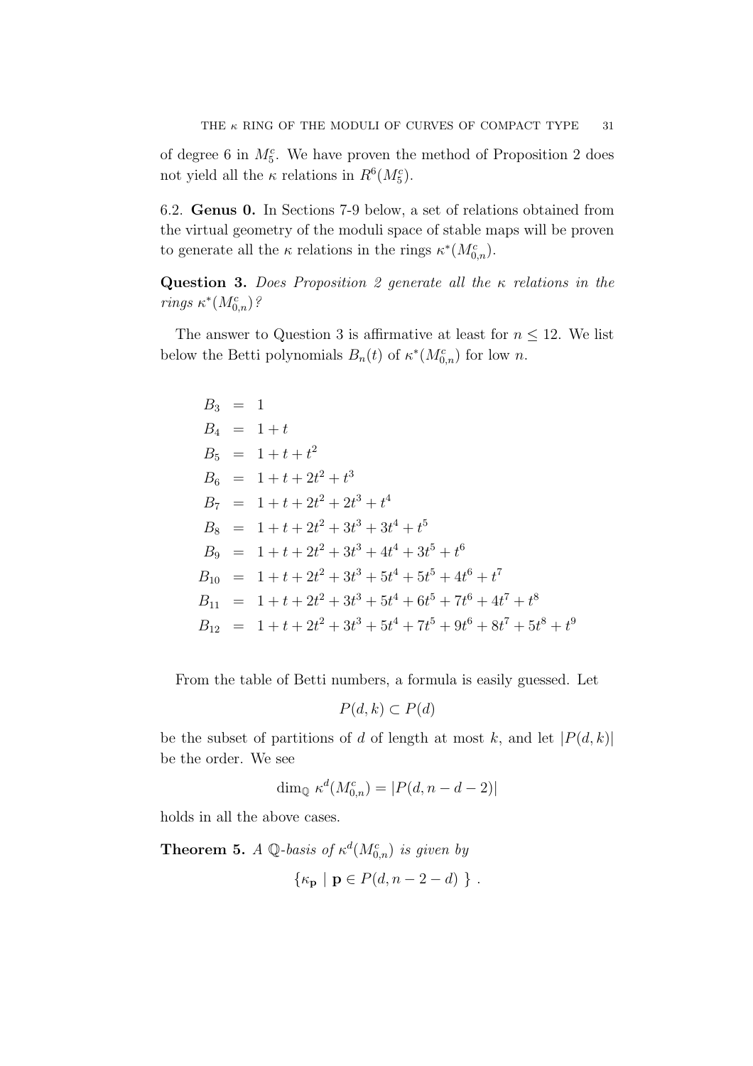of degree 6 in $M_5^c$. We have proven the method of Proposition 2 does not yield all the $\kappa$ relations in $R^6(M_5^c)$.

## 6.2. Genus 0.

In Sections 7-9 below, a set of relations obtained from the virtual geometry of the moduli space of stable maps will be proven to generate all the $\kappa$ relations in the rings $\kappa^*(M_{0,n}^c)$.

**Question 3.** *Does Proposition 2 generate all the $\kappa$ relations in the rings $\kappa^*(M_{0,n}^c)$?*

The answer to Question 3 is affirmative at least for $n \leq 12$. We list below the Betti polynomials $B_n(t)$ of $\kappa^*(M_{0,n}^c)$ for low $n$.

$$
\begin{aligned}
B_3 &= 1 \\
B_4 &= 1 + t \\
B_5 &= 1 + t + t^2 \\
B_6 &= 1 + t + 2t^2 + t^3 \\
B_7 &= 1 + t + 2t^2 + 2t^3 + t^4 \\
B_8 &= 1 + t + 2t^2 + 3t^3 + 3t^4 + t^5 \\
B_9 &= 1 + t + 2t^2 + 3t^3 + 4t^4 + 3t^5 + t^6 \\
B_{10} &= 1 + t + 2t^2 + 3t^3 + 5t^4 + 5t^5 + 4t^6 + t^7 \\
B_{11} &= 1 + t + 2t^2 + 3t^3 + 5t^4 + 6t^5 + 7t^6 + 4t^7 + t^8 \\
B_{12} &= 1 + t + 2t^2 + 3t^3 + 5t^4 + 7t^5 + 9t^6 + 8t^7 + 5t^8 + t^9
\end{aligned}
$$

From the table of Betti numbers, a formula is easily guessed. Let

$$P(d, k) \subset P(d)$$

be the subset of partitions of $d$ of length at most $k$, and let $|P(d, k)|$ be the order. We see

$$\dim_{\mathbb{Q}} \kappa^d(M_{0,n}^c) = |P(d, n - d - 2)|$$

holds in all the above cases.

**Theorem 5.** *A $\mathbb{Q}$-basis of $\kappa^d(M_{0,n}^c)$ is given by*

$$\{\kappa_{\mathbf{p}} \mid \mathbf{p} \in P(d, n - 2 - d)\ \} \ .$$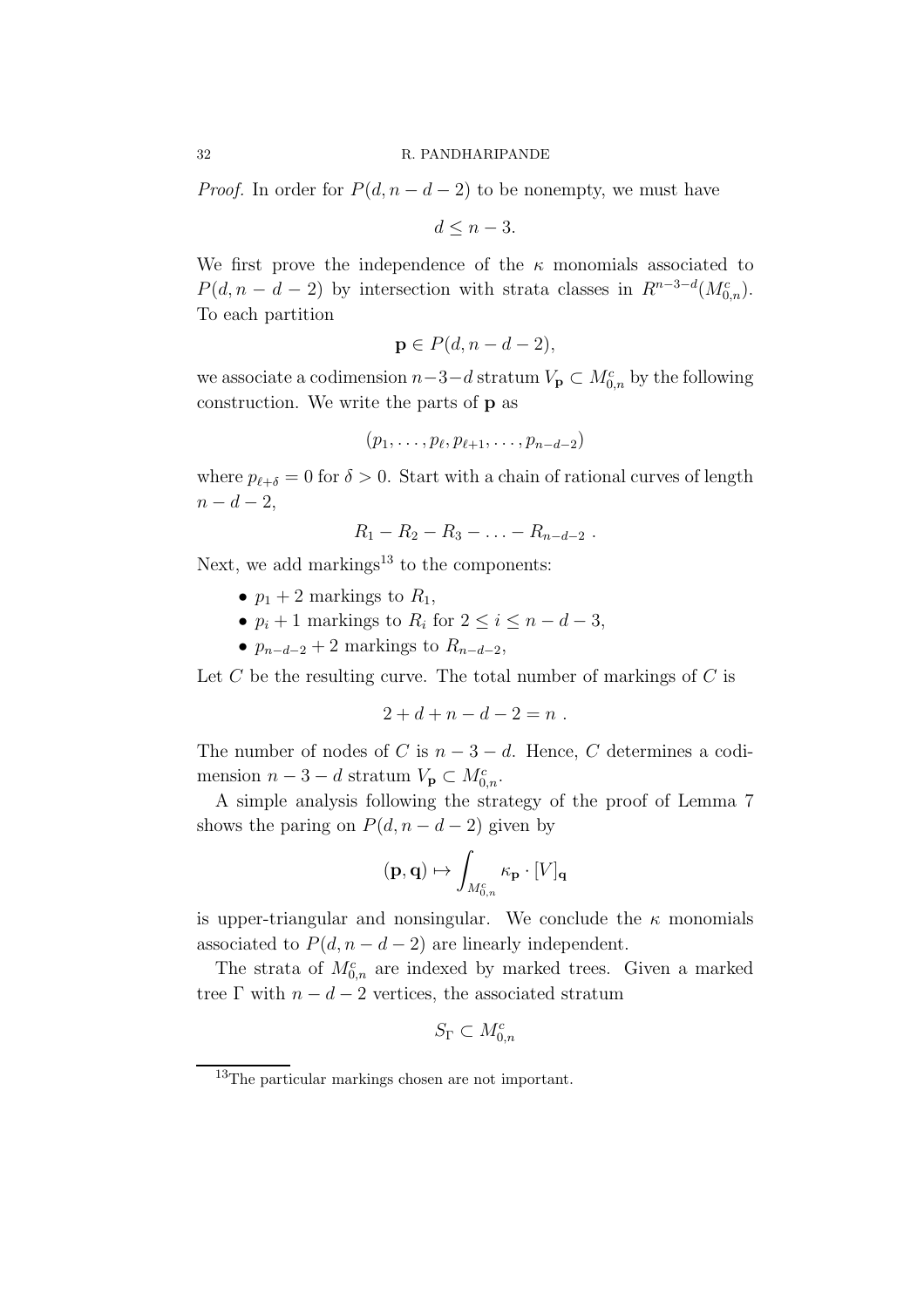*Proof.* In order for $P(d, n-d-2)$ to be nonempty, we must have

$$d \leq n-3.$$

We first prove the independence of the $\kappa$ monomials associated to $P(d, n-d-2)$ by intersection with strata classes in $R^{n-3-d}(M_{0,n}^c)$. To each partition

$$\mathbf{p} \in P(d, n-d-2),$$

we associate a codimension $n-3-d$ stratum $V_{\mathbf{p}} \subset M_{0,n}^c$ by the following construction. We write the parts of $\mathbf{p}$ as

$$(p_1, \ldots, p_\ell, p_{\ell+1}, \ldots, p_{n-d-2})$$

where $p_{\ell+\delta} = 0$ for $\delta > 0$. Start with a chain of rational curves of length $n-d-2$,

$$R_1 - R_2 - R_3 - \ldots - R_{n-d-2} \ .$$

Next, we add markings[13] to the components:

- $p_1 + 2$ markings to $R_1$,
- $p_i + 1$ markings to $R_i$ for $2 \leq i \leq n-d-3$,
- $p_{n-d-2} + 2$ markings to $R_{n-d-2}$,

Let $C$ be the resulting curve. The total number of markings of $C$ is

$$2 + d + n - d - 2 = n \ .$$

The number of nodes of $C$ is $n-3-d$. Hence, $C$ determines a codimension $n-3-d$ stratum $V_{\mathbf{p}} \subset M_{0,n}^c$.

A simple analysis following the strategy of the proof of Lemma 7 shows the paring on $P(d, n-d-2)$ given by

$$(\mathbf{p}, \mathbf{q}) \mapsto \int_{M_{0,n}^c} \kappa_{\mathbf{p}} \cdot [V]_{\mathbf{q}}$$

is upper-triangular and nonsingular. We conclude the $\kappa$ monomials associated to $P(d, n-d-2)$ are linearly independent.

The strata of $M_{0,n}^c$ are indexed by marked trees. Given a marked tree $\Gamma$ with $n-d-2$ vertices, the associated stratum

$$S_\Gamma \subset M_{0,n}^c$$

[13] The particular markings chosen are not important.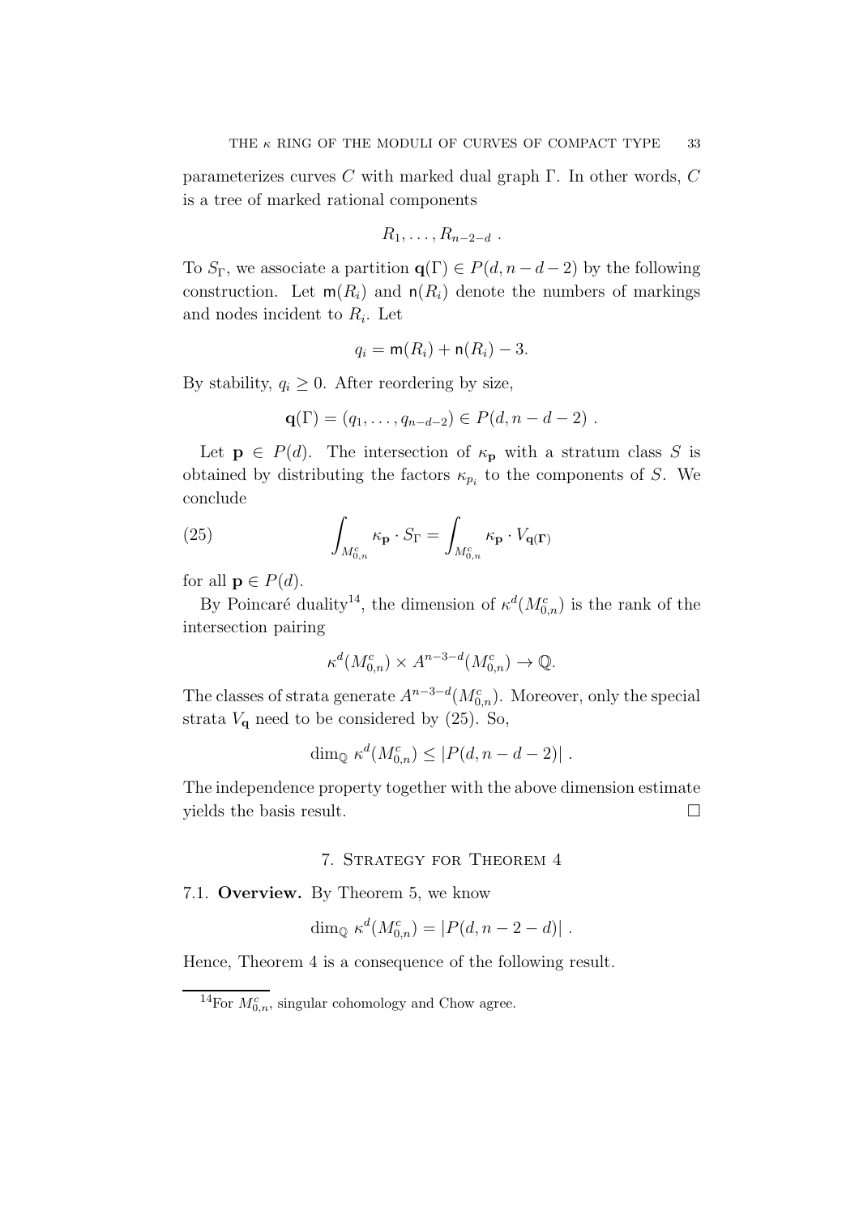parameterizes curves $C$ with marked dual graph $\Gamma$. In other words, $C$ is a tree of marked rational components

$$R_1, \ldots, R_{n-2-d} \ .$$

To $S_\Gamma$, we associate a partition $\mathbf{q}(\Gamma) \in P(d, n-d-2)$ by the following construction. Let $\mathsf{m}(R_i)$ and $\mathsf{n}(R_i)$ denote the numbers of markings and nodes incident to $R_i$. Let

$$q_i = \mathsf{m}(R_i) + \mathsf{n}(R_i) - 3.$$

By stability, $q_i \geq 0$. After reordering by size,

$$\mathbf{q}(\Gamma) = (q_1, \ldots, q_{n-d-2}) \in P(d, n-d-2) \ .$$

Let $\mathbf{p} \in P(d)$. The intersection of $\kappa_{\mathbf{p}}$ with a stratum class $S$ is obtained by distributing the factors $\kappa_{p_i}$ to the components of $S$. We conclude

$$\int_{M_{0,n}^c} \kappa_{\mathbf{p}} \cdot S_\Gamma = \int_{M_{0,n}^c} \kappa_{\mathbf{p}} \cdot V_{\mathbf{q}(\Gamma)} \tag{25}$$

for all $\mathbf{p} \in P(d)$.

By Poincaré duality[14], the dimension of $\kappa^d(M_{0,n}^c)$ is the rank of the intersection pairing

$$\kappa^d(M_{0,n}^c) \times A^{n-3-d}(M_{0,n}^c) \to \mathbb{Q}.$$

The classes of strata generate $A^{n-3-d}(M_{0,n}^c)$. Moreover, only the special strata $V_{\mathbf{q}}$ need to be considered by (25). So,

$$\dim_{\mathbb{Q}} \kappa^d(M_{0,n}^c) \leq |P(d, n-d-2)| \ .$$

The independence property together with the above dimension estimate yields the basis result. $\square$

## 7. Strategy for Theorem 4

7.1. **Overview.** By Theorem 5, we know

$$\dim_{\mathbb{Q}} \kappa^d(M_{0,n}^c) = |P(d, n-2-d)| \ .$$

Hence, Theorem 4 is a consequence of the following result.

[14] For $M_{0,n}^c$, singular cohomology and Chow agree.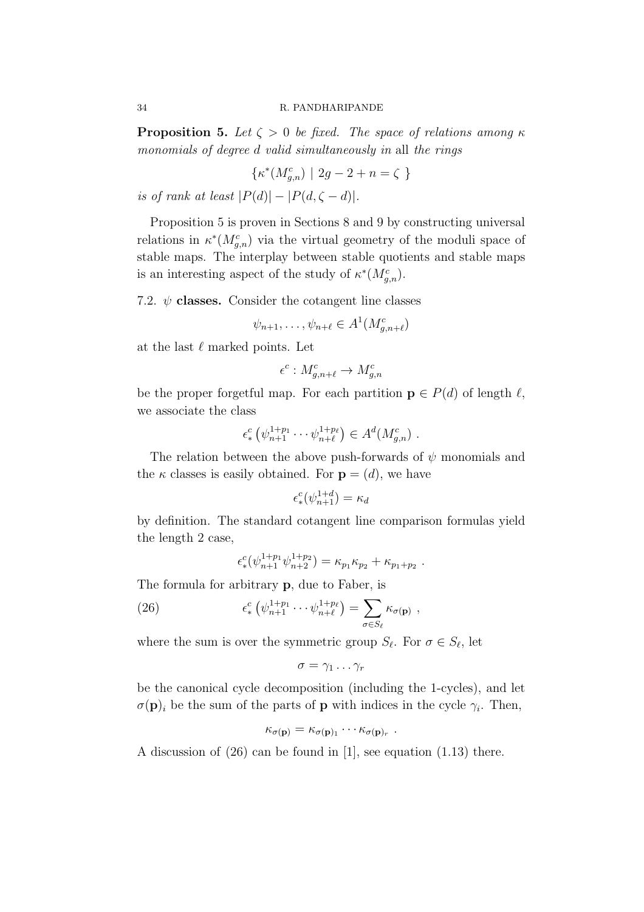**Proposition 5.** *Let $\zeta > 0$ be fixed. The space of relations among $\kappa$ monomials of degree $d$ valid simultaneously in* all *the rings*

$$\{\kappa^*(M^c_{g,n}) \mid 2g-2+n = \zeta \ \}$$

*is of rank at least $|P(d)| - |P(d, \zeta - d)|$.*

Proposition 5 is proven in Sections 8 and 9 by constructing universal relations in $\kappa^*(M^c_{g,n})$ via the virtual geometry of the moduli space of stable maps. The interplay between stable quotients and stable maps is an interesting aspect of the study of $\kappa^*(M^c_{g,n})$.

7.2. **$\psi$ classes.** Consider the cotangent line classes

$$\psi_{n+1}, \ldots, \psi_{n+\ell} \in A^1(M^c_{g,n+\ell})$$

at the last $\ell$ marked points. Let

$$\epsilon^c : M^c_{g,n+\ell} \to M^c_{g,n}$$

be the proper forgetful map. For each partition $\mathbf{p} \in P(d)$ of length $\ell$, we associate the class

$$\epsilon^c_*\left(\psi^{1+p_1}_{n+1} \cdots \psi^{1+p_\ell}_{n+\ell}\right) \in A^d(M^c_{g,n}) \ .$$

The relation between the above push-forwards of $\psi$ monomials and the $\kappa$ classes is easily obtained. For $\mathbf{p} = (d)$, we have

$$\epsilon^c_*(\psi^{1+d}_{n+1}) = \kappa_d$$

by definition. The standard cotangent line comparison formulas yield the length 2 case,

$$\epsilon^c_*(\psi^{1+p_1}_{n+1}\psi^{1+p_2}_{n+2}) = \kappa_{p_1}\kappa_{p_2} + \kappa_{p_1+p_2} \ .$$

The formula for arbitrary $\mathbf{p}$, due to Faber, is

$$\epsilon^c_*\left(\psi^{1+p_1}_{n+1} \cdots \psi^{1+p_\ell}_{n+\ell}\right) = \sum_{\sigma \in S_\ell} \kappa_{\sigma(\mathbf{p})} \ , \tag{26}$$

where the sum is over the symmetric group $S_\ell$. For $\sigma \in S_\ell$, let

$$\sigma = \gamma_1 \ldots \gamma_r$$

be the canonical cycle decomposition (including the 1-cycles), and let $\sigma(\mathbf{p})_i$ be the sum of the parts of $\mathbf{p}$ with indices in the cycle $\gamma_i$. Then,

$$\kappa_{\sigma(\mathbf{p})} = \kappa_{\sigma(\mathbf{p})_1} \cdots \kappa_{\sigma(\mathbf{p})_r} \ .$$

A discussion of (26) can be found in [1], see equation (1.13) there.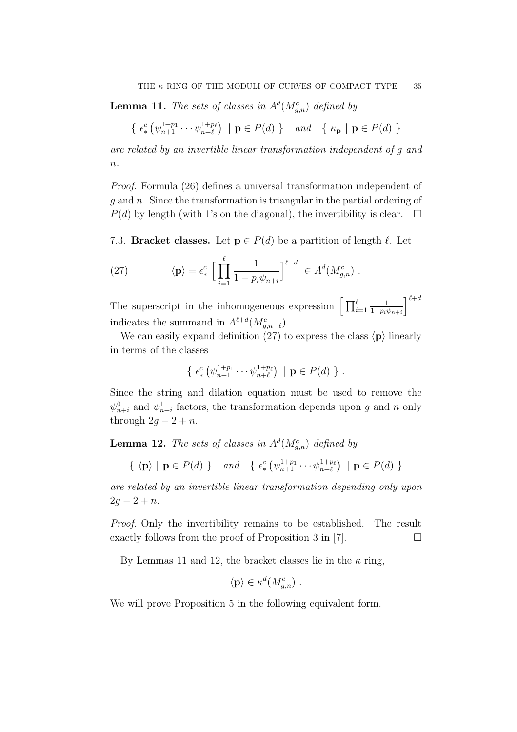**Lemma 11.** *The sets of classes in $A^d(M^c_{g,n})$ defined by*

$$\left\{ \ \epsilon^c_* \left(\psi^{1+p_1}_{n+1} \cdots \psi^{1+p_\ell}_{n+\ell}\right) \ | \ \mathbf{p} \in P(d) \ \right\} \quad and \quad \left\{ \ \kappa_{\mathbf{p}} \ | \ \mathbf{p} \in P(d) \ \right\}$$

*are related by an invertible linear transformation independent of $g$ and $n$.*

*Proof.* Formula (26) defines a universal transformation independent of $g$ and $n$. Since the transformation is triangular in the partial ordering of $P(d)$ by length (with 1's on the diagonal), the invertibility is clear. $\square$

7.3. **Bracket classes.** Let $\mathbf{p} \in P(d)$ be a partition of length $\ell$. Let

$$\langle \mathbf{p} \rangle = \epsilon^c_* \left[ \prod_{i=1}^{\ell} \frac{1}{1 - p_i \psi_{n+i}} \right]^{\ell+d} \in A^d(M^c_{g,n}) \ . \tag{27}$$

The superscript in the inhomogeneous expression $\left[ \prod_{i=1}^{\ell} \frac{1}{1-p_i\psi_{n+i}} \right]^{\ell+d}$ indicates the summand in $A^{\ell+d}(M^c_{g,n+\ell})$.

We can easily expand definition (27) to express the class $\langle \mathbf{p} \rangle$ linearly in terms of the classes

$$\left\{ \ \epsilon^c_* \left(\psi^{1+p_1}_{n+1} \cdots \psi^{1+p_\ell}_{n+\ell}\right) \ | \ \mathbf{p} \in P(d) \ \right\} .$$

Since the string and dilation equation must be used to remove the $\psi^0_{n+i}$ and $\psi^1_{n+i}$ factors, the transformation depends upon $g$ and $n$ only through $2g - 2 + n$.

**Lemma 12.** *The sets of classes in $A^d(M^c_{g,n})$ defined by*

$$\left\{ \ \langle \mathbf{p} \rangle \ | \ \mathbf{p} \in P(d) \ \right\} \quad and \quad \left\{ \ \epsilon^c_* \left(\psi^{1+p_1}_{n+1} \cdots \psi^{1+p_\ell}_{n+\ell}\right) \ | \ \mathbf{p} \in P(d) \ \right\}$$

*are related by an invertible linear transformation depending only upon $2g - 2 + n$.*

*Proof.* Only the invertibility remains to be established. The result exactly follows from the proof of Proposition 3 in [7]. $\square$

By Lemmas 11 and 12, the bracket classes lie in the $\kappa$ ring,

$$\langle \mathbf{p} \rangle \in \kappa^d(M^c_{g,n}) \ .$$

We will prove Proposition 5 in the following equivalent form.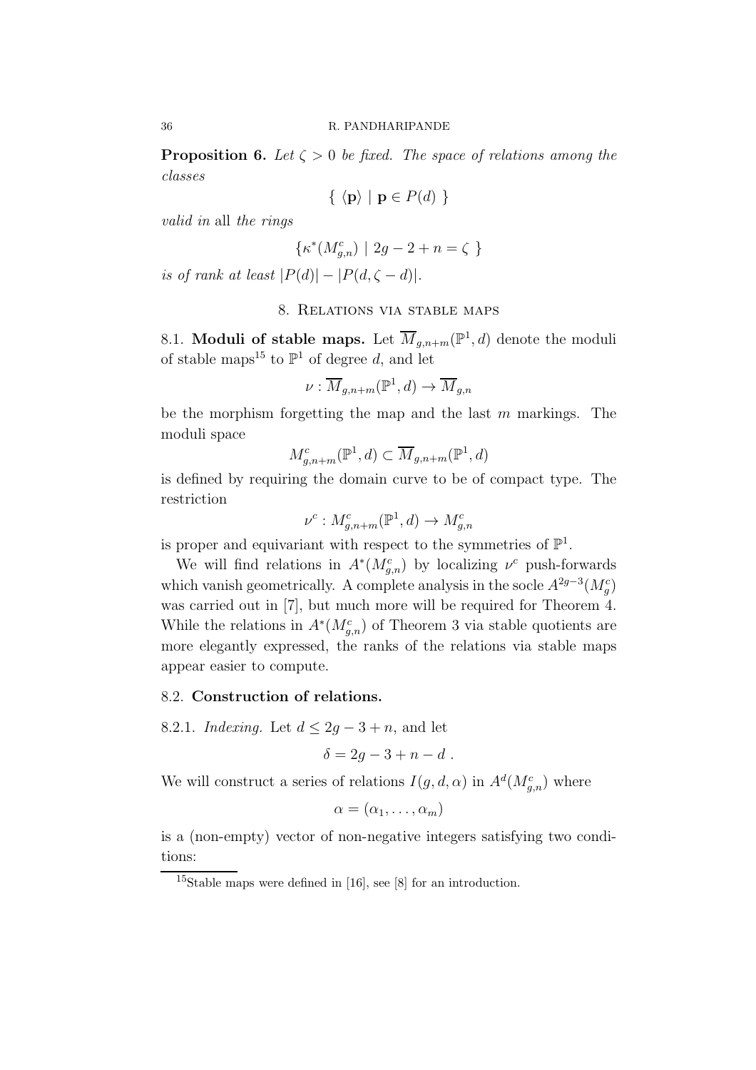**Proposition 6.** *Let $\zeta > 0$ be fixed. The space of relations among the classes*

$$\{ \ \langle \mathbf{p} \rangle \mid \mathbf{p} \in P(d) \ \}$$

*valid in* all *the rings*

$$\{ \kappa^*(M^c_{g,n}) \mid 2g - 2 + n = \zeta \ \}$$

*is of rank at least* $|P(d)| - |P(d, \zeta - d)|$.

## 8. Relations via stable maps

8.1. **Moduli of stable maps.** Let $\overline{M}_{g,n+m}(\mathbb{P}^1, d)$ denote the moduli of stable maps[15] to $\mathbb{P}^1$ of degree $d$, and let

$$\nu : \overline{M}_{g,n+m}(\mathbb{P}^1, d) \to \overline{M}_{g,n}$$

be the morphism forgetting the map and the last $m$ markings. The moduli space

$$M^c_{g,n+m}(\mathbb{P}^1, d) \subset \overline{M}_{g,n+m}(\mathbb{P}^1, d)$$

is defined by requiring the domain curve to be of compact type. The restriction

$$\nu^c : M^c_{g,n+m}(\mathbb{P}^1, d) \to M^c_{g,n}$$

is proper and equivariant with respect to the symmetries of $\mathbb{P}^1$.

We will find relations in $A^*(M^c_{g,n})$ by localizing $\nu^c$ push-forwards which vanish geometrically. A complete analysis in the socle $A^{2g-3}(M^c_g)$ was carried out in [7], but much more will be required for Theorem 4. While the relations in $A^*(M^c_{g,n})$ of Theorem 3 via stable quotients are more elegantly expressed, the ranks of the relations via stable maps appear easier to compute.

### 8.2. Construction of relations.

8.2.1. *Indexing.* Let $d \leq 2g - 3 + n$, and let

$$\delta = 2g - 3 + n - d \ .$$

We will construct a series of relations $I(g, d, \alpha)$ in $A^d(M^c_{g,n})$ where

$$\alpha = (\alpha_1, \ldots, \alpha_m)$$

is a (non-empty) vector of non-negative integers satisfying two conditions:

---

[15] Stable maps were defined in [16], see [8] for an introduction.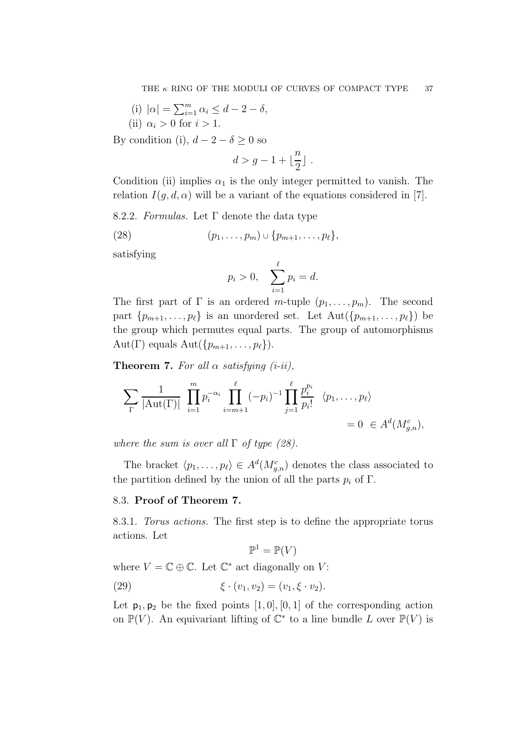(i) $|\alpha| = \sum_{i=1}^m \alpha_i \leq d - 2 - \delta$,
(ii) $\alpha_i > 0$ for $i > 1$.

By condition (i), $d - 2 - \delta \geq 0$ so

$$d > g - 1 + \lfloor \frac{n}{2} \rfloor \ .$$

Condition (ii) implies $\alpha_1$ is the only integer permitted to vanish. The relation $I(g, d, \alpha)$ will be a variant of the equations considered in [7].

8.2.2. *Formulas.* Let $\Gamma$ denote the data type

$$(p_1, \ldots, p_m) \cup \{p_{m+1}, \ldots, p_\ell\}, \tag{28}$$

satisfying

$$p_i > 0, \quad \sum_{i=1}^{\ell} p_i = d.$$

The first part of $\Gamma$ is an ordered $m$-tuple $(p_1, \ldots, p_m)$. The second part $\{p_{m+1}, \ldots, p_\ell\}$ is an unordered set. Let $\text{Aut}(\{p_{m+1}, \ldots, p_\ell\})$ be the group which permutes equal parts. The group of automorphisms $\text{Aut}(\Gamma)$ equals $\text{Aut}(\{p_{m+1}, \ldots, p_\ell\})$.

**Theorem 7.** *For all $\alpha$ satisfying (i-ii),*

$$\sum_{\Gamma} \frac{1}{|\text{Aut}(\Gamma)|} \prod_{i=1}^{m} p_i^{-\alpha_i} \prod_{i=m+1}^{\ell} (-p_i)^{-1} \prod_{j=1}^{\ell} \frac{p_i^{p_i}}{p_i!} \ \ \langle p_1, \ldots, p_\ell \rangle = 0 \ \in A^d(M_{g,n}^c),$$

*where the sum is over all $\Gamma$ of type (28).*

The bracket $\langle p_1, \ldots, p_\ell \rangle \in A^d(M_{g,n}^c)$ denotes the class associated to the partition defined by the union of all the parts $p_i$ of $\Gamma$.

## 8.3. **Proof of Theorem 7.**

8.3.1. *Torus actions.* The first step is to define the appropriate torus actions. Let

$$\mathbb{P}^1 = \mathbb{P}(V)$$

where $V = \mathbb{C} \oplus \mathbb{C}$. Let $\mathbb{C}^*$ act diagonally on $V$:

$$\xi \cdot (v_1, v_2) = (v_1, \xi \cdot v_2). \tag{29}$$

Let $\mathsf{p}_1, \mathsf{p}_2$ be the fixed points $[1, 0], [0, 1]$ of the corresponding action on $\mathbb{P}(V)$. An equivariant lifting of $\mathbb{C}^*$ to a line bundle $L$ over $\mathbb{P}(V)$ is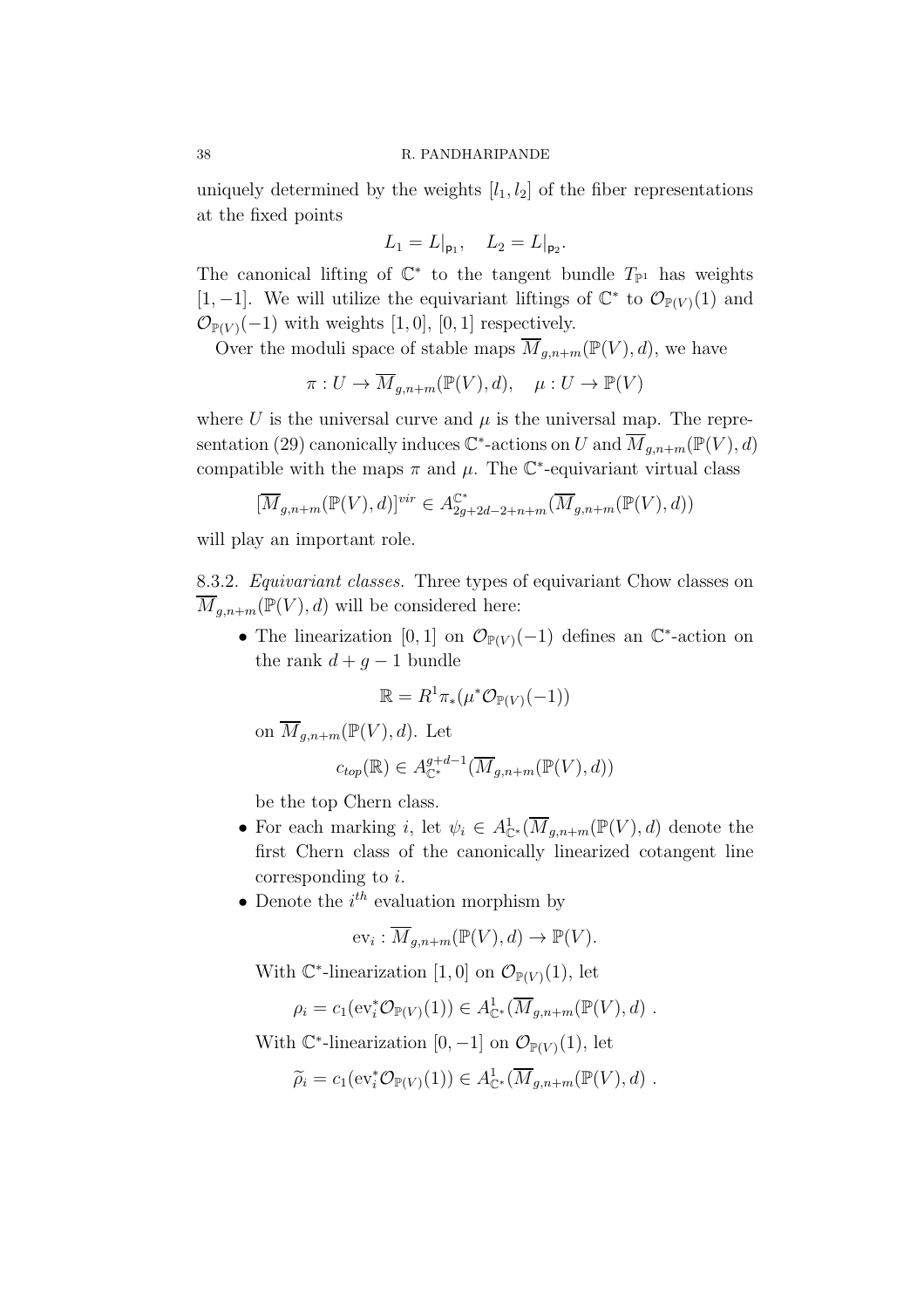uniquely determined by the weights $[l_1, l_2]$ of the fiber representations at the fixed points

$$L_1 = L|_{\mathsf{p}_1}, \quad L_2 = L|_{\mathsf{p}_2}.$$

The canonical lifting of $\mathbb{C}^*$ to the tangent bundle $T_{\mathbb{P}^1}$ has weights $[1, -1]$. We will utilize the equivariant liftings of $\mathbb{C}^*$ to $\mathcal{O}_{\mathbb{P}(V)}(1)$ and $\mathcal{O}_{\mathbb{P}(V)}(-1)$ with weights $[1, 0]$, $[0, 1]$ respectively.

Over the moduli space of stable maps $\overline{M}_{g,n+m}(\mathbb{P}(V), d)$, we have

$$\pi : U \to \overline{M}_{g,n+m}(\mathbb{P}(V), d), \quad \mu : U \to \mathbb{P}(V)$$

where $U$ is the universal curve and $\mu$ is the universal map. The representation (29) canonically induces $\mathbb{C}^*$-actions on $U$ and $\overline{M}_{g,n+m}(\mathbb{P}(V), d)$ compatible with the maps $\pi$ and $\mu$. The $\mathbb{C}^*$-equivariant virtual class

$$[\overline{M}_{g,n+m}(\mathbb{P}(V), d)]^{vir} \in A^{\mathbb{C}^*}_{2g+2d-2+n+m}(\overline{M}_{g,n+m}(\mathbb{P}(V), d))$$

will play an important role.

8.3.2. *Equivariant classes.* Three types of equivariant Chow classes on $\overline{M}_{g,n+m}(\mathbb{P}(V), d)$ will be considered here:

- The linearization $[0, 1]$ on $\mathcal{O}_{\mathbb{P}(V)}(-1)$ defines an $\mathbb{C}^*$-action on the rank $d + g - 1$ bundle

$$\mathbb{R} = R^1\pi_*(\mu^*\mathcal{O}_{\mathbb{P}(V)}(-1))$$

  on $\overline{M}_{g,n+m}(\mathbb{P}(V), d)$. Let

$$c_{top}(\mathbb{R}) \in A^{g+d-1}_{\mathbb{C}^*}(\overline{M}_{g,n+m}(\mathbb{P}(V), d))$$

  be the top Chern class.
- For each marking $i$, let $\psi_i \in A^1_{\mathbb{C}^*}(\overline{M}_{g,n+m}(\mathbb{P}(V), d)$ denote the first Chern class of the canonically linearized cotangent line corresponding to $i$.
- Denote the $i^{th}$ evaluation morphism by

$$\text{ev}_i : \overline{M}_{g,n+m}(\mathbb{P}(V), d) \to \mathbb{P}(V).$$

  With $\mathbb{C}^*$-linearization $[1, 0]$ on $\mathcal{O}_{\mathbb{P}(V)}(1)$, let

$$\rho_i = c_1(\text{ev}_i^*\mathcal{O}_{\mathbb{P}(V)}(1)) \in A^1_{\mathbb{C}^*}(\overline{M}_{g,n+m}(\mathbb{P}(V), d)\ .$$

  With $\mathbb{C}^*$-linearization $[0, -1]$ on $\mathcal{O}_{\mathbb{P}(V)}(1)$, let

$$\widetilde{\rho}_i = c_1(\text{ev}_i^*\mathcal{O}_{\mathbb{P}(V)}(1)) \in A^1_{\mathbb{C}^*}(\overline{M}_{g,n+m}(\mathbb{P}(V), d)\ .$$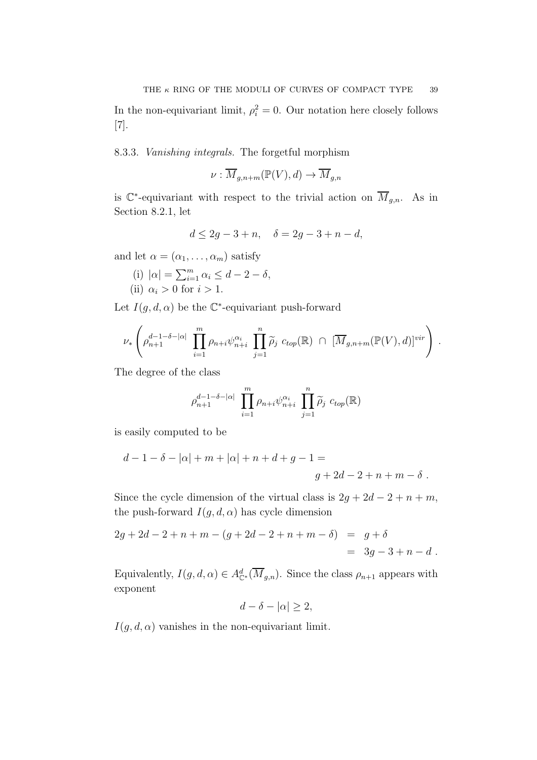In the non-equivariant limit, $\rho_i^2 = 0$. Our notation here closely follows [7].

8.3.3. *Vanishing integrals.* The forgetful morphism

$$\nu : \overline{M}_{g,n+m}(\mathbb{P}(V), d) \to \overline{M}_{g,n}$$

is $\mathbb{C}^*$-equivariant with respect to the trivial action on $\overline{M}_{g,n}$. As in Section 8.2.1, let

$$d \leq 2g - 3 + n, \quad \delta = 2g - 3 + n - d,$$

and let $\alpha = (\alpha_1, \ldots, \alpha_m)$ satisfy

(i) $|\alpha| = \sum_{i=1}^m \alpha_i \leq d - 2 - \delta$,
(ii) $\alpha_i > 0$ for $i > 1$.

Let $I(g, d, \alpha)$ be the $\mathbb{C}^*$-equivariant push-forward

$$\nu_* \left( \rho_{n+1}^{d-1-\delta-|\alpha|} \prod_{i=1}^m \rho_{n+i} \psi_{n+i}^{\alpha_i} \prod_{j=1}^n \widetilde{\rho}_j \; c_{top}(\mathbb{R}) \; \cap \; [\overline{M}_{g,n+m}(\mathbb{P}(V), d)]^{vir} \right) .$$

The degree of the class

$$\rho_{n+1}^{d-1-\delta-|\alpha|} \prod_{i=1}^m \rho_{n+i} \psi_{n+i}^{\alpha_i} \prod_{j=1}^n \widetilde{\rho}_j \; c_{top}(\mathbb{R})$$

is easily computed to be

$$d - 1 - \delta - |\alpha| + m + |\alpha| + n + d + g - 1 = g + 2d - 2 + n + m - \delta \; .$$

Since the cycle dimension of the virtual class is $2g + 2d - 2 + n + m$, the push-forward $I(g, d, \alpha)$ has cycle dimension

$$\begin{aligned} 2g + 2d - 2 + n + m - (g + 2d - 2 + n + m - \delta) &= g + \delta \\ &= 3g - 3 + n - d \; . \end{aligned}$$

Equivalently, $I(g, d, \alpha) \in A^d_{\mathbb{C}^*}(\overline{M}_{g,n})$. Since the class $\rho_{n+1}$ appears with exponent

$$d - \delta - |\alpha| \geq 2,$$

$I(g, d, \alpha)$ vanishes in the non-equivariant limit.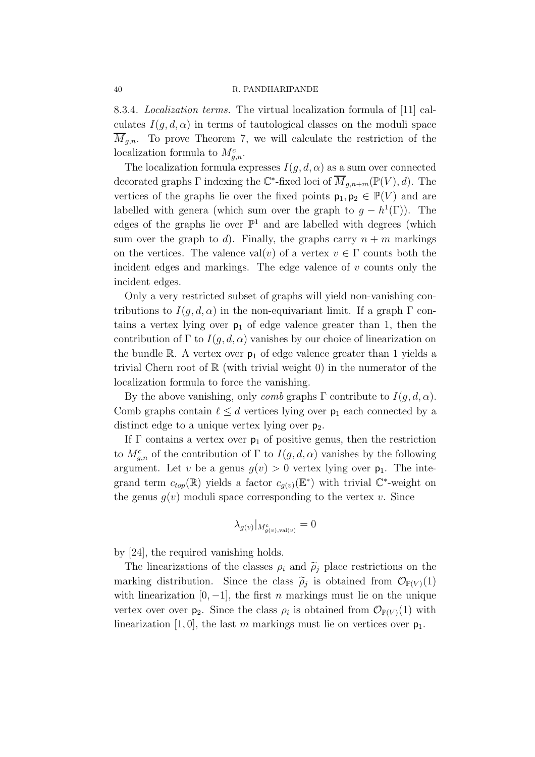8.3.4. *Localization terms.* The virtual localization formula of [11] calculates $I(g, d, \alpha)$ in terms of tautological classes on the moduli space $\overline{M}_{g,n}$. To prove Theorem 7, we will calculate the restriction of the localization formula to $M^c_{g,n}$.

The localization formula expresses $I(g, d, \alpha)$ as a sum over connected decorated graphs $\Gamma$ indexing the $\mathbb{C}^*$-fixed loci of $\overline{M}_{g,n+m}(\mathbb{P}(V), d)$. The vertices of the graphs lie over the fixed points $\mathsf{p}_1, \mathsf{p}_2 \in \mathbb{P}(V)$ and are labelled with genera (which sum over the graph to $g - h^1(\Gamma)$). The edges of the graphs lie over $\mathbb{P}^1$ and are labelled with degrees (which sum over the graph to $d$). Finally, the graphs carry $n + m$ markings on the vertices. The valence $\text{val}(v)$ of a vertex $v \in \Gamma$ counts both the incident edges and markings. The edge valence of $v$ counts only the incident edges.

Only a very restricted subset of graphs will yield non-vanishing contributions to $I(g, d, \alpha)$ in the non-equivariant limit. If a graph $\Gamma$ contains a vertex lying over $\mathsf{p}_1$ of edge valence greater than 1, then the contribution of $\Gamma$ to $I(g, d, \alpha)$ vanishes by our choice of linearization on the bundle $\mathbb{R}$. A vertex over $\mathsf{p}_1$ of edge valence greater than 1 yields a trivial Chern root of $\mathbb{R}$ (with trivial weight 0) in the numerator of the localization formula to force the vanishing.

By the above vanishing, only *comb* graphs $\Gamma$ contribute to $I(g, d, \alpha)$. Comb graphs contain $\ell \leq d$ vertices lying over $\mathsf{p}_1$ each connected by a distinct edge to a unique vertex lying over $\mathsf{p}_2$.

If $\Gamma$ contains a vertex over $\mathsf{p}_1$ of positive genus, then the restriction to $M^c_{g,n}$ of the contribution of $\Gamma$ to $I(g, d, \alpha)$ vanishes by the following argument. Let $v$ be a genus $g(v) > 0$ vertex lying over $\mathsf{p}_1$. The integrand term $c_{top}(\mathbb{R})$ yields a factor $c_{g(v)}(\mathbb{E}^*)$ with trivial $\mathbb{C}^*$-weight on the genus $g(v)$ moduli space corresponding to the vertex $v$. Since

$$\lambda_{g(v)}|_{M^c_{g(v),\text{val}(v)}} = 0$$

by [24], the required vanishing holds.

The linearizations of the classes $\rho_i$ and $\widetilde{\rho}_j$ place restrictions on the marking distribution. Since the class $\widetilde{\rho}_j$ is obtained from $\mathcal{O}_{\mathbb{P}(V)}(1)$ with linearization $[0, -1]$, the first $n$ markings must lie on the unique vertex over over $\mathsf{p}_2$. Since the class $\rho_i$ is obtained from $\mathcal{O}_{\mathbb{P}(V)}(1)$ with linearization $[1, 0]$, the last $m$ markings must lie on vertices over $\mathsf{p}_1$.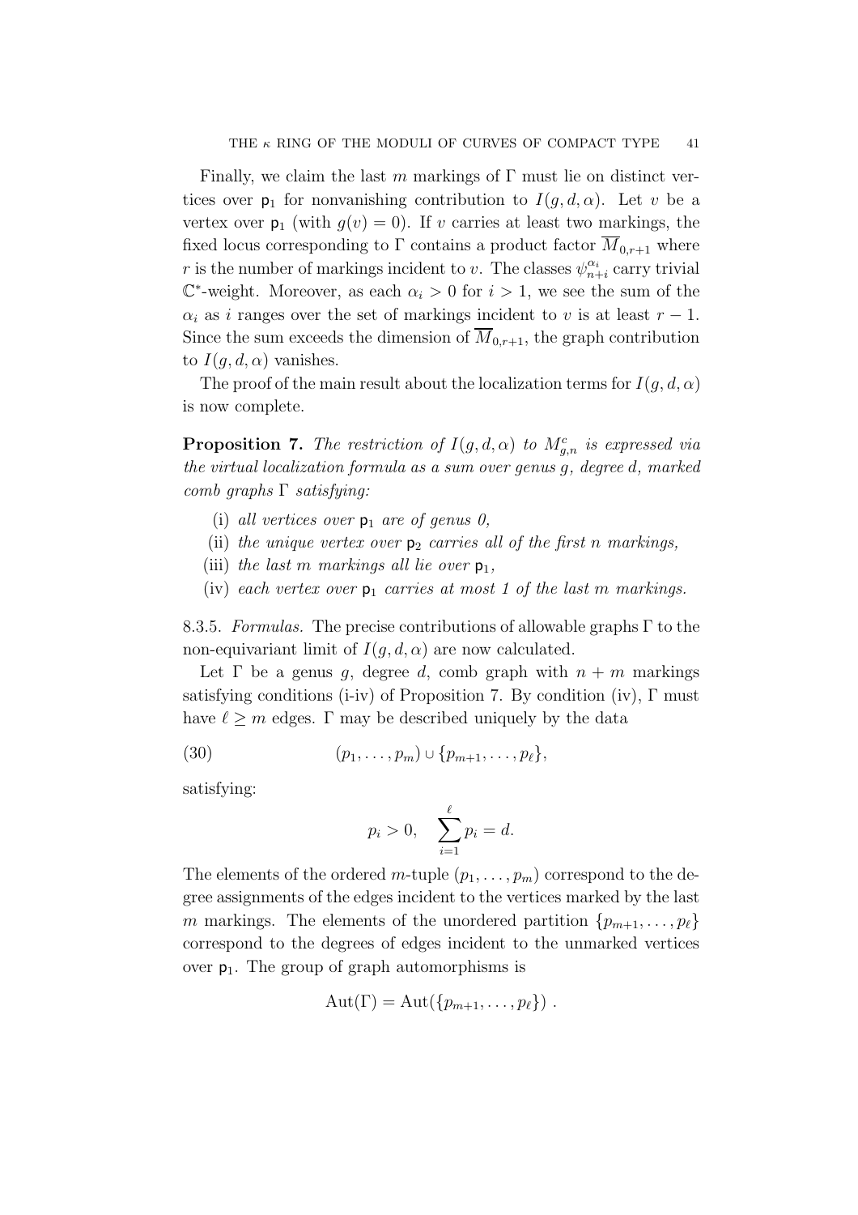Finally, we claim the last $m$ markings of $\Gamma$ must lie on distinct vertices over $\mathsf{p}_1$ for nonvanishing contribution to $I(g,d,\alpha)$. Let $v$ be a vertex over $\mathsf{p}_1$ (with $g(v)=0$). If $v$ carries at least two markings, the fixed locus corresponding to $\Gamma$ contains a product factor $\overline{M}_{0,r+1}$ where $r$ is the number of markings incident to $v$. The classes $\psi_{n+i}^{\alpha_i}$ carry trivial $\mathbb{C}^*$-weight. Moreover, as each $\alpha_i > 0$ for $i > 1$, we see the sum of the $\alpha_i$ as $i$ ranges over the set of markings incident to $v$ is at least $r-1$. Since the sum exceeds the dimension of $\overline{M}_{0,r+1}$, the graph contribution to $I(g,d,\alpha)$ vanishes.

The proof of the main result about the localization terms for $I(g,d,\alpha)$ is now complete.

**Proposition 7.** *The restriction of $I(g,d,\alpha)$ to $M^c_{g,n}$ is expressed via the virtual localization formula as a sum over genus $g$, degree $d$, marked comb graphs $\Gamma$ satisfying:*

- (i) *all vertices over $\mathsf{p}_1$ are of genus 0,*
- (ii) *the unique vertex over $\mathsf{p}_2$ carries all of the first $n$ markings,*
- (iii) *the last $m$ markings all lie over $\mathsf{p}_1$,*
- (iv) *each vertex over $\mathsf{p}_1$ carries at most 1 of the last $m$ markings.*

8.3.5. *Formulas.* The precise contributions of allowable graphs $\Gamma$ to the non-equivariant limit of $I(g,d,\alpha)$ are now calculated.

Let $\Gamma$ be a genus $g$, degree $d$, comb graph with $n+m$ markings satisfying conditions (i-iv) of Proposition 7. By condition (iv), $\Gamma$ must have $\ell \geq m$ edges. $\Gamma$ may be described uniquely by the data

$$(p_1,\ldots,p_m) \cup \{p_{m+1},\ldots,p_\ell\}, \tag{30}$$

satisfying:

$$p_i > 0, \quad \sum_{i=1}^{\ell} p_i = d.$$

The elements of the ordered $m$-tuple $(p_1,\ldots,p_m)$ correspond to the degree assignments of the edges incident to the vertices marked by the last $m$ markings. The elements of the unordered partition $\{p_{m+1},\ldots,p_\ell\}$ correspond to the degrees of edges incident to the unmarked vertices over $\mathsf{p}_1$. The group of graph automorphisms is

$$\mathrm{Aut}(\Gamma) = \mathrm{Aut}(\{p_{m+1},\ldots,p_\ell\}) \ .$$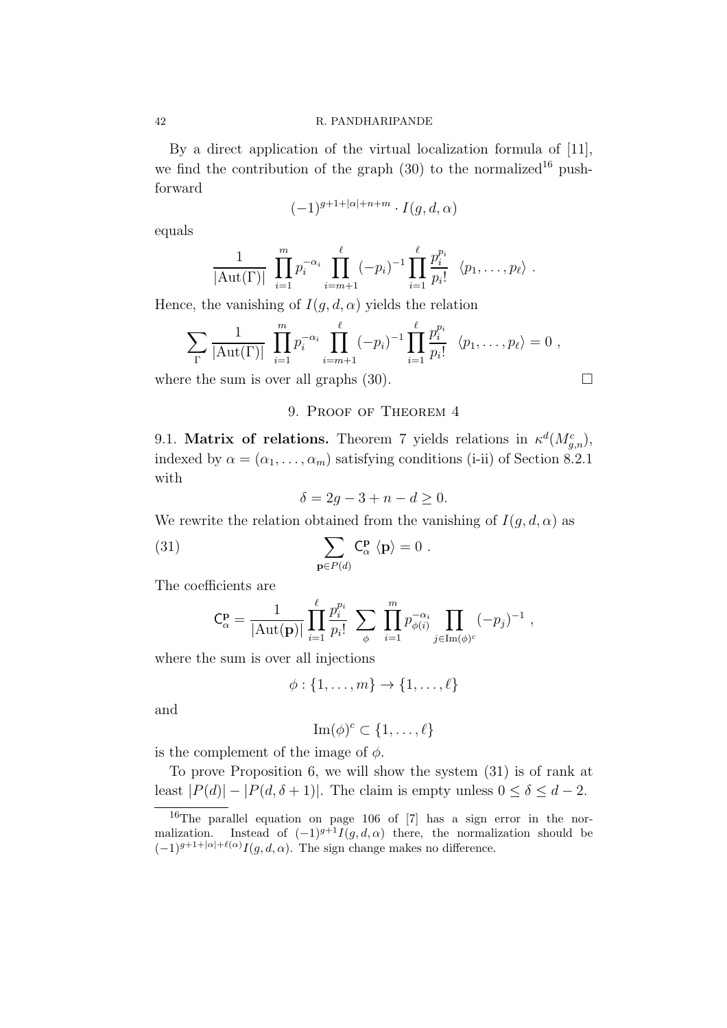By a direct application of the virtual localization formula of [11], we find the contribution of the graph (30) to the normalized[16] push-forward

$$(-1)^{g+1+|\alpha|+n+m} \cdot I(g,d,\alpha)$$

equals

$$\frac{1}{|\mathrm{Aut}(\Gamma)|} \prod_{i=1}^{m} p_i^{-\alpha_i} \prod_{i=m+1}^{\ell} (-p_i)^{-1} \prod_{i=1}^{\ell} \frac{p_i^{p_i}}{p_i!} \ \ \langle p_1, \ldots, p_\ell \rangle \ .$$

Hence, the vanishing of $I(g,d,\alpha)$ yields the relation

$$\sum_{\Gamma} \frac{1}{|\mathrm{Aut}(\Gamma)|} \prod_{i=1}^{m} p_i^{-\alpha_i} \prod_{i=m+1}^{\ell} (-p_i)^{-1} \prod_{i=1}^{\ell} \frac{p_i^{p_i}}{p_i!} \ \ \langle p_1, \ldots, p_\ell \rangle = 0 \ ,$$

where the sum is over all graphs (30). □

## 9. Proof of Theorem 4

9.1. **Matrix of relations.** Theorem 7 yields relations in $\kappa^d(M^c_{g,n})$, indexed by $\alpha = (\alpha_1, \ldots, \alpha_m)$ satisfying conditions (i-ii) of Section 8.2.1 with

$$\delta = 2g - 3 + n - d \geq 0.$$

We rewrite the relation obtained from the vanishing of $I(g,d,\alpha)$ as

$$\sum_{\mathbf{p} \in P(d)} \mathsf{C}_\alpha^{\mathbf{p}} \ \langle \mathbf{p} \rangle = 0 \ . \tag{31}$$

The coefficients are

$$\mathsf{C}_\alpha^{\mathbf{p}} = \frac{1}{|\mathrm{Aut}(\mathbf{p})|} \prod_{i=1}^{\ell} \frac{p_i^{p_i}}{p_i!} \ \sum_{\phi} \ \prod_{i=1}^{m} p_{\phi(i)}^{-\alpha_i} \prod_{j \in \mathrm{Im}(\phi)^c} (-p_j)^{-1} \ ,$$

where the sum is over all injections

$$\phi : \{1, \ldots, m\} \to \{1, \ldots, \ell\}$$

and

$$\mathrm{Im}(\phi)^c \subset \{1, \ldots, \ell\}$$

is the complement of the image of $\phi$.

To prove Proposition 6, we will show the system (31) is of rank at least $|P(d)| - |P(d, \delta+1)|$. The claim is empty unless $0 \leq \delta \leq d-2$.

[16] The parallel equation on page 106 of [7] has a sign error in the normalization. Instead of $(-1)^{g+1}I(g,d,\alpha)$ there, the normalization should be $(-1)^{g+1+|\alpha|+\ell(\alpha)}I(g,d,\alpha)$. The sign change makes no difference.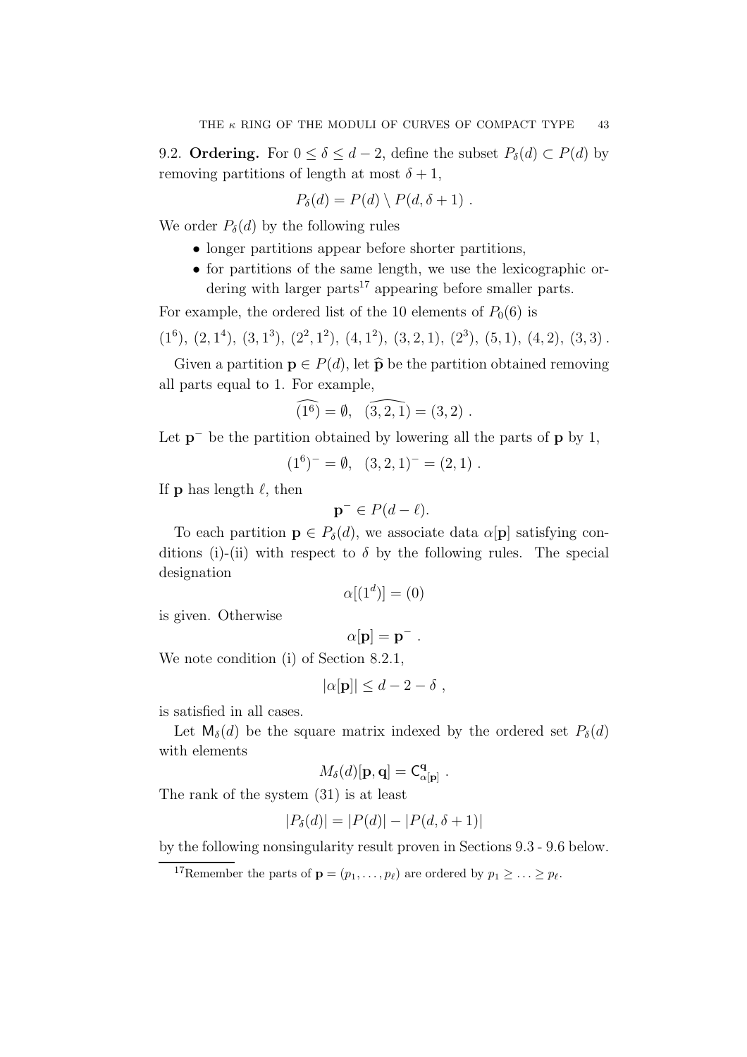9.2. **Ordering.** For $0 \le \delta \le d-2$, define the subset $P_\delta(d) \subset P(d)$ by removing partitions of length at most $\delta+1$,

$$P_\delta(d) = P(d) \setminus P(d, \delta+1) .$$

We order $P_\delta(d)$ by the following rules

- longer partitions appear before shorter partitions,
- for partitions of the same length, we use the lexicographic ordering with larger parts[17] appearing before smaller parts.

For example, the ordered list of the 10 elements of $P_0(6)$ is

$$(1^6),\ (2,1^4),\ (3,1^3),\ (2^2,1^2),\ (4,1^2),\ (3,2,1),\ (2^3),\ (5,1),\ (4,2),\ (3,3) .$$

Given a partition $\mathbf{p} \in P(d)$, let $\widehat{\mathbf{p}}$ be the partition obtained removing all parts equal to 1. For example,

$$\widehat{(1^6)} = \emptyset, \quad \widehat{(3,2,1)} = (3,2) .$$

Let $\mathbf{p}^-$ be the partition obtained by lowering all the parts of $\mathbf{p}$ by 1,

$$(1^6)^- = \emptyset, \quad (3,2,1)^- = (2,1) .$$

If $\mathbf{p}$ has length $\ell$, then

$$\mathbf{p}^- \in P(d-\ell).$$

To each partition $\mathbf{p} \in P_\delta(d)$, we associate data $\alpha[\mathbf{p}]$ satisfying conditions (i)-(ii) with respect to $\delta$ by the following rules. The special designation

$$\alpha[(1^d)] = (0)$$

is given. Otherwise

$$\alpha[\mathbf{p}] = \mathbf{p}^- .$$

We note condition (i) of Section 8.2.1,

$$|\alpha[\mathbf{p}]| \le d-2-\delta ,$$

is satisfied in all cases.

Let $\mathsf{M}_\delta(d)$ be the square matrix indexed by the ordered set $P_\delta(d)$ with elements

$$M_\delta(d)[\mathbf{p},\mathbf{q}] = \mathsf{C}^{\mathbf{q}}_{\alpha[\mathbf{p}]} .$$

The rank of the system (31) is at least

$$|P_\delta(d)| = |P(d)| - |P(d,\delta+1)|$$

by the following nonsingularity result proven in Sections 9.3 - 9.6 below.

[17] Remember the parts of $\mathbf{p} = (p_1, \ldots, p_\ell)$ are ordered by $p_1 \ge \ldots \ge p_\ell$.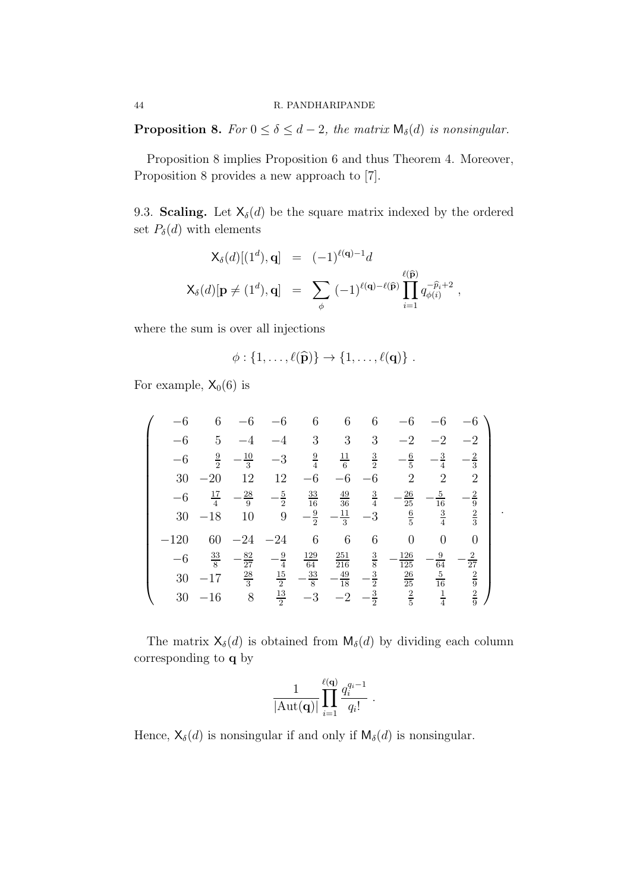**Proposition 8.** *For $0 \leq \delta \leq d-2$, the matrix $\mathsf{M}_\delta(d)$ is nonsingular.*

Proposition 8 implies Proposition 6 and thus Theorem 4. Moreover, Proposition 8 provides a new approach to [7].

9.3. **Scaling.** Let $\mathsf{X}_\delta(d)$ be the square matrix indexed by the ordered set $P_\delta(d)$ with elements

$$\begin{aligned}
\mathsf{X}_\delta(d)[(1^d), \mathbf{q}] &= (-1)^{\ell(\mathbf{q})-1} d \\
\mathsf{X}_\delta(d)[\mathbf{p} \neq (1^d), \mathbf{q}] &= \sum_\phi (-1)^{\ell(\mathbf{q})-\ell(\widehat{\mathbf{p}})} \prod_{i=1}^{\ell(\widehat{\mathbf{p}})} q_{\phi(i)}^{-\widehat{p}_i+2} ,
\end{aligned}$$

where the sum is over all injections

$$\phi : \{1, \ldots, \ell(\widehat{\mathbf{p}})\} \to \{1, \ldots, \ell(\mathbf{q})\} .$$

For example, $\mathsf{X}_0(6)$ is

$$\begin{pmatrix}
-6 & 6 & -6 & -6 & 6 & 6 & 6 & -6 & -6 & -6 \\
-6 & 5 & -4 & -4 & 3 & 3 & 3 & -2 & -2 & -2 \\
-6 & \frac{9}{2} & -\frac{10}{3} & -3 & \frac{9}{4} & \frac{11}{6} & \frac{3}{2} & -\frac{6}{5} & -\frac{3}{4} & -\frac{2}{3} \\
30 & -20 & 12 & 12 & -6 & -6 & -6 & 2 & 2 & 2 \\
-6 & \frac{17}{4} & -\frac{28}{9} & -\frac{5}{2} & \frac{33}{16} & \frac{49}{36} & \frac{3}{4} & -\frac{26}{25} & -\frac{5}{16} & -\frac{2}{9} \\
30 & -18 & 10 & 9 & -\frac{9}{2} & -\frac{11}{3} & -3 & \frac{6}{5} & \frac{3}{4} & \frac{2}{3} \\
-120 & 60 & -24 & -24 & 6 & 6 & 6 & 0 & 0 & 0 \\
-6 & \frac{33}{8} & -\frac{82}{27} & -\frac{9}{4} & \frac{129}{64} & \frac{251}{216} & \frac{3}{8} & -\frac{126}{125} & -\frac{9}{64} & -\frac{2}{27} \\
30 & -17 & \frac{28}{3} & \frac{15}{2} & -\frac{33}{8} & -\frac{49}{18} & -\frac{3}{2} & \frac{26}{25} & \frac{5}{16} & \frac{2}{9} \\
30 & -16 & 8 & \frac{13}{2} & -3 & -2 & -\frac{3}{2} & \frac{2}{5} & \frac{1}{4} & \frac{2}{9}
\end{pmatrix} .$$

The matrix $\mathsf{X}_\delta(d)$ is obtained from $\mathsf{M}_\delta(d)$ by dividing each column corresponding to $\mathbf{q}$ by

$$\frac{1}{|\mathrm{Aut}(\mathbf{q})|} \prod_{i=1}^{\ell(\mathbf{q})} \frac{q_i^{q_i-1}}{q_i!} .$$

Hence, $\mathsf{X}_\delta(d)$ is nonsingular if and only if $\mathsf{M}_\delta(d)$ is nonsingular.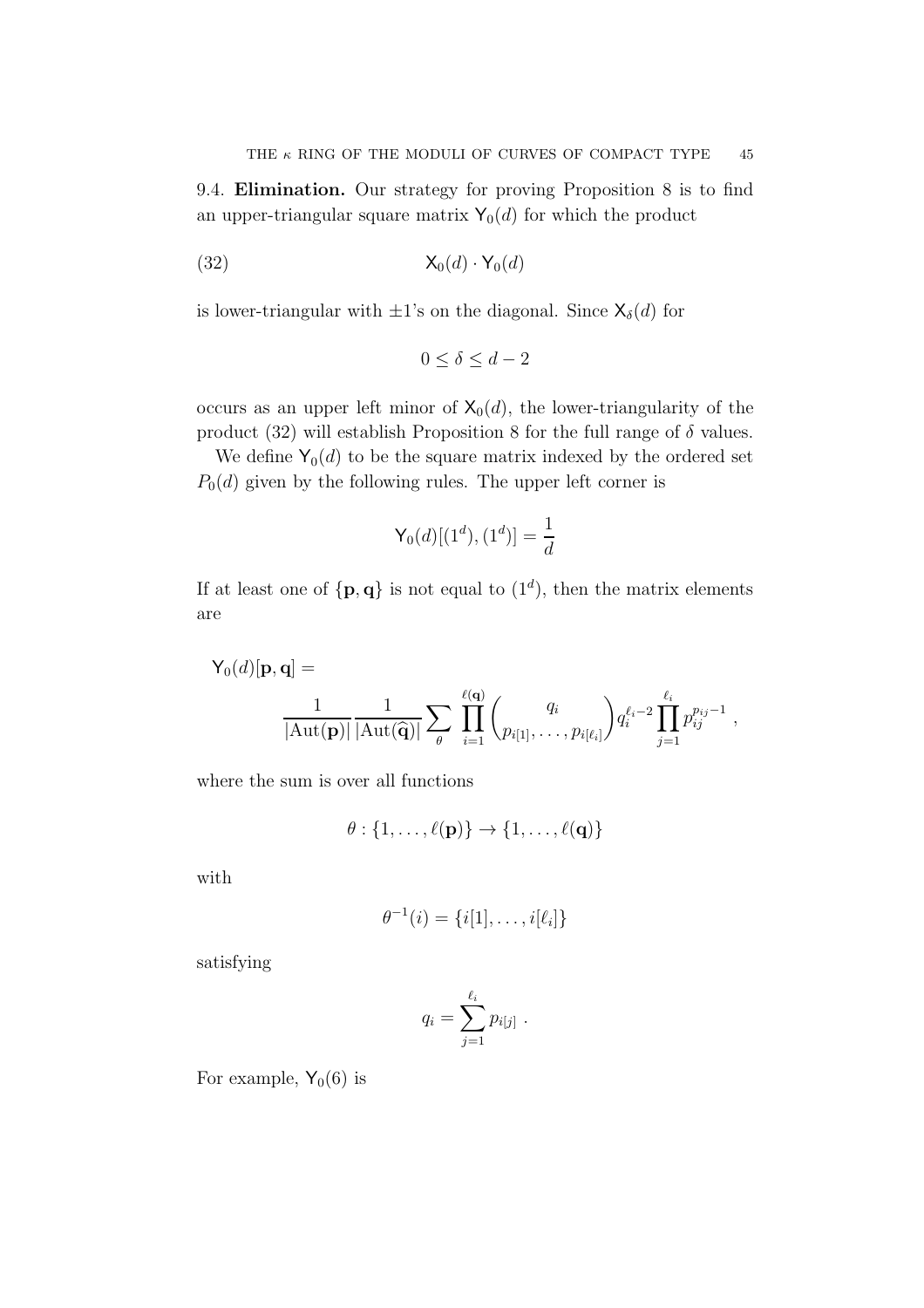9.4. **Elimination.** Our strategy for proving Proposition 8 is to find an upper-triangular square matrix $\mathsf{Y}_0(d)$ for which the product

$$\mathsf{X}_0(d) \cdot \mathsf{Y}_0(d) \tag{32}$$

is lower-triangular with $\pm 1$'s on the diagonal. Since $\mathsf{X}_\delta(d)$ for

$$0 \leq \delta \leq d-2$$

occurs as an upper left minor of $\mathsf{X}_0(d)$, the lower-triangularity of the product (32) will establish Proposition 8 for the full range of $\delta$ values.

We define $\mathsf{Y}_0(d)$ to be the square matrix indexed by the ordered set $P_0(d)$ given by the following rules. The upper left corner is

$$\mathsf{Y}_0(d)[(1^d),(1^d)] = \frac{1}{d}$$

If at least one of $\{\mathbf{p},\mathbf{q}\}$ is not equal to $(1^d)$, then the matrix elements are

$$\mathsf{Y}_0(d)[\mathbf{p},\mathbf{q}] = \frac{1}{|\mathrm{Aut}(\mathbf{p})|}\frac{1}{|\mathrm{Aut}(\widehat{\mathbf{q}})|}\sum_{\theta}\prod_{i=1}^{\ell(\mathbf{q})}\binom{q_i}{p_{i[1]},\ldots,p_{i[\ell_i]}} q_i^{\ell_i-2}\prod_{j=1}^{\ell_i} p_{ij}^{p_{ij}-1}\ ,$$

where the sum is over all functions

$$\theta : \{1,\ldots,\ell(\mathbf{p})\} \to \{1,\ldots,\ell(\mathbf{q})\}$$

with

$$\theta^{-1}(i) = \{i[1],\ldots,i[\ell_i]\}$$

satisfying

$$q_i = \sum_{j=1}^{\ell_i} p_{i[j]}\ .$$

For example, $\mathsf{Y}_0(6)$ is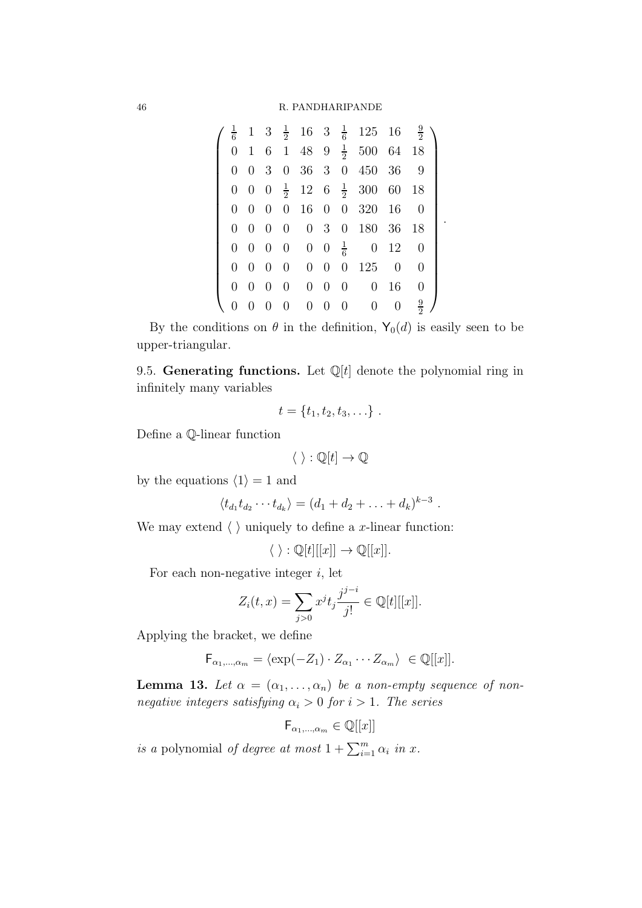$$
\left(\begin{array}{cccccccccc}
\frac{1}{6} & 1 & 3 & \frac{1}{2} & 16 & 3 & \frac{1}{6} & 125 & 16 & \frac{9}{2} \\
0 & 1 & 6 & 1 & 48 & 9 & \frac{1}{2} & 500 & 64 & 18 \\
0 & 0 & 3 & 0 & 36 & 3 & 0 & 450 & 36 & 9 \\
0 & 0 & 0 & \frac{1}{2} & 12 & 6 & \frac{1}{2} & 300 & 60 & 18 \\
0 & 0 & 0 & 0 & 16 & 0 & 0 & 320 & 16 & 0 \\
0 & 0 & 0 & 0 & 0 & 3 & 0 & 180 & 36 & 18 \\
0 & 0 & 0 & 0 & 0 & 0 & \frac{1}{6} & 0 & 12 & 0 \\
0 & 0 & 0 & 0 & 0 & 0 & 0 & 125 & 0 & 0 \\
0 & 0 & 0 & 0 & 0 & 0 & 0 & 0 & 16 & 0 \\
0 & 0 & 0 & 0 & 0 & 0 & 0 & 0 & 0 & \frac{9}{2}
\end{array}\right).
$$

By the conditions on $\theta$ in the definition, $\mathsf{Y}_0(d)$ is easily seen to be upper-triangular.

9.5. **Generating functions.** Let $\mathbb{Q}[t]$ denote the polynomial ring in infinitely many variables

$$t = \{t_1, t_2, t_3, \ldots\}.$$

Define a $\mathbb{Q}$-linear function

$$\langle\ \rangle : \mathbb{Q}[t] \to \mathbb{Q}$$

by the equations $\langle 1 \rangle = 1$ and

$$\langle t_{d_1} t_{d_2} \cdots t_{d_k} \rangle = (d_1 + d_2 + \ldots + d_k)^{k-3}.$$

We may extend $\langle\ \rangle$ uniquely to define a $x$-linear function:

$$\langle\ \rangle : \mathbb{Q}[t][[x]] \to \mathbb{Q}[[x]].$$

For each non-negative integer $i$, let

$$Z_i(t,x) = \sum_{j>0} x^j t_j \frac{j^{j-i}}{j!} \in \mathbb{Q}[t][[x]].$$

Applying the bracket, we define

$$\mathsf{F}_{\alpha_1,\ldots,\alpha_m} = \langle \exp(-Z_1) \cdot Z_{\alpha_1} \cdots Z_{\alpha_m} \rangle \in \mathbb{Q}[[x]].$$

**Lemma 13.** *Let $\alpha = (\alpha_1, \ldots, \alpha_n)$ be a non-empty sequence of non-negative integers satisfying $\alpha_i > 0$ for $i > 1$. The series*

$$\mathsf{F}_{\alpha_1,\ldots,\alpha_m} \in \mathbb{Q}[[x]]$$

*is a* polynomial *of degree at most $1 + \sum_{i=1}^m \alpha_i$ in $x$.*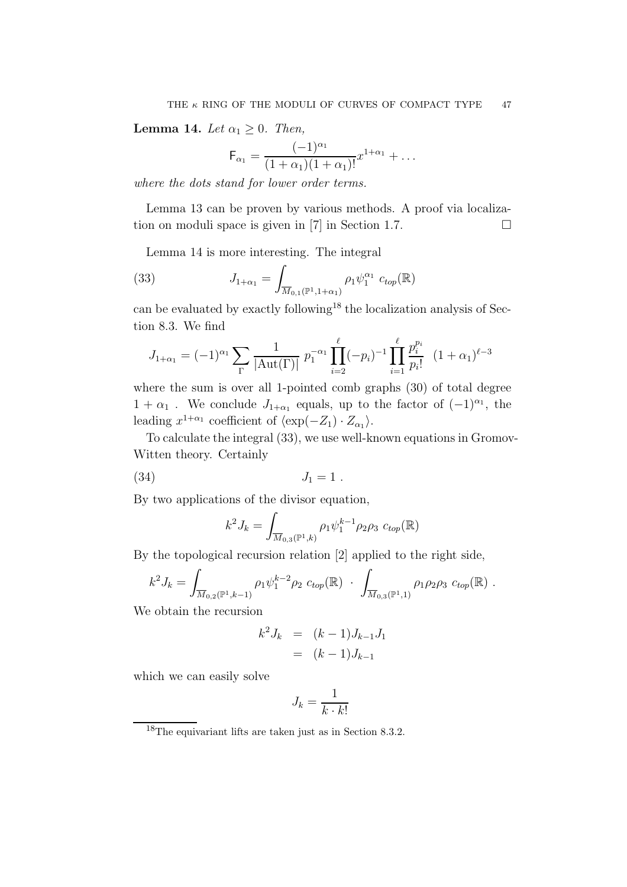**Lemma 14.** *Let $\alpha_1 \geq 0$. Then,*

$$\mathsf{F}_{\alpha_1} = \frac{(-1)^{\alpha_1}}{(1+\alpha_1)(1+\alpha_1)!} x^{1+\alpha_1} + \dots$$

*where the dots stand for lower order terms.*

Lemma 13 can be proven by various methods. A proof via localization on moduli space is given in [7] in Section 1.7. $\square$

Lemma 14 is more interesting. The integral

$$J_{1+\alpha_1} = \int_{\overline{M}_{0,1}(\mathbb{P}^1, 1+\alpha_1)} \rho_1 \psi_1^{\alpha_1} \ c_{top}(\mathbb{R}) \tag{33}$$

can be evaluated by exactly following[18] the localization analysis of Section 8.3. We find

$$J_{1+\alpha_1} = (-1)^{\alpha_1} \sum_{\Gamma} \frac{1}{|\mathrm{Aut}(\Gamma)|} \ p_1^{-\alpha_1} \prod_{i=2}^{\ell} (-p_i)^{-1} \prod_{i=1}^{\ell} \frac{p_i^{p_i}}{p_i!} \ \ (1+\alpha_1)^{\ell-3}$$

where the sum is over all 1-pointed comb graphs (30) of total degree $1+\alpha_1$ . We conclude $J_{1+\alpha_1}$ equals, up to the factor of $(-1)^{\alpha_1}$, the leading $x^{1+\alpha_1}$ coefficient of $\langle \exp(-Z_1) \cdot Z_{\alpha_1} \rangle$.

To calculate the integral (33), we use well-known equations in Gromov-Witten theory. Certainly

$$J_1 = 1 \ . \tag{34}$$

By two applications of the divisor equation,

$$k^2 J_k = \int_{\overline{M}_{0,3}(\mathbb{P}^1, k)} \rho_1 \psi_1^{k-1} \rho_2 \rho_3 \ c_{top}(\mathbb{R})$$

By the topological recursion relation [2] applied to the right side,

$$k^2 J_k = \int_{\overline{M}_{0,2}(\mathbb{P}^1, k-1)} \rho_1 \psi_1^{k-2} \rho_2 \ c_{top}(\mathbb{R}) \ \cdot \ \int_{\overline{M}_{0,3}(\mathbb{P}^1, 1)} \rho_1 \rho_2 \rho_3 \ c_{top}(\mathbb{R}) \ .$$

We obtain the recursion

$$\begin{aligned} k^2 J_k &= (k-1) J_{k-1} J_1 \\ &= (k-1) J_{k-1} \end{aligned}$$

which we can easily solve

$$J_k = \frac{1}{k \cdot k!}$$

---

[18] The equivariant lifts are taken just as in Section 8.3.2.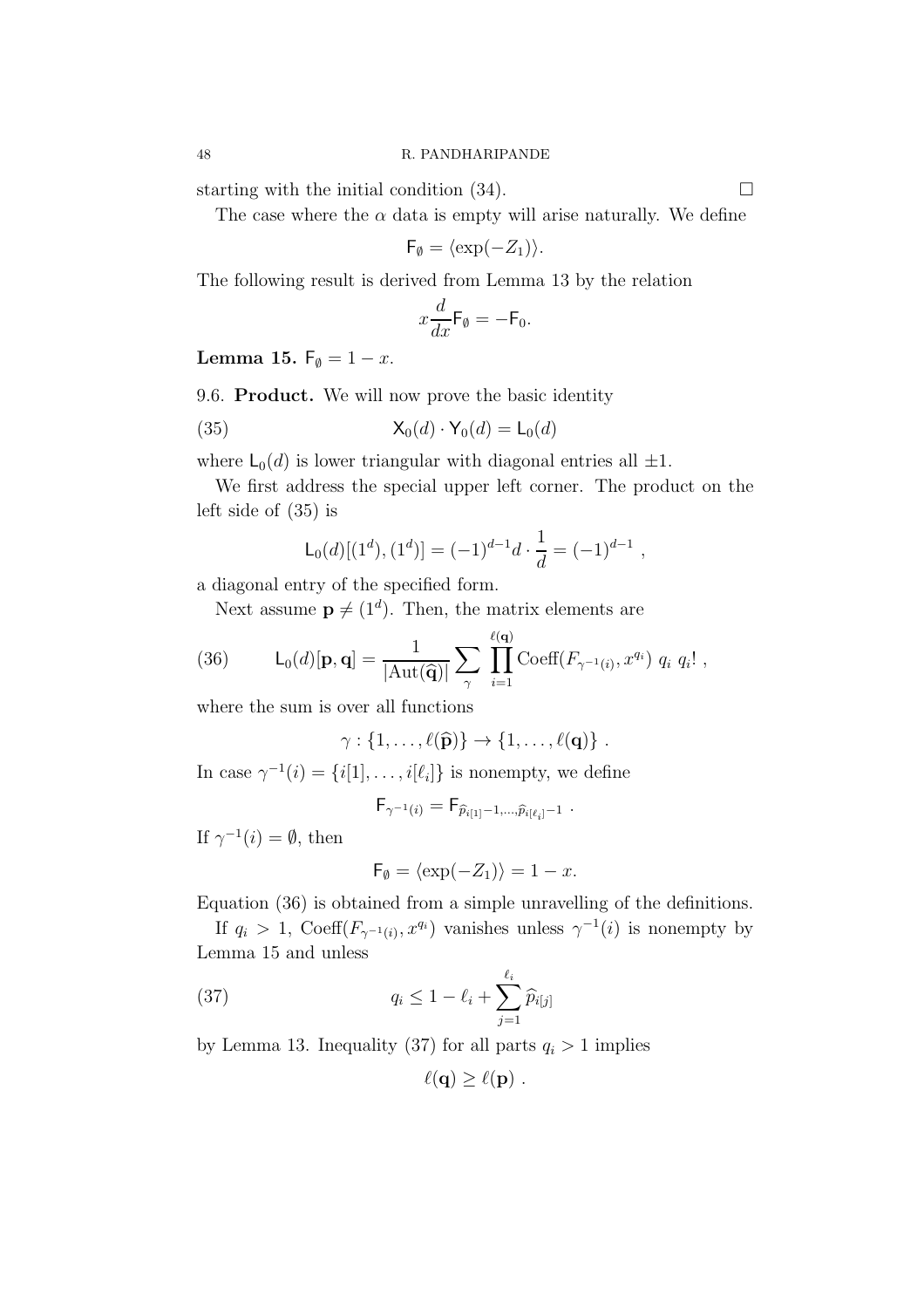starting with the initial condition (34). □

The case where the $\alpha$ data is empty will arise naturally. We define

$$\mathsf{F}_\emptyset = \langle \exp(-Z_1) \rangle.$$

The following result is derived from Lemma 13 by the relation

$$x \frac{d}{dx} \mathsf{F}_\emptyset = -\mathsf{F}_0.$$

**Lemma 15.** $\mathsf{F}_\emptyset = 1 - x$.

9.6. **Product.** We will now prove the basic identity

$$\mathsf{X}_0(d) \cdot \mathsf{Y}_0(d) = \mathsf{L}_0(d) \tag{35}$$

where $\mathsf{L}_0(d)$ is lower triangular with diagonal entries all $\pm 1$.

We first address the special upper left corner. The product on the left side of (35) is

$$\mathsf{L}_0(d)[(1^d),(1^d)] = (-1)^{d-1} d \cdot \frac{1}{d} = (-1)^{d-1} \ ,$$

a diagonal entry of the specified form.

Next assume $\mathbf{p} \neq (1^d)$. Then, the matrix elements are

$$\mathsf{L}_0(d)[\mathbf{p},\mathbf{q}] = \frac{1}{|\mathrm{Aut}(\widehat{\mathbf{q}})|} \sum_\gamma \prod_{i=1}^{\ell(\mathbf{q})} \mathrm{Coeff}(F_{\gamma^{-1}(i)}, x^{q_i}) \ q_i \ q_i! \ , \tag{36}$$

where the sum is over all functions

$$\gamma : \{1, \ldots, \ell(\widehat{\mathbf{p}})\} \to \{1, \ldots, \ell(\mathbf{q})\} \ .$$

In case $\gamma^{-1}(i) = \{i[1], \ldots, i[\ell_i]\}$ is nonempty, we define

$$\mathsf{F}_{\gamma^{-1}(i)} = \mathsf{F}_{\widehat{p}_{i[1]}-1, \ldots, \widehat{p}_{i[\ell_i]}-1} \ .$$

If $\gamma^{-1}(i) = \emptyset$, then

$$\mathsf{F}_\emptyset = \langle \exp(-Z_1) \rangle = 1 - x.$$

Equation (36) is obtained from a simple unravelling of the definitions.

If $q_i > 1$, $\mathrm{Coeff}(F_{\gamma^{-1}(i)}, x^{q_i})$ vanishes unless $\gamma^{-1}(i)$ is nonempty by Lemma 15 and unless

$$q_i \leq 1 - \ell_i + \sum_{j=1}^{\ell_i} \widehat{p}_{i[j]} \tag{37}$$

by Lemma 13. Inequality (37) for all parts $q_i > 1$ implies

$$\ell(\mathbf{q}) \geq \ell(\mathbf{p}) \ .$$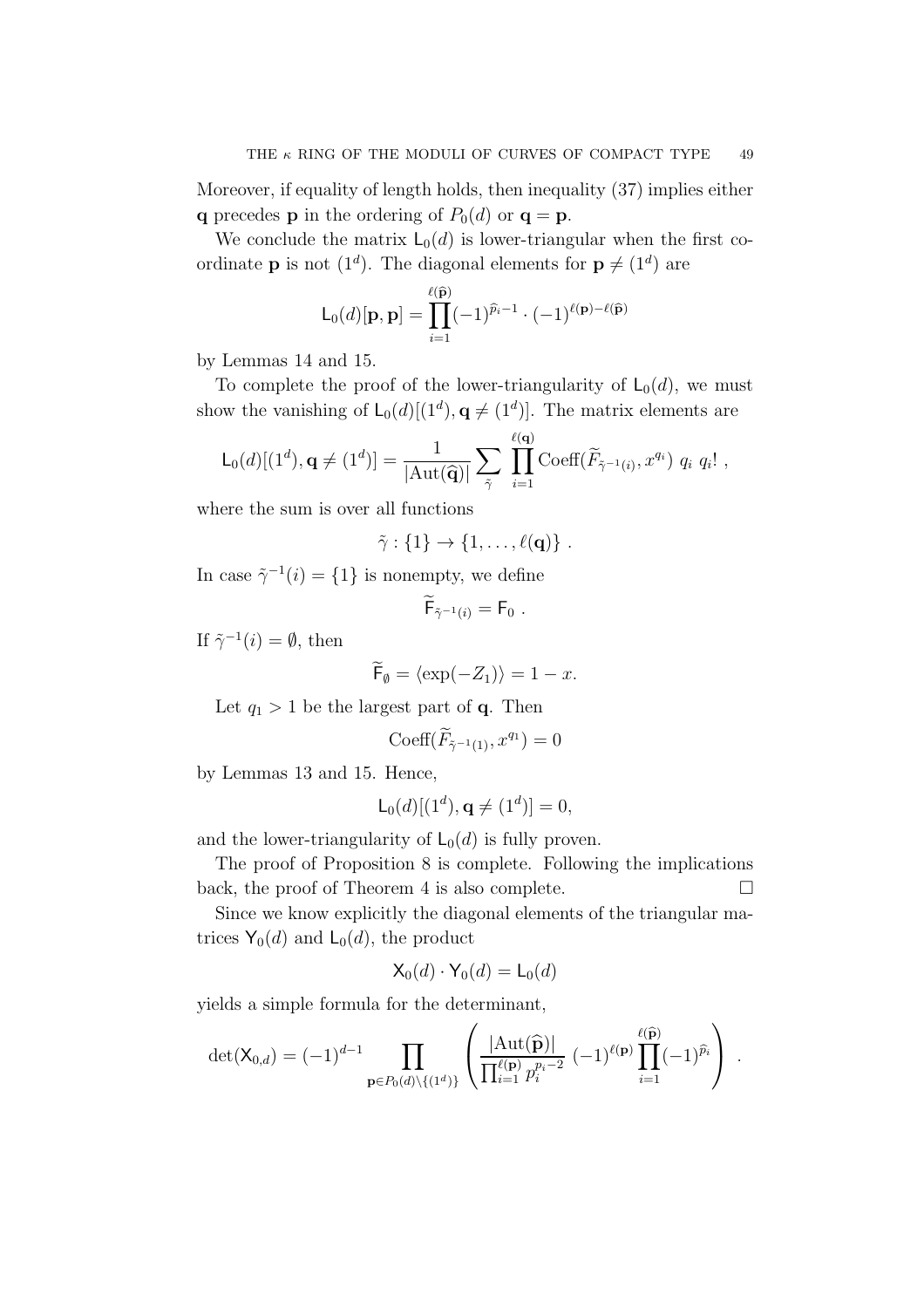Moreover, if equality of length holds, then inequality (37) implies either $\mathbf{q}$ precedes $\mathbf{p}$ in the ordering of $P_0(d)$ or $\mathbf{q} = \mathbf{p}$.

We conclude the matrix $\mathsf{L}_0(d)$ is lower-triangular when the first coordinate $\mathbf{p}$ is not $(1^d)$. The diagonal elements for $\mathbf{p} \neq (1^d)$ are

$$\mathsf{L}_0(d)[\mathbf{p}, \mathbf{p}] = \prod_{i=1}^{\ell(\widehat{\mathbf{p}})} (-1)^{\widehat{p}_i - 1} \cdot (-1)^{\ell(\mathbf{p}) - \ell(\widehat{\mathbf{p}})}$$

by Lemmas 14 and 15.

To complete the proof of the lower-triangularity of $\mathsf{L}_0(d)$, we must show the vanishing of $\mathsf{L}_0(d)[(1^d), \mathbf{q} \neq (1^d)]$. The matrix elements are

$$\mathsf{L}_0(d)[(1^d), \mathbf{q} \neq (1^d)] = \frac{1}{|\mathrm{Aut}(\widehat{\mathbf{q}})|} \sum_{\tilde{\gamma}} \prod_{i=1}^{\ell(\mathbf{q})} \mathrm{Coeff}(\widetilde{F}_{\tilde{\gamma}^{-1}(i)}, x^{q_i}) \ q_i \ q_i! \ ,$$

where the sum is over all functions

$$\tilde{\gamma} : \{1\} \to \{1, \ldots, \ell(\mathbf{q})\} \ .$$

In case $\tilde{\gamma}^{-1}(i) = \{1\}$ is nonempty, we define

$$\widetilde{\mathsf{F}}_{\tilde{\gamma}^{-1}(i)} = \mathsf{F}_0 \ .$$

If $\tilde{\gamma}^{-1}(i) = \emptyset$, then

$$\widetilde{\mathsf{F}}_{\emptyset} = \langle \exp(-Z_1) \rangle = 1 - x.$$

Let $q_1 > 1$ be the largest part of $\mathbf{q}$. Then

$$\mathrm{Coeff}(\widetilde{F}_{\tilde{\gamma}^{-1}(1)}, x^{q_1}) = 0$$

by Lemmas 13 and 15. Hence,

$$\mathsf{L}_0(d)[(1^d), \mathbf{q} \neq (1^d)] = 0,$$

and the lower-triangularity of $\mathsf{L}_0(d)$ is fully proven.

The proof of Proposition 8 is complete. Following the implications back, the proof of Theorem 4 is also complete. $\square$

Since we know explicitly the diagonal elements of the triangular matrices $\mathsf{Y}_0(d)$ and $\mathsf{L}_0(d)$, the product

$$\mathsf{X}_0(d) \cdot \mathsf{Y}_0(d) = \mathsf{L}_0(d)$$

yields a simple formula for the determinant,

$$\det(\mathsf{X}_{0,d}) = (-1)^{d-1} \prod_{\mathbf{p} \in P_0(d) \setminus \{(1^d)\}} \left( \frac{|\mathrm{Aut}(\widehat{\mathbf{p}})|}{\prod_{i=1}^{\ell(\mathbf{p})} p_i^{p_i - 2}} \ (-1)^{\ell(\mathbf{p})} \prod_{i=1}^{\ell(\widehat{\mathbf{p}})} (-1)^{\widehat{p}_i} \right) \ .$$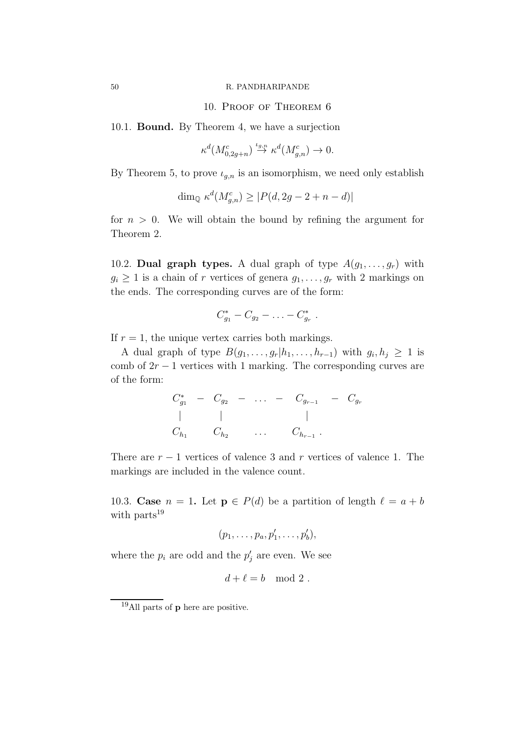## 10. Proof of Theorem 6

**10.1. Bound.** By Theorem 4, we have a surjection

$$\kappa^d(M^c_{0,2g+n}) \stackrel{\iota_{g,n}}{\to} \kappa^d(M^c_{g,n}) \to 0.$$

By Theorem 5, to prove $\iota_{g,n}$ is an isomorphism, we need only establish

$$\dim_{\mathbb{Q}} \kappa^d(M^c_{g,n}) \geq |P(d, 2g-2+n-d)|$$

for $n > 0$. We will obtain the bound by refining the argument for Theorem 2.

**10.2. Dual graph types.** A dual graph of type $A(g_1, \ldots, g_r)$ with $g_i \geq 1$ is a chain of $r$ vertices of genera $g_1, \ldots, g_r$ with 2 markings on the ends. The corresponding curves are of the form:

$$C^*_{g_1} - C_{g_2} - \ldots - C^*_{g_r} \ .$$

If $r = 1$, the unique vertex carries both markings.

A dual graph of type $B(g_1, \ldots, g_r | h_1, \ldots, h_{r-1})$ with $g_i, h_j \geq 1$ is comb of $2r-1$ vertices with 1 marking. The corresponding curves are of the form:

$$\begin{array}{ccccccccc} C^*_{g_1} & - & C_{g_2} & - & \ldots & - & C_{g_{r-1}} & - & C_{g_r} \\ | & & | & & & & | & & \\ C_{h_1} & & C_{h_2} & & \ldots & & C_{h_{r-1}} \ . & & \end{array}$$

There are $r-1$ vertices of valence 3 and $r$ vertices of valence 1. The markings are included in the valence count.

**10.3. Case $n = 1$.** Let $\mathbf{p} \in P(d)$ be a partition of length $\ell = a + b$ with parts[19]

$$(p_1, \ldots, p_a, p'_1, \ldots, p'_b),$$

where the $p_i$ are odd and the $p'_j$ are even. We see

$$d + \ell = b \mod 2 \ .$$

[19] All parts of $\mathbf{p}$ here are positive.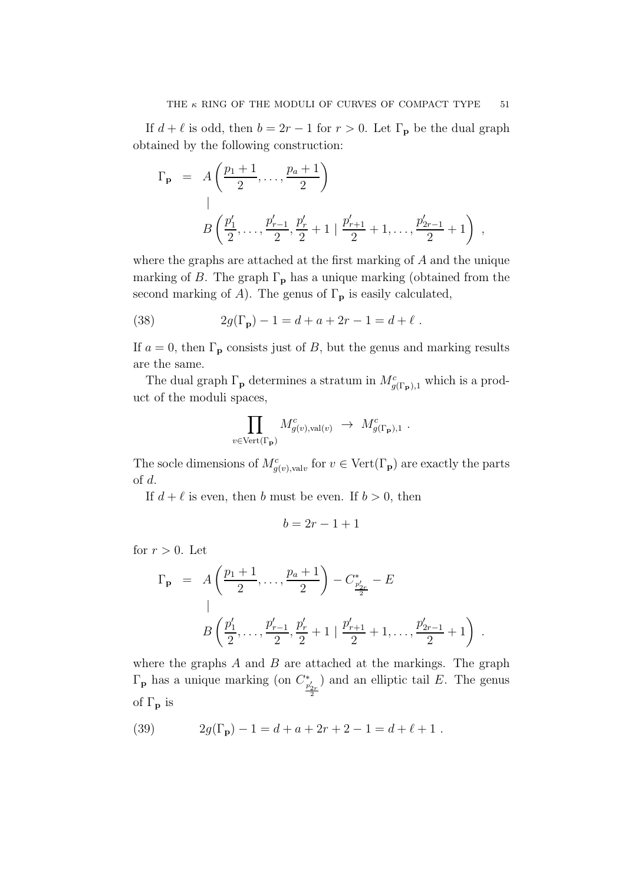If $d + \ell$ is odd, then $b = 2r - 1$ for $r > 0$. Let $\Gamma_{\mathbf{p}}$ be the dual graph obtained by the following construction:

$$\begin{array}{rcl} \Gamma_{\mathbf{p}} & = & A\left(\dfrac{p_1+1}{2}, \ldots, \dfrac{p_a+1}{2}\right) \\ & & | \\ & & \quad B\left(\dfrac{p'_1}{2}, \ldots, \dfrac{p'_{r-1}}{2}, \dfrac{p'_r}{2}+1 \mid \dfrac{p'_{r+1}}{2}+1, \ldots, \dfrac{p'_{2r-1}}{2}+1\right) \ , \end{array}$$

where the graphs are attached at the first marking of $A$ and the unique marking of $B$. The graph $\Gamma_{\mathbf{p}}$ has a unique marking (obtained from the second marking of $A$). The genus of $\Gamma_{\mathbf{p}}$ is easily calculated,

$$2g(\Gamma_{\mathbf{p}}) - 1 = d + a + 2r - 1 = d + \ell \ . \tag{38}$$

If $a = 0$, then $\Gamma_{\mathbf{p}}$ consists just of $B$, but the genus and marking results are the same.

The dual graph $\Gamma_{\mathbf{p}}$ determines a stratum in $M^c_{g(\Gamma_{\mathbf{p}}),1}$ which is a product of the moduli spaces,

$$\prod_{v \in \mathrm{Vert}(\Gamma_{\mathbf{p}})} M^c_{g(v),\mathrm{val}(v)} \ \rightarrow \ M^c_{g(\Gamma_{\mathbf{p}}),1} \ .$$

The socle dimensions of $M^c_{g(v),\mathrm{val}v}$ for $v \in \mathrm{Vert}(\Gamma_{\mathbf{p}})$ are exactly the parts of $d$.

If $d + \ell$ is even, then $b$ must be even. If $b > 0$, then

$$b = 2r - 1 + 1$$

for $r > 0$. Let

$$\begin{array}{rcl} \Gamma_{\mathbf{p}} & = & A\left(\dfrac{p_1+1}{2}, \ldots, \dfrac{p_a+1}{2}\right) - C^*_{\frac{p'_{2r}}{2}} - E \\ & & | \\ & & \quad B\left(\dfrac{p'_1}{2}, \ldots, \dfrac{p'_{r-1}}{2}, \dfrac{p'_r}{2}+1 \mid \dfrac{p'_{r+1}}{2}+1, \ldots, \dfrac{p'_{2r-1}}{2}+1\right) \ . \end{array}$$

where the graphs $A$ and $B$ are attached at the markings. The graph $\Gamma_{\mathbf{p}}$ has a unique marking (on $C^*_{\frac{p'_{2r}}{2}}$) and an elliptic tail $E$. The genus of $\Gamma_{\mathbf{p}}$ is

$$2g(\Gamma_{\mathbf{p}}) - 1 = d + a + 2r + 2 - 1 = d + \ell + 1 \ . \tag{39}$$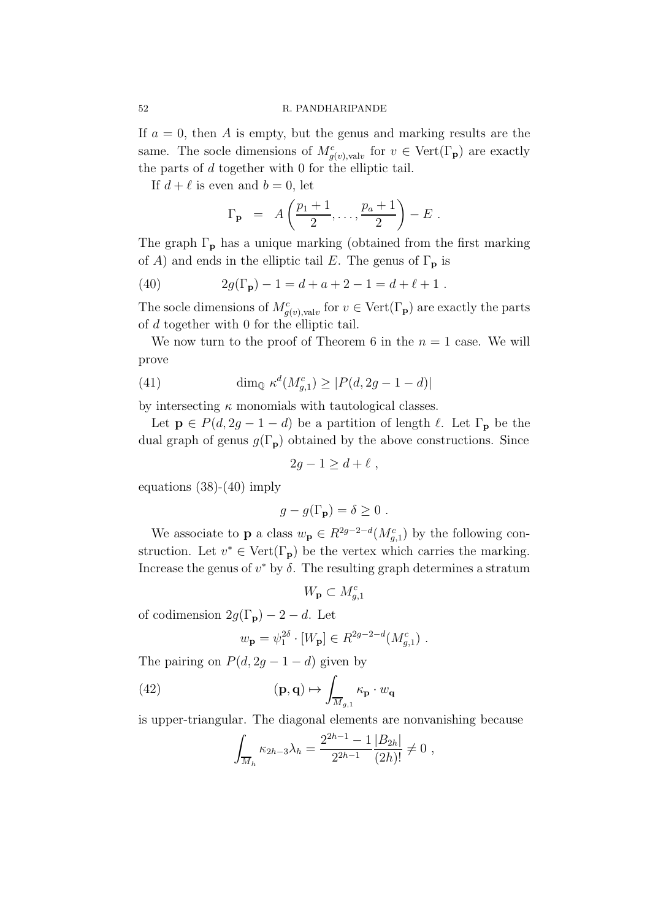If $a = 0$, then $A$ is empty, but the genus and marking results are the same. The socle dimensions of $M^c_{g(v),\text{val}v}$ for $v \in \text{Vert}(\Gamma_\mathbf{p})$ are exactly the parts of $d$ together with 0 for the elliptic tail.

If $d + \ell$ is even and $b = 0$, let

$$\Gamma_\mathbf{p} \;\; = \;\; A\left(\frac{p_1+1}{2}, \ldots, \frac{p_a+1}{2}\right) - E \; .$$

The graph $\Gamma_\mathbf{p}$ has a unique marking (obtained from the first marking of $A$) and ends in the elliptic tail $E$. The genus of $\Gamma_\mathbf{p}$ is

$$2g(\Gamma_\mathbf{p}) - 1 = d + a + 2 - 1 = d + \ell + 1 \; . \tag{40}$$

The socle dimensions of $M^c_{g(v),\text{val}v}$ for $v \in \text{Vert}(\Gamma_\mathbf{p})$ are exactly the parts of $d$ together with 0 for the elliptic tail.

We now turn to the proof of Theorem 6 in the $n = 1$ case. We will prove

$$\dim_\mathbb{Q} \, \kappa^d(M^c_{g,1}) \geq |P(d, 2g-1-d)| \tag{41}$$

by intersecting $\kappa$ monomials with tautological classes.

Let $\mathbf{p} \in P(d, 2g-1-d)$ be a partition of length $\ell$. Let $\Gamma_\mathbf{p}$ be the dual graph of genus $g(\Gamma_\mathbf{p})$ obtained by the above constructions. Since

$$2g - 1 \geq d + \ell \; ,$$

equations (38)-(40) imply

$$g - g(\Gamma_\mathbf{p}) = \delta \geq 0 \; .$$

We associate to $\mathbf{p}$ a class $w_\mathbf{p} \in R^{2g-2-d}(M^c_{g,1})$ by the following construction. Let $v^* \in \text{Vert}(\Gamma_\mathbf{p})$ be the vertex which carries the marking. Increase the genus of $v^*$ by $\delta$. The resulting graph determines a stratum

$$W_\mathbf{p} \subset M^c_{g,1}$$

of codimension $2g(\Gamma_\mathbf{p}) - 2 - d$. Let

$$w_\mathbf{p} = \psi_1^{2\delta} \cdot [W_\mathbf{p}] \in R^{2g-2-d}(M^c_{g,1}) \; .$$

The pairing on $P(d, 2g-1-d)$ given by

$$(\mathbf{p}, \mathbf{q}) \mapsto \int_{\overline{M}_{g,1}} \kappa_\mathbf{p} \cdot w_\mathbf{q} \tag{42}$$

is upper-triangular. The diagonal elements are nonvanishing because

$$\int_{\overline{M}_h} \kappa_{2h-3} \lambda_h = \frac{2^{2h-1}-1}{2^{2h-1}} \frac{|B_{2h}|}{(2h)!} \neq 0 \; ,$$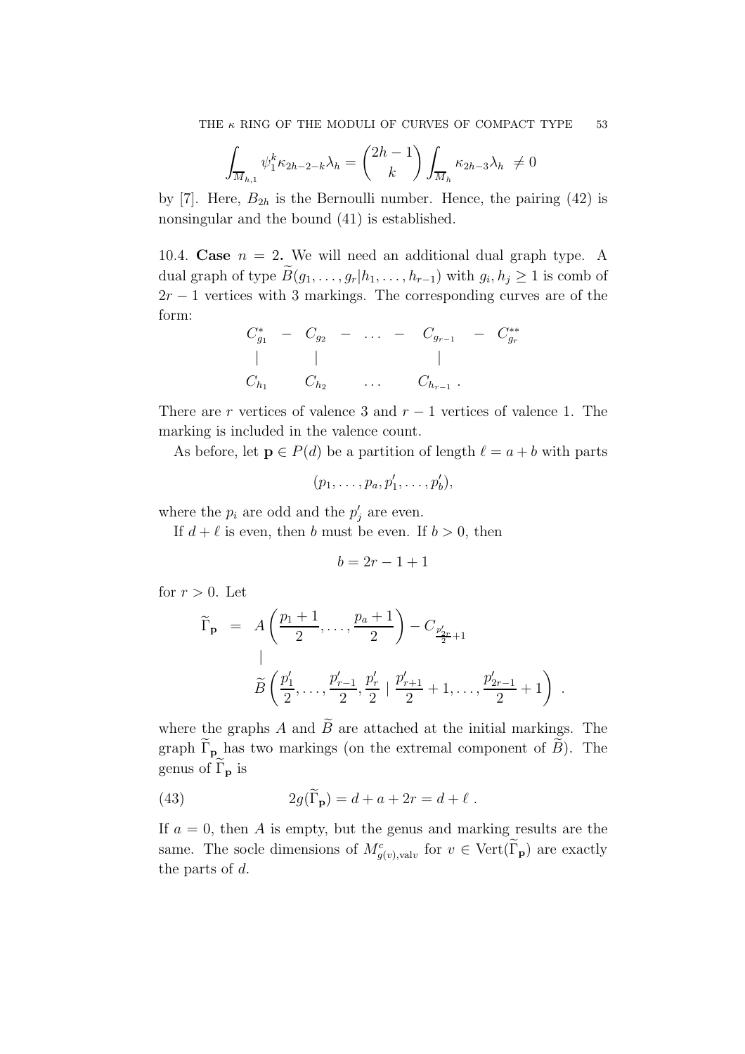$$\int_{\overline{M}_{h,1}} \psi_1^k \kappa_{2h-2-k} \lambda_h = \binom{2h-1}{k} \int_{\overline{M}_h} \kappa_{2h-3} \lambda_h \neq 0$$

by [7]. Here, $B_{2h}$ is the Bernoulli number. Hence, the pairing (42) is nonsingular and the bound (41) is established.

10.4. **Case** $n = 2$**.** We will need an additional dual graph type. A dual graph of type $\widetilde{B}(g_1, \ldots, g_r | h_1, \ldots, h_{r-1})$ with $g_i, h_j \geq 1$ is comb of $2r-1$ vertices with 3 markings. The corresponding curves are of the form:

$$\begin{array}{ccccccccc} C_{g_1}^{*} & - & C_{g_2} & - & \ldots & - & C_{g_{r-1}} & - & C_{g_r}^{**} \\ | & & | & & & & | & & \\ C_{h_1} & & C_{h_2} & & \ldots & & C_{h_{r-1}} \ . & & \end{array}$$

There are $r$ vertices of valence 3 and $r-1$ vertices of valence 1. The marking is included in the valence count.

As before, let $\mathbf{p} \in P(d)$ be a partition of length $\ell = a + b$ with parts

$$(p_1, \ldots, p_a, p_1', \ldots, p_b'),$$

where the $p_i$ are odd and the $p_j'$ are even.

If $d + \ell$ is even, then $b$ must be even. If $b > 0$, then

$$b = 2r - 1 + 1$$

for $r > 0$. Let

$$\begin{array}{rcl} \widetilde{\Gamma}_{\mathbf{p}} & = & A\left(\frac{p_1+1}{2}, \ldots, \frac{p_a+1}{2}\right) - C_{\frac{p_{2r}'}{2}+1} \\ & & | \\ & & \widetilde{B}\left(\frac{p_1'}{2}, \ldots, \frac{p_{r-1}'}{2}, \frac{p_r'}{2} \mid \frac{p_{r+1}'}{2}+1, \ldots, \frac{p_{2r-1}'}{2}+1\right) \ . \end{array}$$

where the graphs $A$ and $\widetilde{B}$ are attached at the initial markings. The graph $\widetilde{\Gamma}_{\mathbf{p}}$ has two markings (on the extremal component of $\widetilde{B}$). The genus of $\widetilde{\Gamma}_{\mathbf{p}}$ is

$$2g(\widetilde{\Gamma}_{\mathbf{p}}) = d + a + 2r = d + \ell \ . \tag{43}$$

If $a = 0$, then $A$ is empty, but the genus and marking results are the same. The socle dimensions of $M^c_{g(v),\text{val}v}$ for $v \in \text{Vert}(\widetilde{\Gamma}_{\mathbf{p}})$ are exactly the parts of $d$.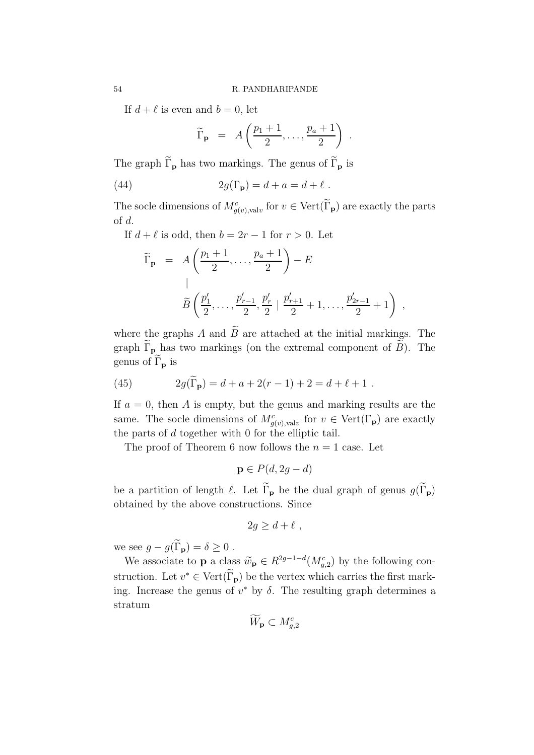If $d+\ell$ is even and $b=0$, let

$$\widetilde{\Gamma}_{\mathbf{p}} \;\; = \;\; A\left(\frac{p_1+1}{2}, \ldots, \frac{p_a+1}{2}\right) \; .$$

The graph $\widetilde{\Gamma}_{\mathbf{p}}$ has two markings. The genus of $\widetilde{\Gamma}_{\mathbf{p}}$ is

$$2g(\Gamma_{\mathbf{p}}) = d + a = d + \ell \; . \tag{44}$$

The socle dimensions of $M^c_{g(v),\mathrm{val} v}$ for $v \in \mathrm{Vert}(\widetilde{\Gamma}_{\mathbf{p}})$ are exactly the parts of $d$.

If $d+\ell$ is odd, then $b = 2r-1$ for $r > 0$. Let

$$\begin{aligned}
\widetilde{\Gamma}_{\mathbf{p}} \;\; = \;\; & A\left(\frac{p_1+1}{2}, \ldots, \frac{p_a+1}{2}\right) - E \\
& \;| \\
& \widetilde{B}\left(\frac{p'_1}{2}, \ldots, \frac{p'_{r-1}}{2}, \frac{p'_r}{2} \mid \frac{p'_{r+1}}{2}+1, \ldots, \frac{p'_{2r-1}}{2}+1\right) \; ,
\end{aligned}$$

where the graphs $A$ and $\widetilde{B}$ are attached at the initial markings. The graph $\widetilde{\Gamma}_{\mathbf{p}}$ has two markings (on the extremal component of $\widetilde{B}$). The genus of $\widetilde{\Gamma}_{\mathbf{p}}$ is

$$2g(\widetilde{\Gamma}_{\mathbf{p}}) = d + a + 2(r-1) + 2 = d + \ell + 1 \; . \tag{45}$$

If $a=0$, then $A$ is empty, but the genus and marking results are the same. The socle dimensions of $M^c_{g(v),\mathrm{val} v}$ for $v \in \mathrm{Vert}(\Gamma_{\mathbf{p}})$ are exactly the parts of $d$ together with 0 for the elliptic tail.

The proof of Theorem 6 now follows the $n=1$ case. Let

$$\mathbf{p} \in P(d, 2g-d)$$

be a partition of length $\ell$. Let $\widetilde{\Gamma}_{\mathbf{p}}$ be the dual graph of genus $g(\widetilde{\Gamma}_{\mathbf{p}})$ obtained by the above constructions. Since

$$2g \geq d + \ell \; ,$$

we see $g - g(\widetilde{\Gamma}_{\mathbf{p}}) = \delta \geq 0$ .

We associate to $\mathbf{p}$ a class $\widetilde{w}_{\mathbf{p}} \in R^{2g-1-d}(M^c_{g,2})$ by the following construction. Let $v^* \in \mathrm{Vert}(\widetilde{\Gamma}_{\mathbf{p}})$ be the vertex which carries the first marking. Increase the genus of $v^*$ by $\delta$. The resulting graph determines a stratum

$$\widetilde{W}_{\mathbf{p}} \subset M^c_{g,2}$$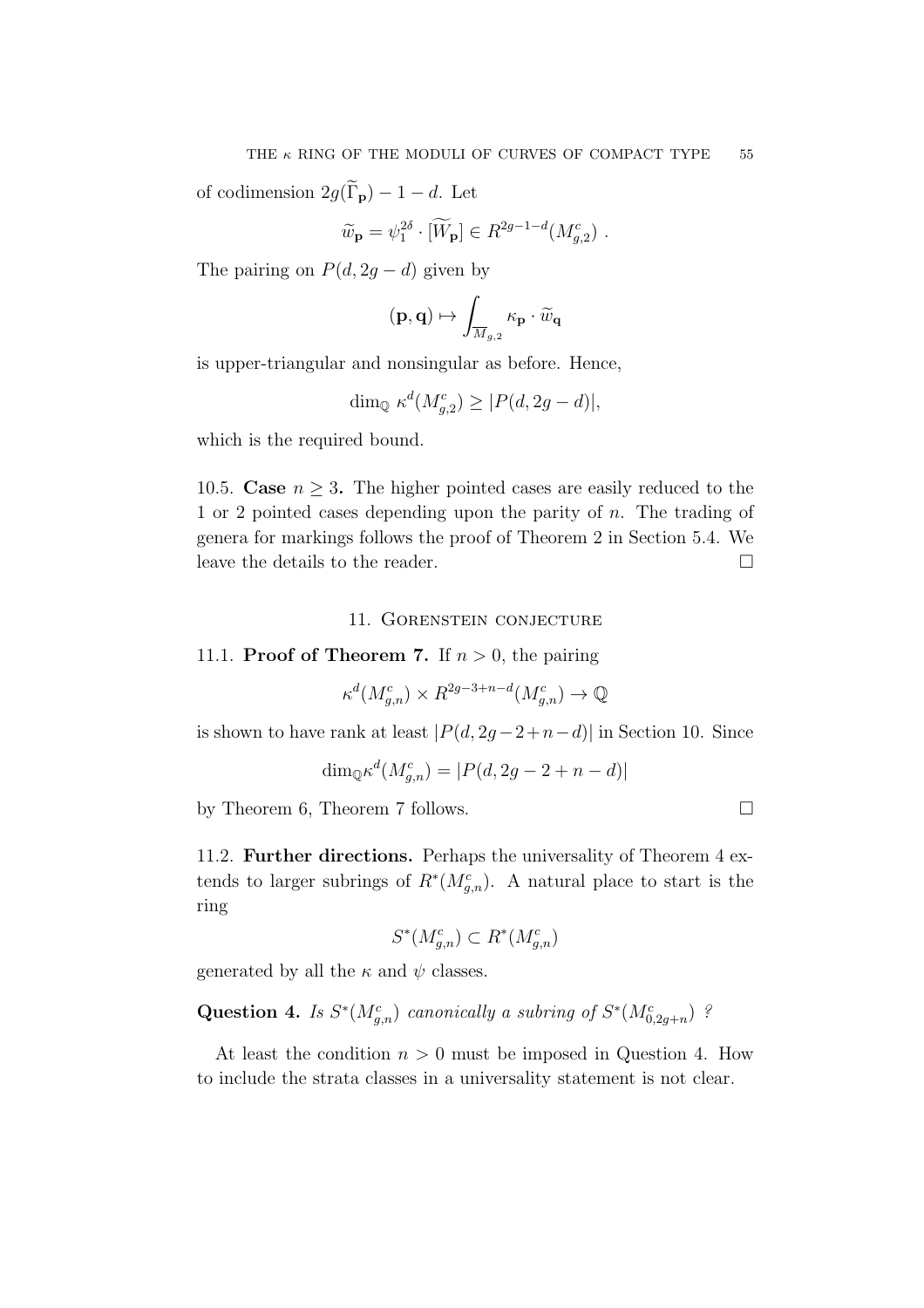of codimension $2g(\widetilde{\Gamma}_{\mathbf{p}}) - 1 - d$. Let

$$\widetilde{w}_{\mathbf{p}} = \psi_1^{2\delta} \cdot [\widetilde{W}_{\mathbf{p}}] \in R^{2g-1-d}(M_{g,2}^c) \ .$$

The pairing on $P(d, 2g-d)$ given by

$$(\mathbf{p}, \mathbf{q}) \mapsto \int_{\overline{M}_{g,2}} \kappa_{\mathbf{p}} \cdot \widetilde{w}_{\mathbf{q}}$$

is upper-triangular and nonsingular as before. Hence,

$$\dim_{\mathbb{Q}} \kappa^d(M_{g,2}^c) \geq |P(d, 2g-d)|,$$

which is the required bound.

10.5. **Case $n \geq 3$.** The higher pointed cases are easily reduced to the 1 or 2 pointed cases depending upon the parity of $n$. The trading of genera for markings follows the proof of Theorem 2 in Section 5.4. We leave the details to the reader. □

## 11. Gorenstein conjecture

11.1. **Proof of Theorem 7.** If $n > 0$, the pairing

$$\kappa^d(M_{g,n}^c) \times R^{2g-3+n-d}(M_{g,n}^c) \to \mathbb{Q}$$

is shown to have rank at least $|P(d, 2g-2+n-d)|$ in Section 10. Since

$$\dim_{\mathbb{Q}} \kappa^d(M_{g,n}^c) = |P(d, 2g-2+n-d)|$$

by Theorem 6, Theorem 7 follows. □

11.2. **Further directions.** Perhaps the universality of Theorem 4 extends to larger subrings of $R^*(M_{g,n}^c)$. A natural place to start is the ring

$$S^*(M_{g,n}^c) \subset R^*(M_{g,n}^c)$$

generated by all the $\kappa$ and $\psi$ classes.

**Question 4.** *Is $S^*(M_{g,n}^c)$ canonically a subring of $S^*(M_{0,2g+n}^c)$ ?*

At least the condition $n > 0$ must be imposed in Question 4. How to include the strata classes in a universality statement is not clear.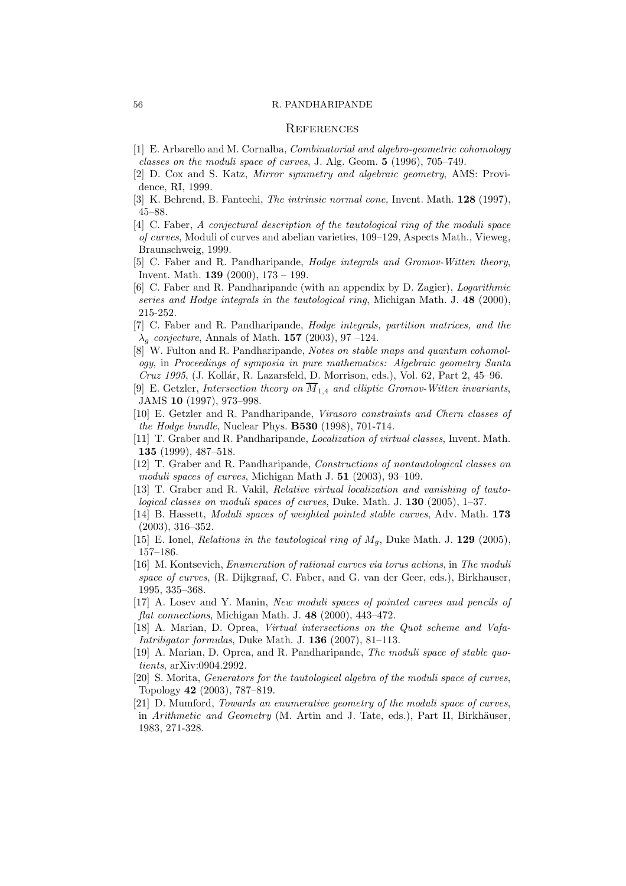## References

[1] E. Arbarello and M. Cornalba, *Combinatorial and algebro-geometric cohomology classes on the moduli space of curves*, J. Alg. Geom. **5** (1996), 705–749.

[2] D. Cox and S. Katz, *Mirror symmetry and algebraic geometry*, AMS: Providence, RI, 1999.

[3] K. Behrend, B. Fantechi, *The intrinsic normal cone,* Invent. Math. **128** (1997), 45–88.

[4] C. Faber, *A conjectural description of the tautological ring of the moduli space of curves*, Moduli of curves and abelian varieties, 109–129, Aspects Math., Vieweg, Braunschweig, 1999.

[5] C. Faber and R. Pandharipande, *Hodge integrals and Gromov-Witten theory*, Invent. Math. **139** (2000), 173 – 199.

[6] C. Faber and R. Pandharipande (with an appendix by D. Zagier), *Logarithmic series and Hodge integrals in the tautological ring*, Michigan Math. J. **48** (2000), 215-252.

[7] C. Faber and R. Pandharipande, *Hodge integrals, partition matrices, and the $\lambda_g$ conjecture*, Annals of Math. **157** (2003), 97 –124.

[8] W. Fulton and R. Pandharipande, *Notes on stable maps and quantum cohomology*, in *Proceedings of symposia in pure mathematics: Algebraic geometry Santa Cruz 1995*, (J. Kollár, R. Lazarsfeld, D. Morrison, eds.), Vol. 62, Part 2, 45–96.

[9] E. Getzler, *Intersection theory on $\overline{M}_{1,4}$ and elliptic Gromov-Witten invariants*, JAMS **10** (1997), 973–998.

[10] E. Getzler and R. Pandharipande, *Virasoro constraints and Chern classes of the Hodge bundle*, Nuclear Phys. **B530** (1998), 701-714.

[11] T. Graber and R. Pandharipande, *Localization of virtual classes*, Invent. Math. **135** (1999), 487–518.

[12] T. Graber and R. Pandharipande, *Constructions of nontautological classes on moduli spaces of curves*, Michigan Math J. **51** (2003), 93–109.

[13] T. Graber and R. Vakil, *Relative virtual localization and vanishing of tautological classes on moduli spaces of curves*, Duke. Math. J. **130** (2005), 1–37.

[14] B. Hassett, *Moduli spaces of weighted pointed stable curves*, Adv. Math. **173** (2003), 316–352.

[15] E. Ionel, *Relations in the tautological ring of $M_g$*, Duke Math. J. **129** (2005), 157–186.

[16] M. Kontsevich, *Enumeration of rational curves via torus actions*, in *The moduli space of curves*, (R. Dijkgraaf, C. Faber, and G. van der Geer, eds.), Birkhauser, 1995, 335–368.

[17] A. Losev and Y. Manin, *New moduli spaces of pointed curves and pencils of flat connections*, Michigan Math. J. **48** (2000), 443–472.

[18] A. Marian, D. Oprea, *Virtual intersections on the Quot scheme and Vafa-Intriligator formulas*, Duke Math. J. **136** (2007), 81–113.

[19] A. Marian, D. Oprea, and R. Pandharipande, *The moduli space of stable quotients*, arXiv:0904.2992.

[20] S. Morita, *Generators for the tautological algebra of the moduli space of curves*, Topology **42** (2003), 787–819.

[21] D. Mumford, *Towards an enumerative geometry of the moduli space of curves*, in *Arithmetic and Geometry* (M. Artin and J. Tate, eds.), Part II, Birkhäuser, 1983, 271-328.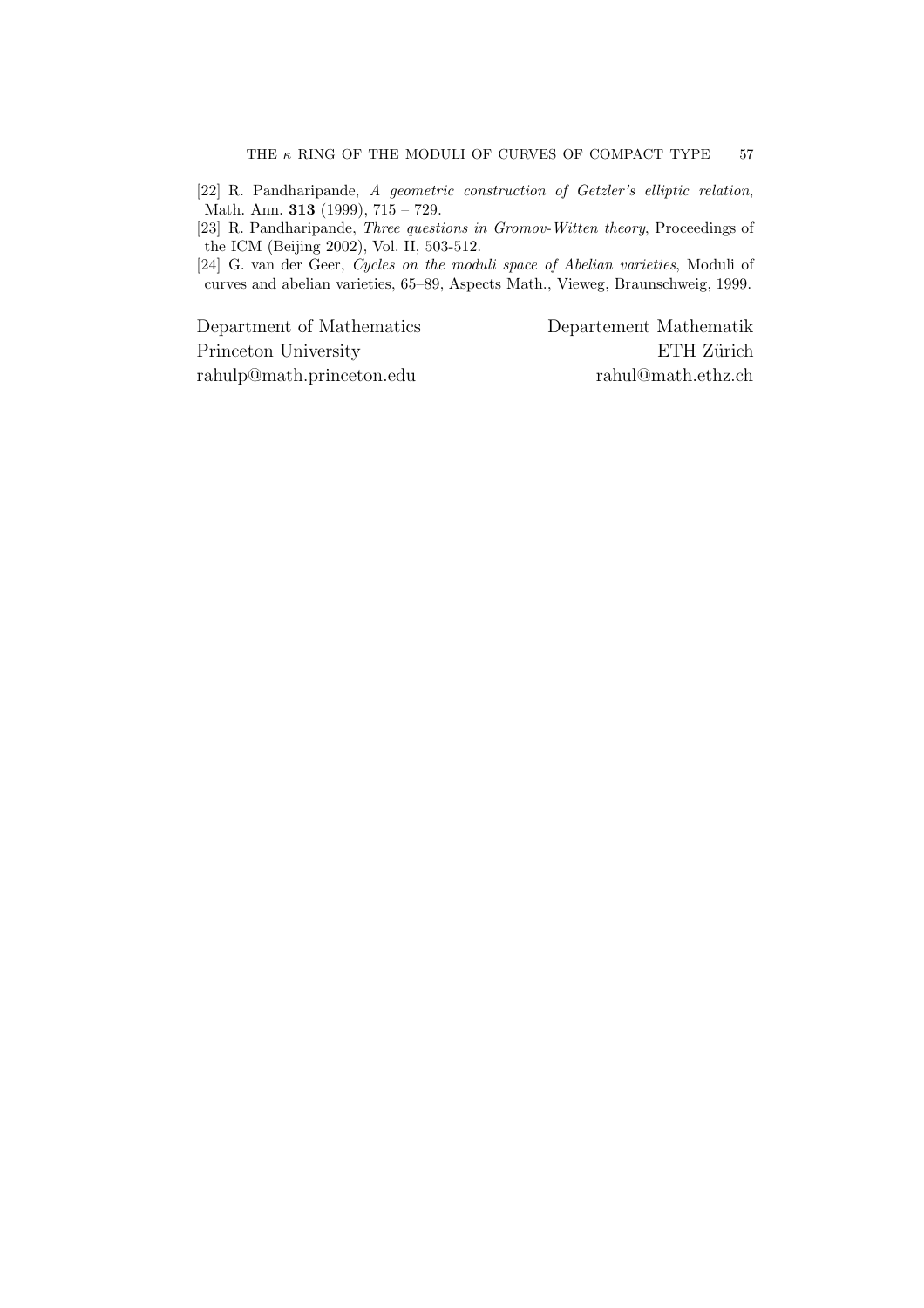[22] R. Pandharipande, *A geometric construction of Getzler's elliptic relation*, Math. Ann. **313** (1999), 715 – 729.

[23] R. Pandharipande, *Three questions in Gromov-Witten theory*, Proceedings of the ICM (Beijing 2002), Vol. II, 503-512.

[24] G. van der Geer, *Cycles on the moduli space of Abelian varieties*, Moduli of curves and abelian varieties, 65–89, Aspects Math., Vieweg, Braunschweig, 1999.

Department of Mathematics
Princeton University
rahulp@math.princeton.edu

Departement Mathematik
ETH Zürich
rahul@math.ethz.ch